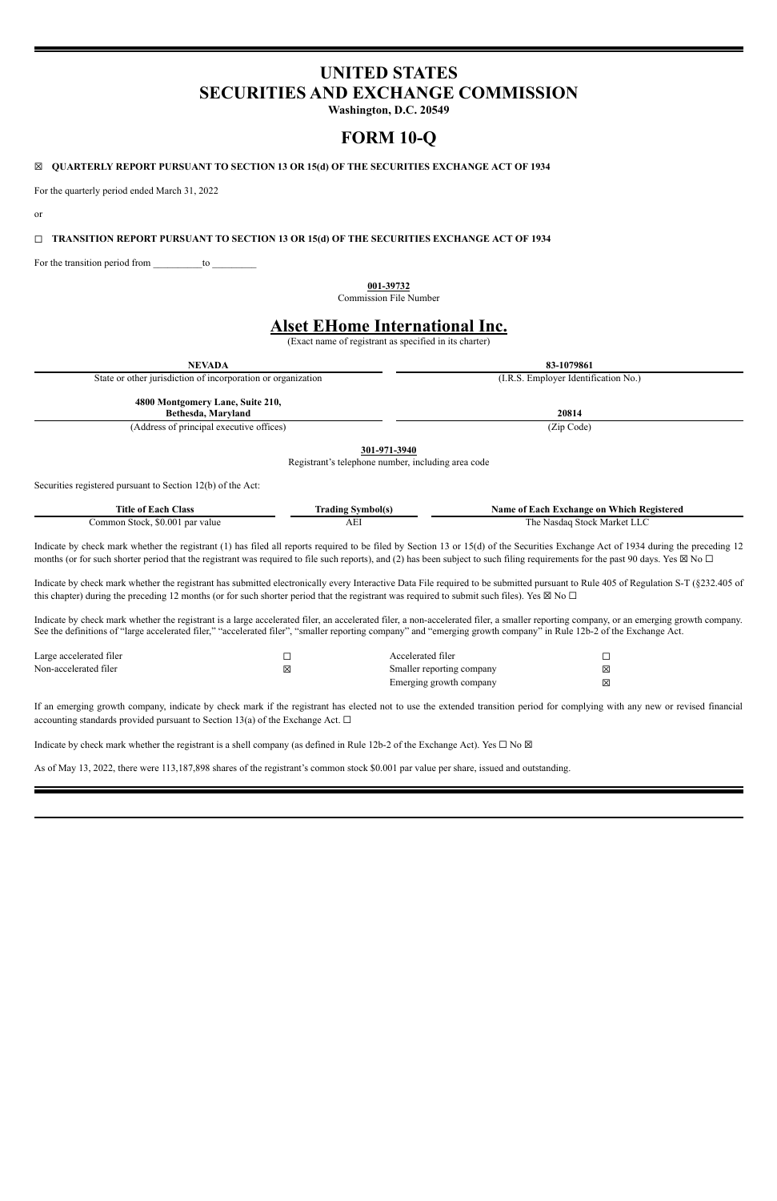# UNITED STATES
# SECURITIES AND EXCHANGE COMMISSION

**Washington, D.C. 20549**

# FORM 10-Q

☒ **QUARTERLY REPORT PURSUANT TO SECTION 13 OR 15(d) OF THE SECURITIES EXCHANGE ACT OF 1934**

For the quarterly period ended March 31, 2022

or

☐ **TRANSITION REPORT PURSUANT TO SECTION 13 OR 15(d) OF THE SECURITIES EXCHANGE ACT OF 1934**

For the transition period from __________to _________

**001-39732**
Commission File Number

## Alset EHome International Inc.

(Exact name of registrant as specified in its charter)

| **NEVADA** | **83-1079861** |
|---|---|
| State or other jurisdiction of incorporation or organization | (I.R.S. Employer Identification No.) |
| **4800 Montgomery Lane, Suite 210, Bethesda, Maryland** | **20814** |
| (Address of principal executive offices) | (Zip Code) |

**301-971-3940**
Registrant's telephone number, including area code

Securities registered pursuant to Section 12(b) of the Act:

| Title of Each Class | Trading Symbol(s) | Name of Each Exchange on Which Registered |
|---|---|---|
| Common Stock, $0.001 par value | AEI | The Nasdaq Stock Market LLC |

Indicate by check mark whether the registrant (1) has filed all reports required to be filed by Section 13 or 15(d) of the Securities Exchange Act of 1934 during the preceding 12 months (or for such shorter period that the registrant was required to file such reports), and (2) has been subject to such filing requirements for the past 90 days. Yes ☒ No ☐

Indicate by check mark whether the registrant has submitted electronically every Interactive Data File required to be submitted pursuant to Rule 405 of Regulation S-T (§232.405 of this chapter) during the preceding 12 months (or for such shorter period that the registrant was required to submit such files). Yes ☒ No ☐

Indicate by check mark whether the registrant is a large accelerated filer, an accelerated filer, a non-accelerated filer, a smaller reporting company, or an emerging growth company. See the definitions of "large accelerated filer," "accelerated filer", "smaller reporting company" and "emerging growth company" in Rule 12b-2 of the Exchange Act.

| | | | |
|---|---|---|---|
| Large accelerated filer | ☐ | Accelerated filer | ☐ |
| Non-accelerated filer | ☒ | Smaller reporting company | ☒ |
| | | Emerging growth company | ☒ |

If an emerging growth company, indicate by check mark if the registrant has elected not to use the extended transition period for complying with any new or revised financial accounting standards provided pursuant to Section 13(a) of the Exchange Act. ☐

Indicate by check mark whether the registrant is a shell company (as defined in Rule 12b-2 of the Exchange Act). Yes ☐ No ☒

As of May 13, 2022, there were 113,187,898 shares of the registrant's common stock $0.001 par value per share, issued and outstanding.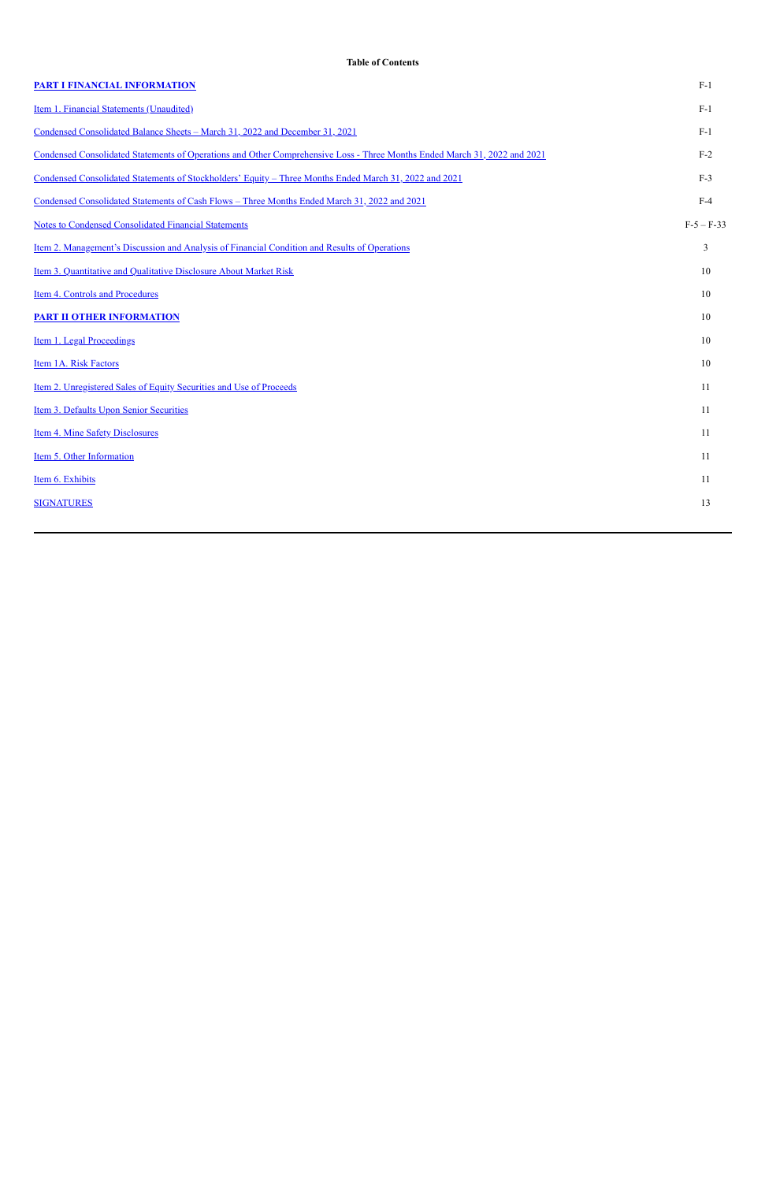**Table of Contents**

| | |
|---|---|
| **PART I FINANCIAL INFORMATION** | F-1 |
| Item 1. Financial Statements (Unaudited) | F-1 |
| Condensed Consolidated Balance Sheets – March 31, 2022 and December 31, 2021 | F-1 |
| Condensed Consolidated Statements of Operations and Other Comprehensive Loss - Three Months Ended March 31, 2022 and 2021 | F-2 |
| Condensed Consolidated Statements of Stockholders' Equity – Three Months Ended March 31, 2022 and 2021 | F-3 |
| Condensed Consolidated Statements of Cash Flows – Three Months Ended March 31, 2022 and 2021 | F-4 |
| Notes to Condensed Consolidated Financial Statements | F-5 – F-33 |
| Item 2. Management's Discussion and Analysis of Financial Condition and Results of Operations | 3 |
| Item 3. Quantitative and Qualitative Disclosure About Market Risk | 10 |
| Item 4. Controls and Procedures | 10 |
| **PART II OTHER INFORMATION** | 10 |
| Item 1. Legal Proceedings | 10 |
| Item 1A. Risk Factors | 10 |
| Item 2. Unregistered Sales of Equity Securities and Use of Proceeds | 11 |
| Item 3. Defaults Upon Senior Securities | 11 |
| Item 4. Mine Safety Disclosures | 11 |
| Item 5. Other Information | 11 |
| Item 6. Exhibits | 11 |
| SIGNATURES | 13 |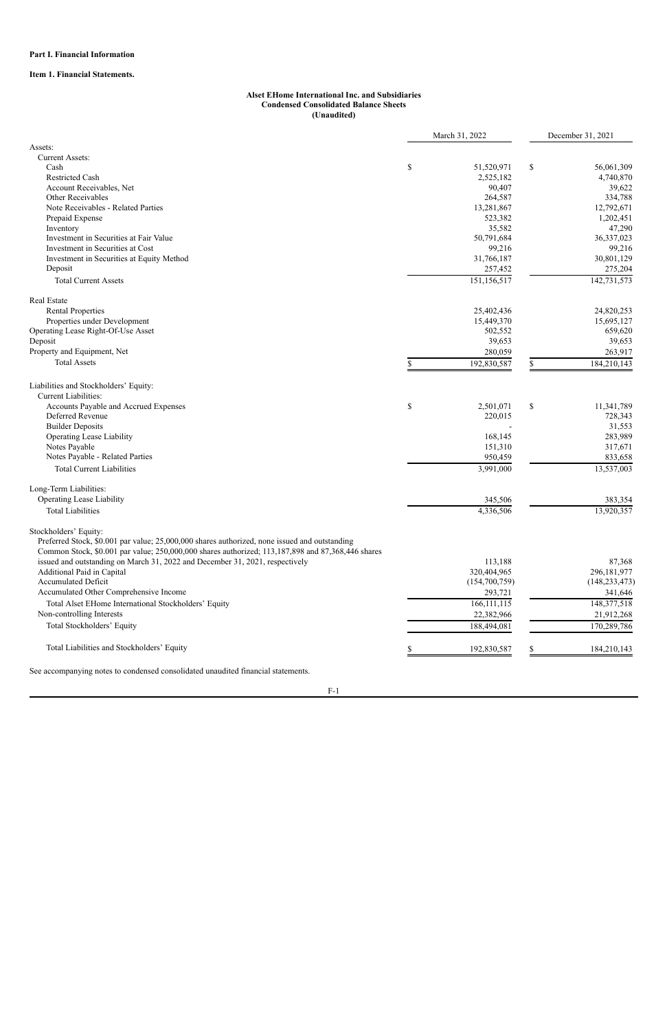**Part I. Financial Information**

**Item 1. Financial Statements.**

**Alset EHome International Inc. and Subsidiaries**
**Condensed Consolidated Balance Sheets**
**(Unaudited)**

| | March 31, 2022 | December 31, 2021 |
|---|---|---|
| Assets: | | |
| Current Assets: | | |
| Cash | $ 51,520,971 | $ 56,061,309 |
| Restricted Cash | 2,525,182 | 4,740,870 |
| Account Receivables, Net | 90,407 | 39,622 |
| Other Receivables | 264,587 | 334,788 |
| Note Receivables - Related Parties | 13,281,867 | 12,792,671 |
| Prepaid Expense | 523,382 | 1,202,451 |
| Inventory | 35,582 | 47,290 |
| Investment in Securities at Fair Value | 50,791,684 | 36,337,023 |
| Investment in Securities at Cost | 99,216 | 99,216 |
| Investment in Securities at Equity Method | 31,766,187 | 30,801,129 |
| Deposit | 257,452 | 275,204 |
| Total Current Assets | 151,156,517 | 142,731,573 |
| Real Estate | | |
| Rental Properties | 25,402,436 | 24,820,253 |
| Properties under Development | 15,449,370 | 15,695,127 |
| Operating Lease Right-Of-Use Asset | 502,552 | 659,620 |
| Deposit | 39,653 | 39,653 |
| Property and Equipment, Net | 280,059 | 263,917 |
| Total Assets | $ 192,830,587 | $ 184,210,143 |
| Liabilities and Stockholders' Equity: | | |
| Current Liabilities: | | |
| Accounts Payable and Accrued Expenses | $ 2,501,071 | $ 11,341,789 |
| Deferred Revenue | 220,015 | 728,343 |
| Builder Deposits | - | 31,553 |
| Operating Lease Liability | 168,145 | 283,989 |
| Notes Payable | 151,310 | 317,671 |
| Notes Payable - Related Parties | 950,459 | 833,658 |
| Total Current Liabilities | 3,991,000 | 13,537,003 |
| Long-Term Liabilities: | | |
| Operating Lease Liability | 345,506 | 383,354 |
| Total Liabilities | 4,336,506 | 13,920,357 |
| Stockholders' Equity: | | |
| Preferred Stock, $0.001 par value; 25,000,000 shares authorized, none issued and outstanding | | |
| Common Stock, $0.001 par value; 250,000,000 shares authorized; 113,187,898 and 87,368,446 shares issued and outstanding on March 31, 2022 and December 31, 2021, respectively | 113,188 | 87,368 |
| Additional Paid in Capital | 320,404,965 | 296,181,977 |
| Accumulated Deficit | (154,700,759) | (148,233,473) |
| Accumulated Other Comprehensive Income | 293,721 | 341,646 |
| Total Alset EHome International Stockholders' Equity | 166,111,115 | 148,377,518 |
| Non-controlling Interests | 22,382,966 | 21,912,268 |
| Total Stockholders' Equity | 188,494,081 | 170,289,786 |
| Total Liabilities and Stockholders' Equity | $ 192,830,587 | $ 184,210,143 |

See accompanying notes to condensed consolidated unaudited financial statements.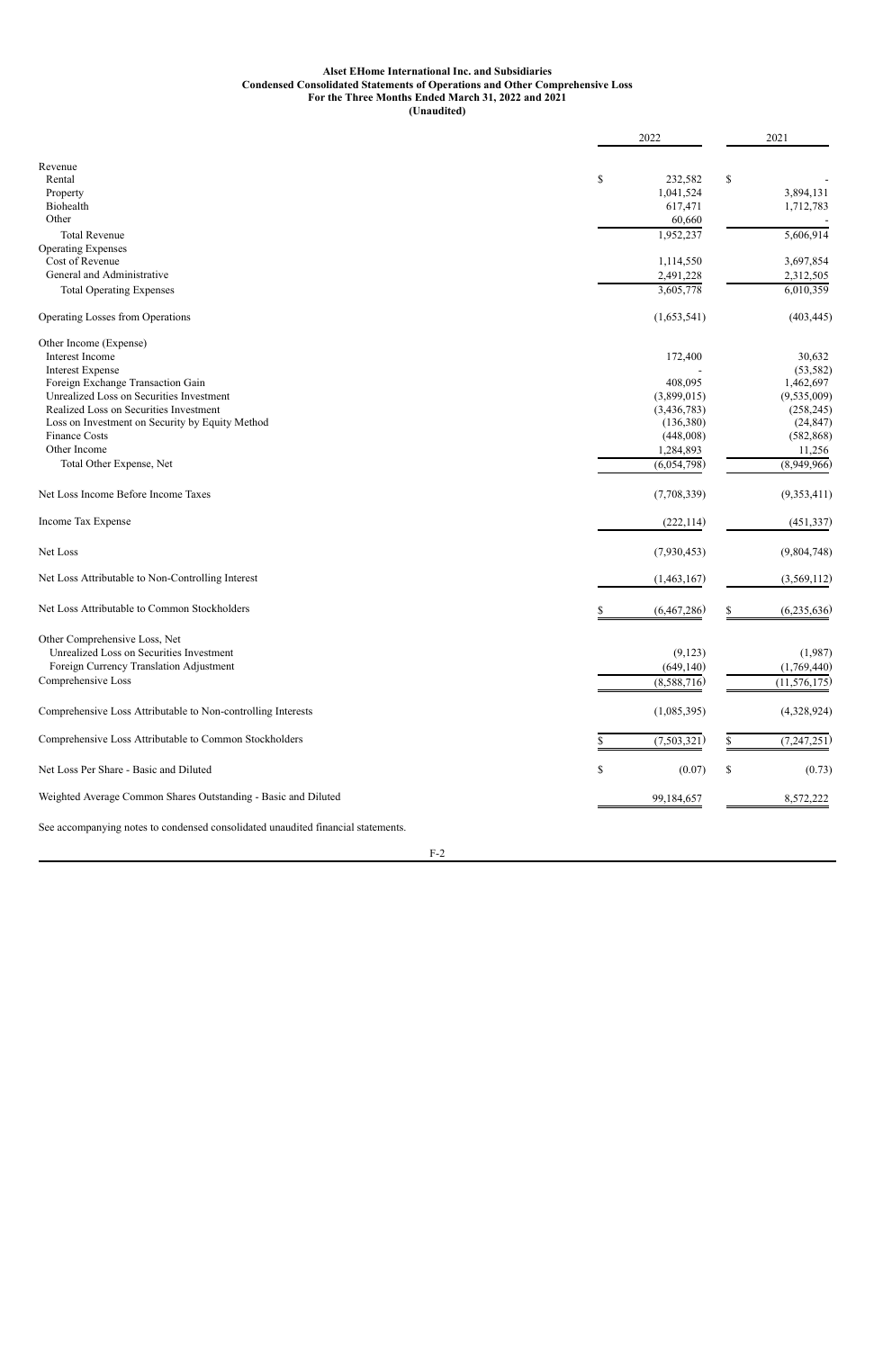**Alset EHome International Inc. and Subsidiaries**
**Condensed Consolidated Statements of Operations and Other Comprehensive Loss**
**For the Three Months Ended March 31, 2022 and 2021**
**(Unaudited)**

| | 2022 | 2021 |
|---|---|---|
| Revenue | | |
| Rental | $ 232,582 | $ - |
| Property | 1,041,524 | 3,894,131 |
| Biohealth | 617,471 | 1,712,783 |
| Other | 60,660 | - |
| Total Revenue | 1,952,237 | 5,606,914 |
| Operating Expenses | | |
| Cost of Revenue | 1,114,550 | 3,697,854 |
| General and Administrative | 2,491,228 | 2,312,505 |
| Total Operating Expenses | 3,605,778 | 6,010,359 |
| Operating Losses from Operations | (1,653,541) | (403,445) |
| Other Income (Expense) | | |
| Interest Income | 172,400 | 30,632 |
| Interest Expense | - | (53,582) |
| Foreign Exchange Transaction Gain | 408,095 | 1,462,697 |
| Unrealized Loss on Securities Investment | (3,899,015) | (9,535,009) |
| Realized Loss on Securities Investment | (3,436,783) | (258,245) |
| Loss on Investment on Security by Equity Method | (136,380) | (24,847) |
| Finance Costs | (448,008) | (582,868) |
| Other Income | 1,284,893 | 11,256 |
| Total Other Expense, Net | (6,054,798) | (8,949,966) |
| Net Loss Income Before Income Taxes | (7,708,339) | (9,353,411) |
| Income Tax Expense | (222,114) | (451,337) |
| Net Loss | (7,930,453) | (9,804,748) |
| Net Loss Attributable to Non-Controlling Interest | (1,463,167) | (3,569,112) |
| Net Loss Attributable to Common Stockholders | $ (6,467,286) | $ (6,235,636) |
| Other Comprehensive Loss, Net | | |
| Unrealized Loss on Securities Investment | (9,123) | (1,987) |
| Foreign Currency Translation Adjustment | (649,140) | (1,769,440) |
| Comprehensive Loss | (8,588,716) | (11,576,175) |
| Comprehensive Loss Attributable to Non-controlling Interests | (1,085,395) | (4,328,924) |
| Comprehensive Loss Attributable to Common Stockholders | $ (7,503,321) | $ (7,247,251) |
| Net Loss Per Share - Basic and Diluted | $ (0.07) | $ (0.73) |
| Weighted Average Common Shares Outstanding - Basic and Diluted | 99,184,657 | 8,572,222 |

See accompanying notes to condensed consolidated unaudited financial statements.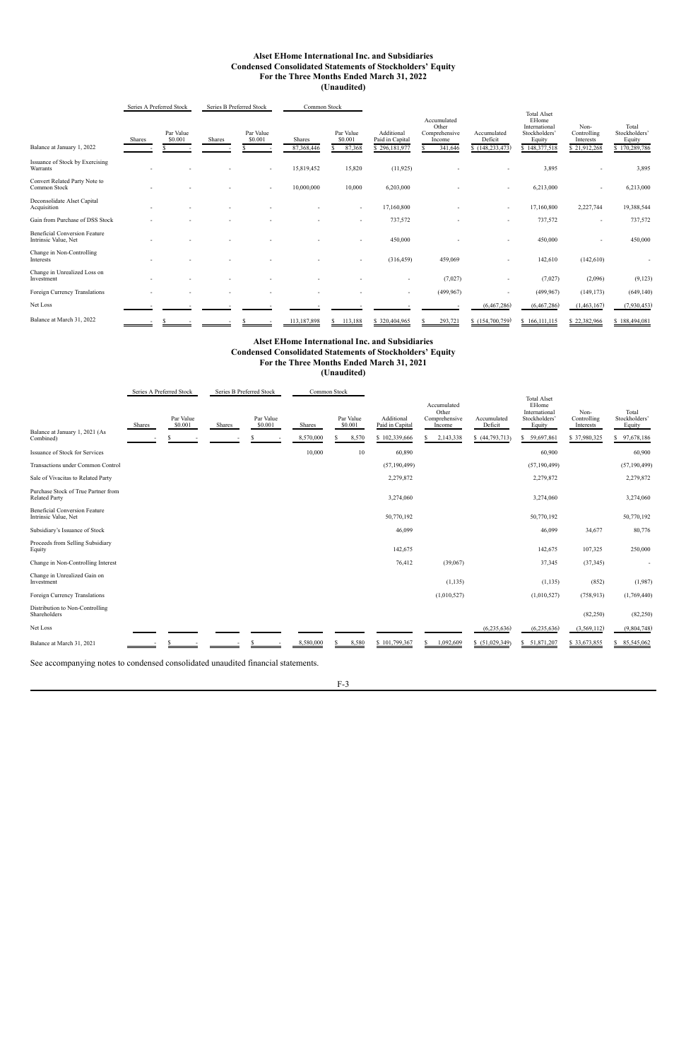# Alset EHome International Inc. and Subsidiaries
## Condensed Consolidated Statements of Stockholders' Equity
## For the Three Months Ended March 31, 2022
## (Unaudited)

| | Series A Preferred Stock | | Series B Preferred Stock | | Common Stock | | | | | | | |
|---|---|---|---|---|---|---|---|---|---|---|---|---|
| | Shares | Par Value $0.001 | Shares | Par Value $0.001 | Shares | Par Value $0.001 | Additional Paid in Capital | Accumulated Other Comprehensive Income | Accumulated Deficit | Total Alset EHome International Stockholders' Equity | Non-Controlling Interests | Total Stockholders' Equity |
| Balance at January 1, 2022 | - | $ - | - | $ - | 87,368,446 | $ 87,368 | $ 296,181,977 | $ 341,646 | $ (148,233,473) | $ 148,377,518 | $ 21,912,268 | $ 170,289,786 |
| Issuance of Stock by Exercising Warrants | - | - | - | - | 15,819,452 | 15,820 | (11,925) | - | - | 3,895 | - | 3,895 |
| Convert Related Party Note to Common Stock | - | - | - | - | 10,000,000 | 10,000 | 6,203,000 | - | - | 6,213,000 | - | 6,213,000 |
| Deconsolidate Alset Capital Acquisition | - | - | - | - | - | - | 17,160,800 | - | - | 17,160,800 | 2,227,744 | 19,388,544 |
| Gain from Purchase of DSS Stock | - | - | - | - | - | - | 737,572 | - | - | 737,572 | - | 737,572 |
| Beneficial Conversion Feature Intrinsic Value, Net | - | - | - | - | - | - | 450,000 | - | - | 450,000 | - | 450,000 |
| Change in Non-Controlling Interests | - | - | - | - | - | - | (316,459) | 459,069 | - | 142,610 | (142,610) | - |
| Change in Unrealized Loss on Investment | - | - | - | - | - | - | - | (7,027) | - | (7,027) | (2,096) | (9,123) |
| Foreign Currency Translations | - | - | - | - | - | - | - | (499,967) | - | (499,967) | (149,173) | (649,140) |
| Net Loss | - | - | - | - | - | - | - | - | (6,467,286) | (6,467,286) | (1,463,167) | (7,930,453) |
| Balance at March 31, 2022 | - | $ - | - | $ - | 113,187,898 | $ 113,188 | $ 320,404,965 | $ 293,721 | $ (154,700,759) | $ 166,111,115 | $ 22,382,966 | $ 188,494,081 |

# Alset EHome International Inc. and Subsidiaries
## Condensed Consolidated Statements of Stockholders' Equity
## For the Three Months Ended March 31, 2021
## (Unaudited)

| | Series A Preferred Stock | | Series B Preferred Stock | | Common Stock | | | | | | | |
|---|---|---|---|---|---|---|---|---|---|---|---|---|
| | Shares | Par Value $0.001 | Shares | Par Value $0.001 | Shares | Par Value $0.001 | Additional Paid in Capital | Accumulated Other Comprehensive Income | Accumulated Deficit | Total Alset EHome International Stockholders' Equity | Non-Controlling Interests | Total Stockholders' Equity |
| Balance at January 1, 2021 (As Combined) | - | $ - | - | $ - | 8,570,000 | $ 8,570 | $ 102,339,666 | $ 2,143,338 | $ (44,793,713) | $ 59,697,861 | $ 37,980,325 | $ 97,678,186 |
| Issuance of Stock for Services | | | | | 10,000 | 10 | 60,890 | | | 60,900 | | 60,900 |
| Transactions under Common Control | | | | | | | (57,190,499) | | | (57,190,499) | | (57,190,499) |
| Sale of Vivacitas to Related Party | | | | | | | 2,279,872 | | | 2,279,872 | | 2,279,872 |
| Purchase Stock of True Partner from Related Party | | | | | | | 3,274,060 | | | 3,274,060 | | 3,274,060 |
| Beneficial Conversion Feature Intrinsic Value, Net | | | | | | | 50,770,192 | | | 50,770,192 | | 50,770,192 |
| Subsidiary's Issuance of Stock | | | | | | | 46,099 | | | 46,099 | 34,677 | 80,776 |
| Proceeds from Selling Subsidiary Equity | | | | | | | 142,675 | | | 142,675 | 107,325 | 250,000 |
| Change in Non-Controlling Interest | | | | | | | 76,412 | (39,067) | | 37,345 | (37,345) | - |
| Change in Unrealized Gain on Investment | | | | | | | | (1,135) | | (1,135) | (852) | (1,987) |
| Foreign Currency Translations | | | | | | | | (1,010,527) | | (1,010,527) | (758,913) | (1,769,440) |
| Distribution to Non-Controlling Shareholders | | | | | | | | | | | (82,250) | (82,250) |
| Net Loss | | | | | | | | | (6,235,636) | (6,235,636) | (3,569,112) | (9,804,748) |
| Balance at March 31, 2021 | - | $ - | - | $ - | 8,580,000 | $ 8,580 | $ 101,799,367 | $ 1,092,609 | $ (51,029,349) | $ 51,871,207 | $ 33,673,855 | $ 85,545,062 |

See accompanying notes to condensed consolidated unaudited financial statements.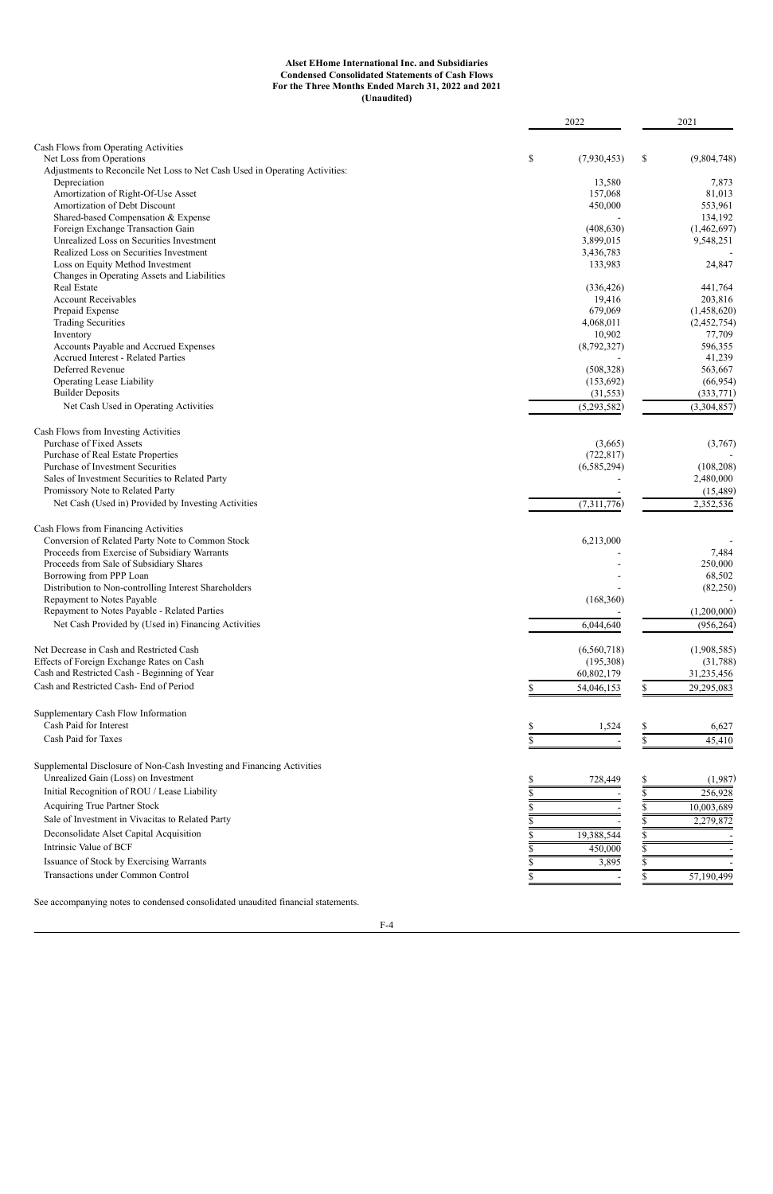**Alset EHome International Inc. and Subsidiaries**
**Condensed Consolidated Statements of Cash Flows**
**For the Three Months Ended March 31, 2022 and 2021**
**(Unaudited)**

| | 2022 | 2021 |
|---|---|---|
| Cash Flows from Operating Activities | | |
| Net Loss from Operations | $ (7,930,453) | $ (9,804,748) |
| Adjustments to Reconcile Net Loss to Net Cash Used in Operating Activities: | | |
| Depreciation | 13,580 | 7,873 |
| Amortization of Right-Of-Use Asset | 157,068 | 81,013 |
| Amortization of Debt Discount | 450,000 | 553,961 |
| Shared-based Compensation & Expense | - | 134,192 |
| Foreign Exchange Transaction Gain | (408,630) | (1,462,697) |
| Unrealized Loss on Securities Investment | 3,899,015 | 9,548,251 |
| Realized Loss on Securities Investment | 3,436,783 | - |
| Loss on Equity Method Investment | 133,983 | 24,847 |
| Changes in Operating Assets and Liabilities | | |
| Real Estate | (336,426) | 441,764 |
| Account Receivables | 19,416 | 203,816 |
| Prepaid Expense | 679,069 | (1,458,620) |
| Trading Securities | 4,068,011 | (2,452,754) |
| Inventory | 10,902 | 77,709 |
| Accounts Payable and Accrued Expenses | (8,792,327) | 596,355 |
| Accrued Interest - Related Parties | - | 41,239 |
| Deferred Revenue | (508,328) | 563,667 |
| Operating Lease Liability | (153,692) | (66,954) |
| Builder Deposits | (31,553) | (333,771) |
| Net Cash Used in Operating Activities | (5,293,582) | (3,304,857) |
| | | |
| Cash Flows from Investing Activities | | |
| Purchase of Fixed Assets | (3,665) | (3,767) |
| Purchase of Real Estate Properties | (722,817) | - |
| Purchase of Investment Securities | (6,585,294) | (108,208) |
| Sales of Investment Securities to Related Party | - | 2,480,000 |
| Promissory Note to Related Party | - | (15,489) |
| Net Cash (Used in) Provided by Investing Activities | (7,311,776) | 2,352,536 |
| | | |
| Cash Flows from Financing Activities | | |
| Conversion of Related Party Note to Common Stock | 6,213,000 | - |
| Proceeds from Exercise of Subsidiary Warrants | - | 7,484 |
| Proceeds from Sale of Subsidiary Shares | - | 250,000 |
| Borrowing from PPP Loan | - | 68,502 |
| Distribution to Non-controlling Interest Shareholders | - | (82,250) |
| Repayment to Notes Payable | (168,360) | - |
| Repayment to Notes Payable - Related Parties | - | (1,200,000) |
| Net Cash Provided by (Used in) Financing Activities | 6,044,640 | (956,264) |
| | | |
| Net Decrease in Cash and Restricted Cash | (6,560,718) | (1,908,585) |
| Effects of Foreign Exchange Rates on Cash | (195,308) | (31,788) |
| Cash and Restricted Cash - Beginning of Year | 60,802,179 | 31,235,456 |
| Cash and Restricted Cash- End of Period | $ 54,046,153 | $ 29,295,083 |
| | | |
| Supplementary Cash Flow Information | | |
| Cash Paid for Interest | $ 1,524 | $ 6,627 |
| Cash Paid for Taxes | $ - | $ 45,410 |
| | | |
| Supplemental Disclosure of Non-Cash Investing and Financing Activities | | |
| Unrealized Gain (Loss) on Investment | $ 728,449 | $ (1,987) |
| Initial Recognition of ROU / Lease Liability | $ - | $ 256,928 |
| Acquiring True Partner Stock | $ - | $ 10,003,689 |
| Sale of Investment in Vivacitas to Related Party | $ - | $ 2,279,872 |
| Deconsolidate Alset Capital Acquisition | $ 19,388,544 | $ - |
| Intrinsic Value of BCF | $ 450,000 | $ - |
| Issuance of Stock by Exercising Warrants | $ 3,895 | $ - |
| Transactions under Common Control | $ - | $ 57,190,499 |

See accompanying notes to condensed consolidated unaudited financial statements.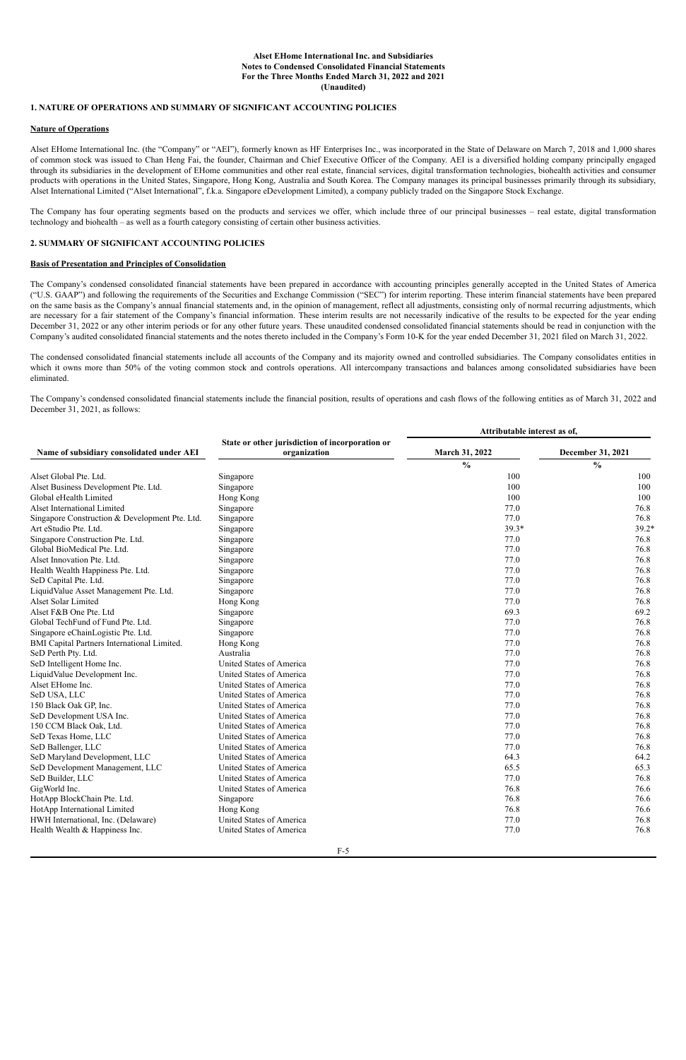**Alset EHome International Inc. and Subsidiaries**
**Notes to Condensed Consolidated Financial Statements**
**For the Three Months Ended March 31, 2022 and 2021**
**(Unaudited)**

## 1. NATURE OF OPERATIONS AND SUMMARY OF SIGNIFICANT ACCOUNTING POLICIES

### Nature of Operations

Alset EHome International Inc. (the "Company" or "AEI"), formerly known as HF Enterprises Inc., was incorporated in the State of Delaware on March 7, 2018 and 1,000 shares of common stock was issued to Chan Heng Fai, the founder, Chairman and Chief Executive Officer of the Company. AEI is a diversified holding company principally engaged through its subsidiaries in the development of EHome communities and other real estate, financial services, digital transformation technologies, biohealth activities and consumer products with operations in the United States, Singapore, Hong Kong, Australia and South Korea. The Company manages its principal businesses primarily through its subsidiary, Alset International Limited ("Alset International", f.k.a. Singapore eDevelopment Limited), a company publicly traded on the Singapore Stock Exchange.

The Company has four operating segments based on the products and services we offer, which include three of our principal businesses – real estate, digital transformation technology and biohealth – as well as a fourth category consisting of certain other business activities.

## 2. SUMMARY OF SIGNIFICANT ACCOUNTING POLICIES

### Basis of Presentation and Principles of Consolidation

The Company's condensed consolidated financial statements have been prepared in accordance with accounting principles generally accepted in the United States of America ("U.S. GAAP") and following the requirements of the Securities and Exchange Commission ("SEC") for interim reporting. These interim financial statements have been prepared on the same basis as the Company's annual financial statements and, in the opinion of management, reflect all adjustments, consisting only of normal recurring adjustments, which are necessary for a fair statement of the Company's financial information. These interim results are not necessarily indicative of the results to be expected for the year ending December 31, 2022 or any other interim periods or for any other future years. These unaudited condensed consolidated financial statements should be read in conjunction with the Company's audited consolidated financial statements and the notes thereto included in the Company's Form 10-K for the year ended December 31, 2021 filed on March 31, 2022.

The condensed consolidated financial statements include all accounts of the Company and its majority owned and controlled subsidiaries. The Company consolidates entities in which it owns more than 50% of the voting common stock and controls operations. All intercompany transactions and balances among consolidated subsidiaries have been eliminated.

The Company's condensed consolidated financial statements include the financial position, results of operations and cash flows of the following entities as of March 31, 2022 and December 31, 2021, as follows:

| Name of subsidiary consolidated under AEI | State or other jurisdiction of incorporation or organization | Attributable interest as of, | |
|---|---|---|---|
| | | March 31, 2022 | December 31, 2021 |
| | | % | % |
| Alset Global Pte. Ltd. | Singapore | 100 | 100 |
| Alset Business Development Pte. Ltd. | Singapore | 100 | 100 |
| Global eHealth Limited | Hong Kong | 100 | 100 |
| Alset International Limited | Singapore | 77.0 | 76.8 |
| Singapore Construction & Development Pte. Ltd. | Singapore | 77.0 | 76.8 |
| Art eStudio Pte. Ltd. | Singapore | 39.3* | 39.2* |
| Singapore Construction Pte. Ltd. | Singapore | 77.0 | 76.8 |
| Global BioMedical Pte. Ltd. | Singapore | 77.0 | 76.8 |
| Alset Innovation Pte. Ltd. | Singapore | 77.0 | 76.8 |
| Health Wealth Happiness Pte. Ltd. | Singapore | 77.0 | 76.8 |
| SeD Capital Pte. Ltd. | Singapore | 77.0 | 76.8 |
| LiquidValue Asset Management Pte. Ltd. | Singapore | 77.0 | 76.8 |
| Alset Solar Limited | Hong Kong | 77.0 | 76.8 |
| Alset F&B One Pte. Ltd | Singapore | 69.3 | 69.2 |
| Global TechFund of Fund Pte. Ltd. | Singapore | 77.0 | 76.8 |
| Singapore eChainLogistic Pte. Ltd. | Singapore | 77.0 | 76.8 |
| BMI Capital Partners International Limited. | Hong Kong | 77.0 | 76.8 |
| SeD Perth Pty. Ltd. | Australia | 77.0 | 76.8 |
| SeD Intelligent Home Inc. | United States of America | 77.0 | 76.8 |
| LiquidValue Development Inc. | United States of America | 77.0 | 76.8 |
| Alset EHome Inc. | United States of America | 77.0 | 76.8 |
| SeD USA, LLC | United States of America | 77.0 | 76.8 |
| 150 Black Oak GP, Inc. | United States of America | 77.0 | 76.8 |
| SeD Development USA Inc. | United States of America | 77.0 | 76.8 |
| 150 CCM Black Oak, Ltd. | United States of America | 77.0 | 76.8 |
| SeD Texas Home, LLC | United States of America | 77.0 | 76.8 |
| SeD Ballenger, LLC | United States of America | 77.0 | 76.8 |
| SeD Maryland Development, LLC | United States of America | 64.3 | 64.2 |
| SeD Development Management, LLC | United States of America | 65.5 | 65.3 |
| SeD Builder, LLC | United States of America | 77.0 | 76.8 |
| GigWorld Inc. | United States of America | 76.8 | 76.6 |
| HotApp BlockChain Pte. Ltd. | Singapore | 76.8 | 76.6 |
| HotApp International Limited | Hong Kong | 76.8 | 76.6 |
| HWH International, Inc. (Delaware) | United States of America | 77.0 | 76.8 |
| Health Wealth & Happiness Inc. | United States of America | 77.0 | 76.8 |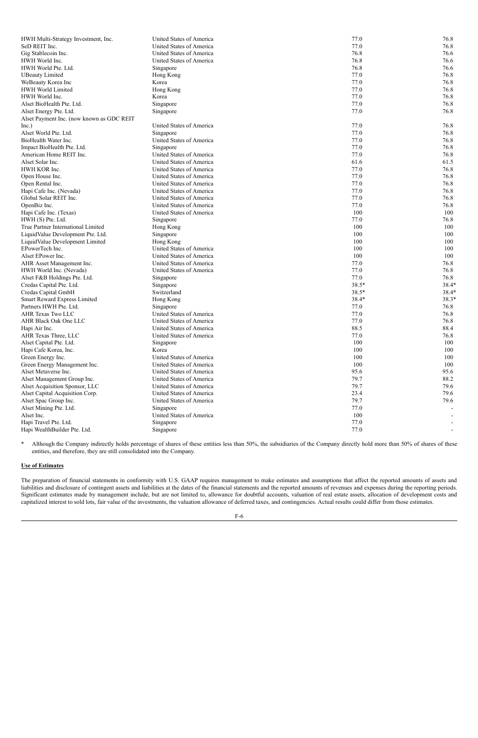| | | | |
|---|---|---|---|
| HWH Multi-Strategy Investment, Inc. | United States of America | 77.0 | 76.8 |
| SeD REIT Inc. | United States of America | 77.0 | 76.8 |
| Gig Stablecoin Inc. | United States of America | 76.8 | 76.6 |
| HWH World Inc. | United States of America | 76.8 | 76.6 |
| HWH World Pte. Ltd. | Singapore | 76.8 | 76.6 |
| UBeauty Limited | Hong Kong | 77.0 | 76.8 |
| WeBeauty Korea Inc | Korea | 77.0 | 76.8 |
| HWH World Limited | Hong Kong | 77.0 | 76.8 |
| HWH World Inc. | Korea | 77.0 | 76.8 |
| Alset BioHealth Pte. Ltd. | Singapore | 77.0 | 76.8 |
| Alset Energy Pte. Ltd. | Singapore | 77.0 | 76.8 |
| Alset Payment Inc. (now known as GDC REIT Inc.) | United States of America | 77.0 | 76.8 |
| Alset World Pte. Ltd. | Singapore | 77.0 | 76.8 |
| BioHealth Water Inc. | United States of America | 77.0 | 76.8 |
| Impact BioHealth Pte. Ltd. | Singapore | 77.0 | 76.8 |
| American Home REIT Inc. | United States of America | 77.0 | 76.8 |
| Alset Solar Inc. | United States of America | 61.6 | 61.5 |
| HWH KOR Inc. | United States of America | 77.0 | 76.8 |
| Open House Inc. | United States of America | 77.0 | 76.8 |
| Open Rental Inc. | United States of America | 77.0 | 76.8 |
| Hapi Cafe Inc. (Nevada) | United States of America | 77.0 | 76.8 |
| Global Solar REIT Inc. | United States of America | 77.0 | 76.8 |
| OpenBiz Inc. | United States of America | 77.0 | 76.8 |
| Hapi Cafe Inc. (Texas) | United States of America | 100 | 100 |
| HWH (S) Pte. Ltd. | Singapore | 77.0 | 76.8 |
| True Partner International Limited | Hong Kong | 100 | 100 |
| LiquidValue Development Pte. Ltd. | Singapore | 100 | 100 |
| LiquidValue Development Limited | Hong Kong | 100 | 100 |
| EPowerTech Inc. | United States of America | 100 | 100 |
| Alset EPower Inc. | United States of America | 100 | 100 |
| AHR Asset Management Inc. | United States of America | 77.0 | 76.8 |
| HWH World Inc. (Nevada) | United States of America | 77.0 | 76.8 |
| Alset F&B Holdings Pte. Ltd. | Singapore | 77.0 | 76.8 |
| Credas Capital Pte. Ltd. | Singapore | 38.5* | 38.4* |
| Credas Capital GmbH | Switzerland | 38.5* | 38.4* |
| Smart Reward Express Limited | Hong Kong | 38.4* | 38.3* |
| Partners HWH Pte. Ltd. | Singapore | 77.0 | 76.8 |
| AHR Texas Two LLC | United States of America | 77.0 | 76.8 |
| AHR Black Oak One LLC | United States of America | 77.0 | 76.8 |
| Hapi Air Inc. | United States of America | 88.5 | 88.4 |
| AHR Texas Three, LLC | United States of America | 77.0 | 76.8 |
| Alset Capital Pte. Ltd. | Singapore | 100 | 100 |
| Hapi Cafe Korea, Inc. | Korea | 100 | 100 |
| Green Energy Inc. | United States of America | 100 | 100 |
| Green Energy Management Inc. | United States of America | 100 | 100 |
| Alset Metaverse Inc. | United States of America | 95.6 | 95.6 |
| Alset Management Group Inc. | United States of America | 79.7 | 88.2 |
| Alset Acquisition Sponsor, LLC | United States of America | 79.7 | 79.6 |
| Alset Capital Acquisition Corp. | United States of America | 23.4 | 79.6 |
| Alset Spac Group Inc. | United States of America | 79.7 | 79.6 |
| Alset Mining Pte. Ltd. | Singapore | 77.0 | - |
| Alset Inc. | United States of America | 100 | - |
| Hapi Travel Pte. Ltd. | Singapore | 77.0 | - |
| Hapi WealthBuilder Pte. Ltd. | Singapore | 77.0 | - |

\* Although the Company indirectly holds percentage of shares of these entities less than 50%, the subsidiaries of the Company directly hold more than 50% of shares of these entities, and therefore, they are still consolidated into the Company.

**Use of Estimates**

The preparation of financial statements in conformity with U.S. GAAP requires management to make estimates and assumptions that affect the reported amounts of assets and liabilities and disclosure of contingent assets and liabilities at the dates of the financial statements and the reported amounts of revenues and expenses during the reporting periods. Significant estimates made by management include, but are not limited to, allowance for doubtful accounts, valuation of real estate assets, allocation of development costs and capitalized interest to sold lots, fair value of the investments, the valuation allowance of deferred taxes, and contingencies. Actual results could differ from those estimates.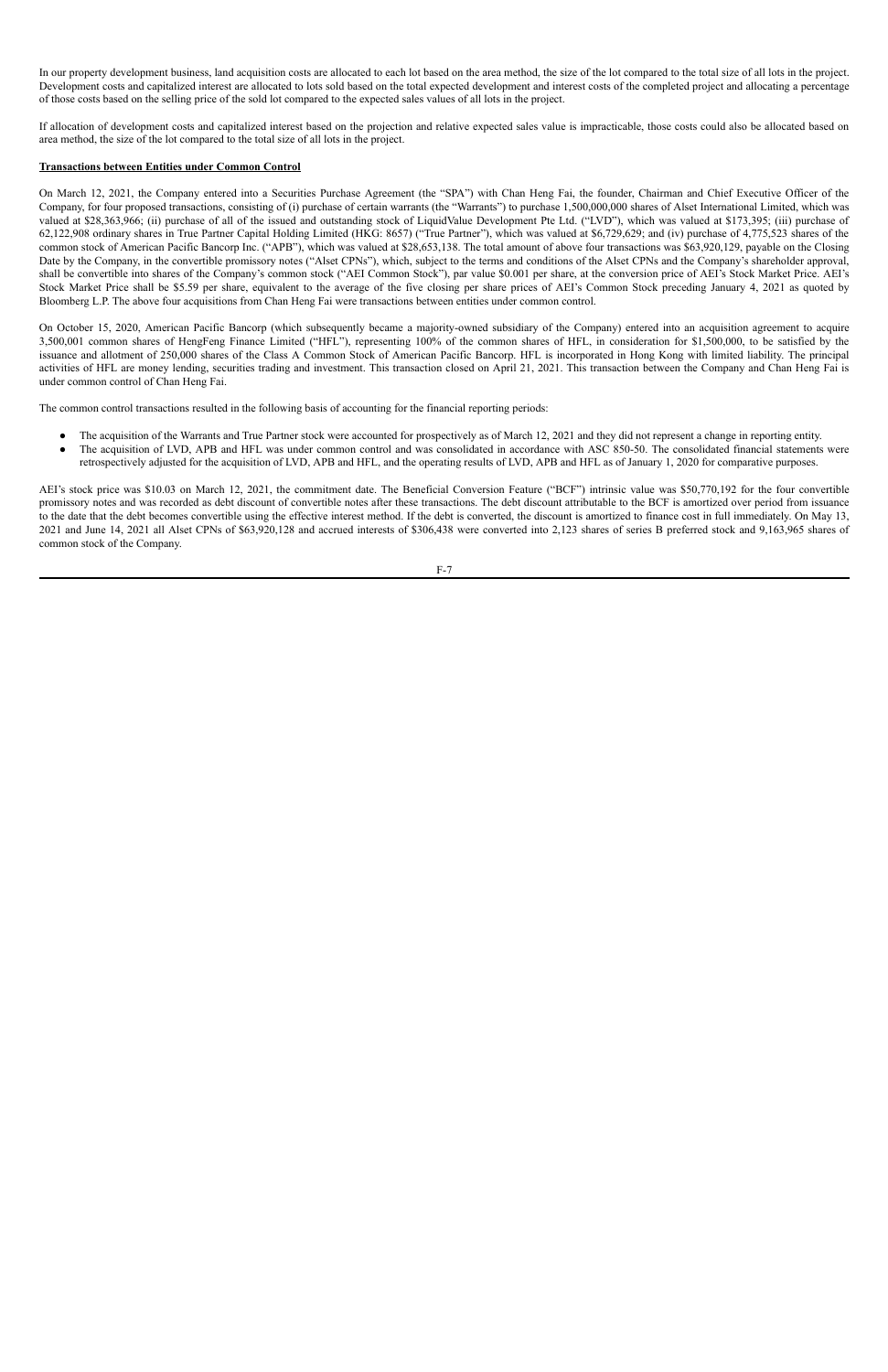In our property development business, land acquisition costs are allocated to each lot based on the area method, the size of the lot compared to the total size of all lots in the project. Development costs and capitalized interest are allocated to lots sold based on the total expected development and interest costs of the completed project and allocating a percentage of those costs based on the selling price of the sold lot compared to the expected sales values of all lots in the project.

If allocation of development costs and capitalized interest based on the projection and relative expected sales value is impracticable, those costs could also be allocated based on area method, the size of the lot compared to the total size of all lots in the project.

**Transactions between Entities under Common Control**

On March 12, 2021, the Company entered into a Securities Purchase Agreement (the "SPA") with Chan Heng Fai, the founder, Chairman and Chief Executive Officer of the Company, for four proposed transactions, consisting of (i) purchase of certain warrants (the "Warrants") to purchase 1,500,000,000 shares of Alset International Limited, which was valued at $28,363,966; (ii) purchase of all of the issued and outstanding stock of LiquidValue Development Pte Ltd. ("LVD"), which was valued at $173,395; (iii) purchase of 62,122,908 ordinary shares in True Partner Capital Holding Limited (HKG: 8657) ("True Partner"), which was valued at $6,729,629; and (iv) purchase of 4,775,523 shares of the common stock of American Pacific Bancorp Inc. ("APB"), which was valued at $28,653,138. The total amount of above four transactions was $63,920,129, payable on the Closing Date by the Company, in the convertible promissory notes ("Alset CPNs"), which, subject to the terms and conditions of the Alset CPNs and the Company's shareholder approval, shall be convertible into shares of the Company's common stock ("AEI Common Stock"), par value $0.001 per share, at the conversion price of AEI's Stock Market Price. AEI's Stock Market Price shall be $5.59 per share, equivalent to the average of the five closing per share prices of AEI's Common Stock preceding January 4, 2021 as quoted by Bloomberg L.P. The above four acquisitions from Chan Heng Fai were transactions between entities under common control.

On October 15, 2020, American Pacific Bancorp (which subsequently became a majority-owned subsidiary of the Company) entered into an acquisition agreement to acquire 3,500,001 common shares of HengFeng Finance Limited ("HFL"), representing 100% of the common shares of HFL, in consideration for $1,500,000, to be satisfied by the issuance and allotment of 250,000 shares of the Class A Common Stock of American Pacific Bancorp. HFL is incorporated in Hong Kong with limited liability. The principal activities of HFL are money lending, securities trading and investment. This transaction closed on April 21, 2021. This transaction between the Company and Chan Heng Fai is under common control of Chan Heng Fai.

The common control transactions resulted in the following basis of accounting for the financial reporting periods:

- The acquisition of the Warrants and True Partner stock were accounted for prospectively as of March 12, 2021 and they did not represent a change in reporting entity.
- The acquisition of LVD, APB and HFL was under common control and was consolidated in accordance with ASC 850-50. The consolidated financial statements were retrospectively adjusted for the acquisition of LVD, APB and HFL, and the operating results of LVD, APB and HFL as of January 1, 2020 for comparative purposes.

AEI's stock price was $10.03 on March 12, 2021, the commitment date. The Beneficial Conversion Feature ("BCF") intrinsic value was $50,770,192 for the four convertible promissory notes and was recorded as debt discount of convertible notes after these transactions. The debt discount attributable to the BCF is amortized over period from issuance to the date that the debt becomes convertible using the effective interest method. If the debt is converted, the discount is amortized to finance cost in full immediately. On May 13, 2021 and June 14, 2021 all Alset CPNs of $63,920,128 and accrued interests of $306,438 were converted into 2,123 shares of series B preferred stock and 9,163,965 shares of common stock of the Company.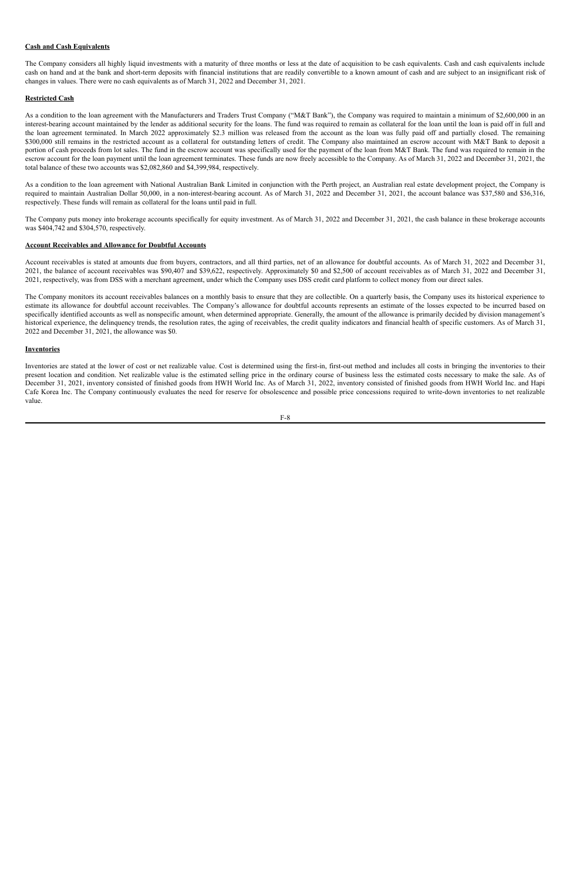**Cash and Cash Equivalents**

The Company considers all highly liquid investments with a maturity of three months or less at the date of acquisition to be cash equivalents. Cash and cash equivalents include cash on hand and at the bank and short-term deposits with financial institutions that are readily convertible to a known amount of cash and are subject to an insignificant risk of changes in values. There were no cash equivalents as of March 31, 2022 and December 31, 2021.

**Restricted Cash**

As a condition to the loan agreement with the Manufacturers and Traders Trust Company ("M&T Bank"), the Company was required to maintain a minimum of $2,600,000 in an interest-bearing account maintained by the lender as additional security for the loans. The fund was required to remain as collateral for the loan until the loan is paid off in full and the loan agreement terminated. In March 2022 approximately $2.3 million was released from the account as the loan was fully paid off and partially closed. The remaining $300,000 still remains in the restricted account as a collateral for outstanding letters of credit. The Company also maintained an escrow account with M&T Bank to deposit a portion of cash proceeds from lot sales. The fund in the escrow account was specifically used for the payment of the loan from M&T Bank. The fund was required to remain in the escrow account for the loan payment until the loan agreement terminates. These funds are now freely accessible to the Company. As of March 31, 2022 and December 31, 2021, the total balance of these two accounts was $2,082,860 and $4,399,984, respectively.

As a condition to the loan agreement with National Australian Bank Limited in conjunction with the Perth project, an Australian real estate development project, the Company is required to maintain Australian Dollar 50,000, in a non-interest-bearing account. As of March 31, 2022 and December 31, 2021, the account balance was $37,580 and $36,316, respectively. These funds will remain as collateral for the loans until paid in full.

The Company puts money into brokerage accounts specifically for equity investment. As of March 31, 2022 and December 31, 2021, the cash balance in these brokerage accounts was $404,742 and $304,570, respectively.

**Account Receivables and Allowance for Doubtful Accounts**

Account receivables is stated at amounts due from buyers, contractors, and all third parties, net of an allowance for doubtful accounts. As of March 31, 2022 and December 31, 2021, the balance of account receivables was $90,407 and $39,622, respectively. Approximately $0 and $2,500 of account receivables as of March 31, 2022 and December 31, 2021, respectively, was from DSS with a merchant agreement, under which the Company uses DSS credit card platform to collect money from our direct sales.

The Company monitors its account receivables balances on a monthly basis to ensure that they are collectible. On a quarterly basis, the Company uses its historical experience to estimate its allowance for doubtful account receivables. The Company's allowance for doubtful accounts represents an estimate of the losses expected to be incurred based on specifically identified accounts as well as nonspecific amount, when determined appropriate. Generally, the amount of the allowance is primarily decided by division management's historical experience, the delinquency trends, the resolution rates, the aging of receivables, the credit quality indicators and financial health of specific customers. As of March 31, 2022 and December 31, 2021, the allowance was $0.

**Inventories**

Inventories are stated at the lower of cost or net realizable value. Cost is determined using the first-in, first-out method and includes all costs in bringing the inventories to their present location and condition. Net realizable value is the estimated selling price in the ordinary course of business less the estimated costs necessary to make the sale. As of December 31, 2021, inventory consisted of finished goods from HWH World Inc. As of March 31, 2022, inventory consisted of finished goods from HWH World Inc. and Hapi Cafe Korea Inc. The Company continuously evaluates the need for reserve for obsolescence and possible price concessions required to write-down inventories to net realizable value.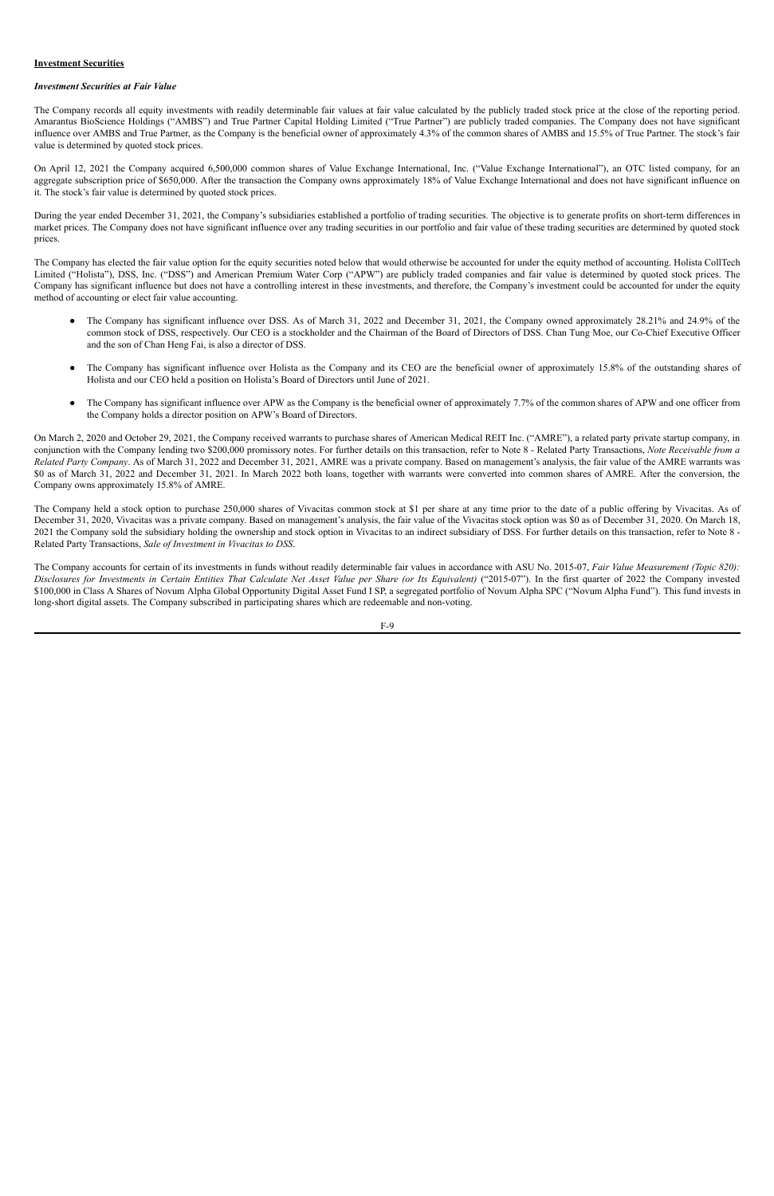**Investment Securities**

***Investment Securities at Fair Value***

The Company records all equity investments with readily determinable fair values at fair value calculated by the publicly traded stock price at the close of the reporting period. Amarantus BioScience Holdings ("AMBS") and True Partner Capital Holding Limited ("True Partner") are publicly traded companies. The Company does not have significant influence over AMBS and True Partner, as the Company is the beneficial owner of approximately 4.3% of the common shares of AMBS and 15.5% of True Partner. The stock's fair value is determined by quoted stock prices.

On April 12, 2021 the Company acquired 6,500,000 common shares of Value Exchange International, Inc. ("Value Exchange International"), an OTC listed company, for an aggregate subscription price of $650,000. After the transaction the Company owns approximately 18% of Value Exchange International and does not have significant influence on it. The stock's fair value is determined by quoted stock prices.

During the year ended December 31, 2021, the Company's subsidiaries established a portfolio of trading securities. The objective is to generate profits on short-term differences in market prices. The Company does not have significant influence over any trading securities in our portfolio and fair value of these trading securities are determined by quoted stock prices.

The Company has elected the fair value option for the equity securities noted below that would otherwise be accounted for under the equity method of accounting. Holista CollTech Limited ("Holista"), DSS, Inc. ("DSS") and American Premium Water Corp ("APW") are publicly traded companies and fair value is determined by quoted stock prices. The Company has significant influence but does not have a controlling interest in these investments, and therefore, the Company's investment could be accounted for under the equity method of accounting or elect fair value accounting.

- The Company has significant influence over DSS. As of March 31, 2022 and December 31, 2021, the Company owned approximately 28.21% and 24.9% of the common stock of DSS, respectively. Our CEO is a stockholder and the Chairman of the Board of Directors of DSS. Chan Tung Moe, our Co-Chief Executive Officer and the son of Chan Heng Fai, is also a director of DSS.
- The Company has significant influence over Holista as the Company and its CEO are the beneficial owner of approximately 15.8% of the outstanding shares of Holista and our CEO held a position on Holista's Board of Directors until June of 2021.
- The Company has significant influence over APW as the Company is the beneficial owner of approximately 7.7% of the common shares of APW and one officer from the Company holds a director position on APW's Board of Directors.

On March 2, 2020 and October 29, 2021, the Company received warrants to purchase shares of American Medical REIT Inc. ("AMRE"), a related party private startup company, in conjunction with the Company lending two $200,000 promissory notes. For further details on this transaction, refer to Note 8 - Related Party Transactions, *Note Receivable from a Related Party Company*. As of March 31, 2022 and December 31, 2021, AMRE was a private company. Based on management's analysis, the fair value of the AMRE warrants was $0 as of March 31, 2022 and December 31, 2021. In March 2022 both loans, together with warrants were converted into common shares of AMRE. After the conversion, the Company owns approximately 15.8% of AMRE.

The Company held a stock option to purchase 250,000 shares of Vivacitas common stock at $1 per share at any time prior to the date of a public offering by Vivacitas. As of December 31, 2020, Vivacitas was a private company. Based on management's analysis, the fair value of the Vivacitas stock option was $0 as of December 31, 2020. On March 18, 2021 the Company sold the subsidiary holding the ownership and stock option in Vivacitas to an indirect subsidiary of DSS. For further details on this transaction, refer to Note 8 - Related Party Transactions, *Sale of Investment in Vivacitas to DSS*.

The Company accounts for certain of its investments in funds without readily determinable fair values in accordance with ASU No. 2015-07, *Fair Value Measurement (Topic 820): Disclosures for Investments in Certain Entities That Calculate Net Asset Value per Share (or Its Equivalent)* ("2015-07"). In the first quarter of 2022 the Company invested $100,000 in Class A Shares of Novum Alpha Global Opportunity Digital Asset Fund I SP, a segregated portfolio of Novum Alpha SPC ("Novum Alpha Fund"). This fund invests in long-short digital assets. The Company subscribed in participating shares which are redeemable and non-voting.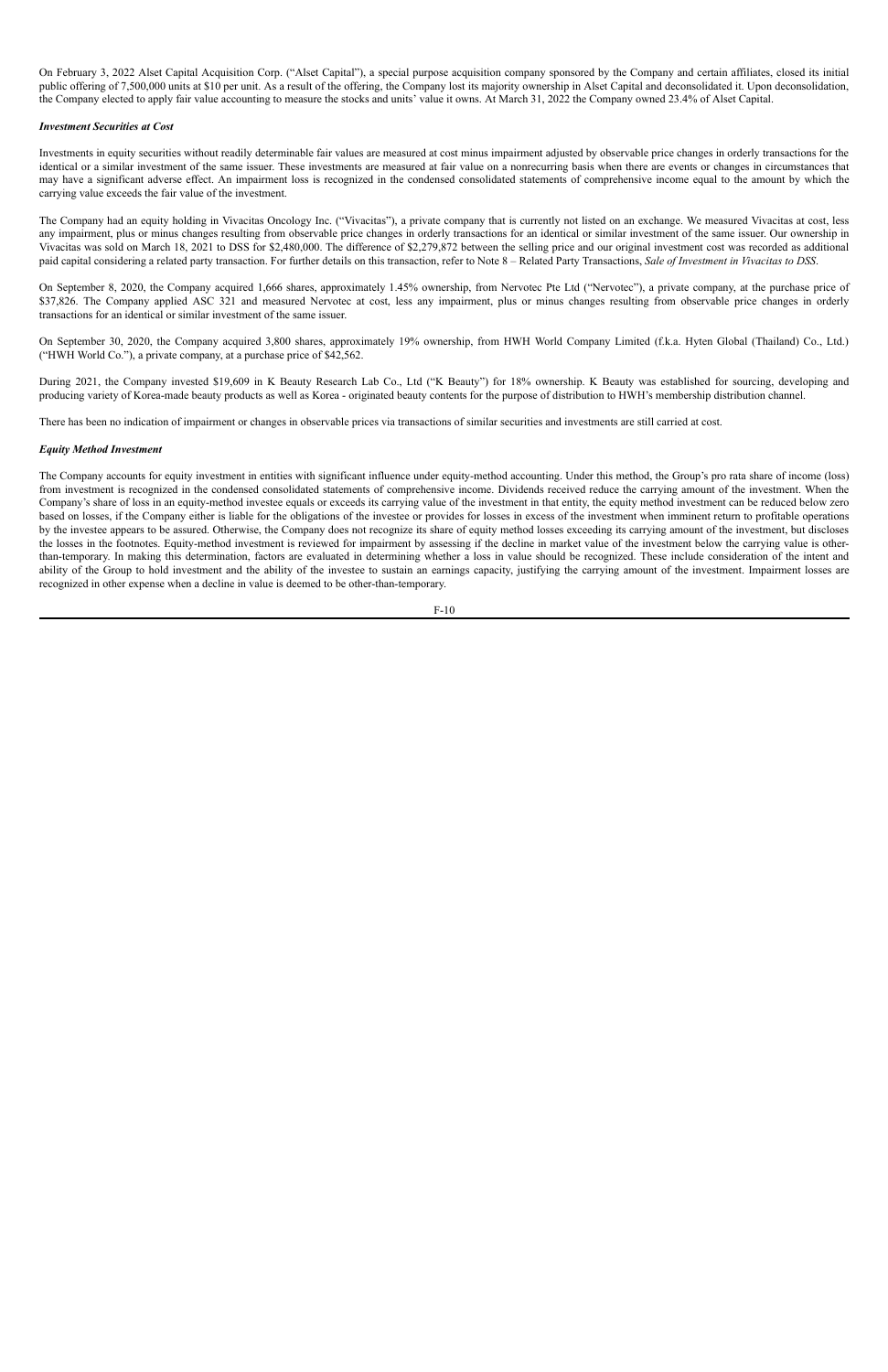On February 3, 2022 Alset Capital Acquisition Corp. ("Alset Capital"), a special purpose acquisition company sponsored by the Company and certain affiliates, closed its initial public offering of 7,500,000 units at $10 per unit. As a result of the offering, the Company lost its majority ownership in Alset Capital and deconsolidated it. Upon deconsolidation, the Company elected to apply fair value accounting to measure the stocks and units' value it owns. At March 31, 2022 the Company owned 23.4% of Alset Capital.

***Investment Securities at Cost***

Investments in equity securities without readily determinable fair values are measured at cost minus impairment adjusted by observable price changes in orderly transactions for the identical or a similar investment of the same issuer. These investments are measured at fair value on a nonrecurring basis when there are events or changes in circumstances that may have a significant adverse effect. An impairment loss is recognized in the condensed consolidated statements of comprehensive income equal to the amount by which the carrying value exceeds the fair value of the investment.

The Company had an equity holding in Vivacitas Oncology Inc. ("Vivacitas"), a private company that is currently not listed on an exchange. We measured Vivacitas at cost, less any impairment, plus or minus changes resulting from observable price changes in orderly transactions for an identical or similar investment of the same issuer. Our ownership in Vivacitas was sold on March 18, 2021 to DSS for $2,480,000. The difference of $2,279,872 between the selling price and our original investment cost was recorded as additional paid capital considering a related party transaction. For further details on this transaction, refer to Note 8 – Related Party Transactions, *Sale of Investment in Vivacitas to DSS*.

On September 8, 2020, the Company acquired 1,666 shares, approximately 1.45% ownership, from Nervotec Pte Ltd ("Nervotec"), a private company, at the purchase price of $37,826. The Company applied ASC 321 and measured Nervotec at cost, less any impairment, plus or minus changes resulting from observable price changes in orderly transactions for an identical or similar investment of the same issuer.

On September 30, 2020, the Company acquired 3,800 shares, approximately 19% ownership, from HWH World Company Limited (f.k.a. Hyten Global (Thailand) Co., Ltd.) ("HWH World Co."), a private company, at a purchase price of $42,562.

During 2021, the Company invested $19,609 in K Beauty Research Lab Co., Ltd ("K Beauty") for 18% ownership. K Beauty was established for sourcing, developing and producing variety of Korea-made beauty products as well as Korea - originated beauty contents for the purpose of distribution to HWH's membership distribution channel.

There has been no indication of impairment or changes in observable prices via transactions of similar securities and investments are still carried at cost.

***Equity Method Investment***

The Company accounts for equity investment in entities with significant influence under equity-method accounting. Under this method, the Group's pro rata share of income (loss) from investment is recognized in the condensed consolidated statements of comprehensive income. Dividends received reduce the carrying amount of the investment. When the Company's share of loss in an equity-method investee equals or exceeds its carrying value of the investment in that entity, the equity method investment can be reduced below zero based on losses, if the Company either is liable for the obligations of the investee or provides for losses in excess of the investment when imminent return to profitable operations by the investee appears to be assured. Otherwise, the Company does not recognize its share of equity method losses exceeding its carrying amount of the investment, but discloses the losses in the footnotes. Equity-method investment is reviewed for impairment by assessing if the decline in market value of the investment below the carrying value is other-than-temporary. In making this determination, factors are evaluated in determining whether a loss in value should be recognized. These include consideration of the intent and ability of the Group to hold investment and the ability of the investee to sustain an earnings capacity, justifying the carrying amount of the investment. Impairment losses are recognized in other expense when a decline in value is deemed to be other-than-temporary.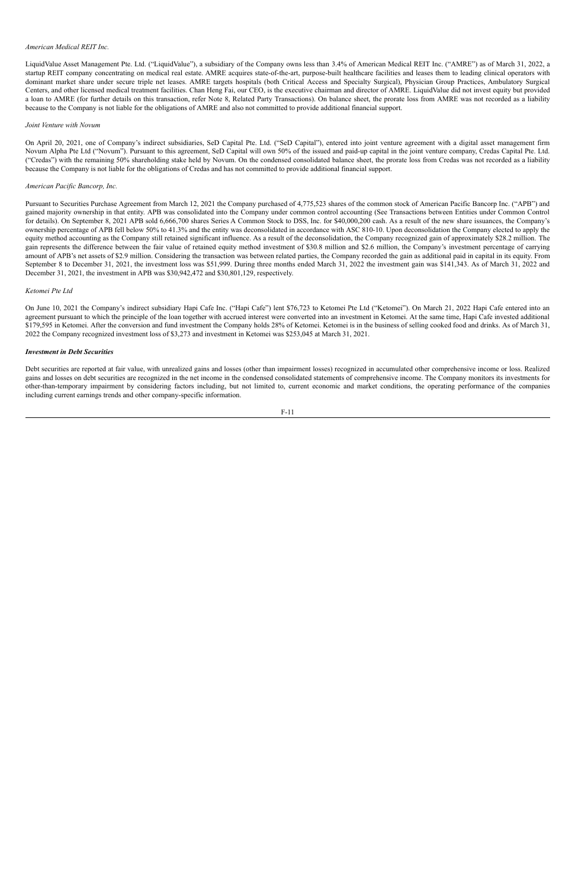*American Medical REIT Inc.*

LiquidValue Asset Management Pte. Ltd. ("LiquidValue"), a subsidiary of the Company owns less than 3.4% of American Medical REIT Inc. ("AMRE") as of March 31, 2022, a startup REIT company concentrating on medical real estate. AMRE acquires state-of-the-art, purpose-built healthcare facilities and leases them to leading clinical operators with dominant market share under secure triple net leases. AMRE targets hospitals (both Critical Access and Specialty Surgical), Physician Group Practices, Ambulatory Surgical Centers, and other licensed medical treatment facilities. Chan Heng Fai, our CEO, is the executive chairman and director of AMRE. LiquidValue did not invest equity but provided a loan to AMRE (for further details on this transaction, refer Note 8, Related Party Transactions). On balance sheet, the prorate loss from AMRE was not recorded as a liability because to the Company is not liable for the obligations of AMRE and also not committed to provide additional financial support.

*Joint Venture with Novum*

On April 20, 2021, one of Company's indirect subsidiaries, SeD Capital Pte. Ltd. ("SeD Capital"), entered into joint venture agreement with a digital asset management firm Novum Alpha Pte Ltd ("Novum"). Pursuant to this agreement, SeD Capital will own 50% of the issued and paid-up capital in the joint venture company, Credas Capital Pte. Ltd. ("Credas") with the remaining 50% shareholding stake held by Novum. On the condensed consolidated balance sheet, the prorate loss from Credas was not recorded as a liability because the Company is not liable for the obligations of Credas and has not committed to provide additional financial support.

*American Pacific Bancorp, Inc.*

Pursuant to Securities Purchase Agreement from March 12, 2021 the Company purchased of 4,775,523 shares of the common stock of American Pacific Bancorp Inc. ("APB") and gained majority ownership in that entity. APB was consolidated into the Company under common control accounting (See Transactions between Entities under Common Control for details). On September 8, 2021 APB sold 6,666,700 shares Series A Common Stock to DSS, Inc. for $40,000,200 cash. As a result of the new share issuances, the Company's ownership percentage of APB fell below 50% to 41.3% and the entity was deconsolidated in accordance with ASC 810-10. Upon deconsolidation the Company elected to apply the equity method accounting as the Company still retained significant influence. As a result of the deconsolidation, the Company recognized gain of approximately $28.2 million. The gain represents the difference between the fair value of retained equity method investment of $30.8 million and $2.6 million, the Company's investment percentage of carrying amount of APB's net assets of $2.9 million. Considering the transaction was between related parties, the Company recorded the gain as additional paid in capital in its equity. From September 8 to December 31, 2021, the investment loss was $51,999. During three months ended March 31, 2022 the investment gain was $141,343. As of March 31, 2022 and December 31, 2021, the investment in APB was $30,942,472 and $30,801,129, respectively.

*Ketomei Pte Ltd*

On June 10, 2021 the Company's indirect subsidiary Hapi Cafe Inc. ("Hapi Cafe") lent $76,723 to Ketomei Pte Ltd ("Ketomei"). On March 21, 2022 Hapi Cafe entered into an agreement pursuant to which the principle of the loan together with accrued interest were converted into an investment in Ketomei. At the same time, Hapi Cafe invested additional $179,595 in Ketomei. After the conversion and fund investment the Company holds 28% of Ketomei. Ketomei is in the business of selling cooked food and drinks. As of March 31, 2022 the Company recognized investment loss of $3,273 and investment in Ketomei was $253,045 at March 31, 2021.

***Investment in Debt Securities***

Debt securities are reported at fair value, with unrealized gains and losses (other than impairment losses) recognized in accumulated other comprehensive income or loss. Realized gains and losses on debt securities are recognized in the net income in the condensed consolidated statements of comprehensive income. The Company monitors its investments for other-than-temporary impairment by considering factors including, but not limited to, current economic and market conditions, the operating performance of the companies including current earnings trends and other company-specific information.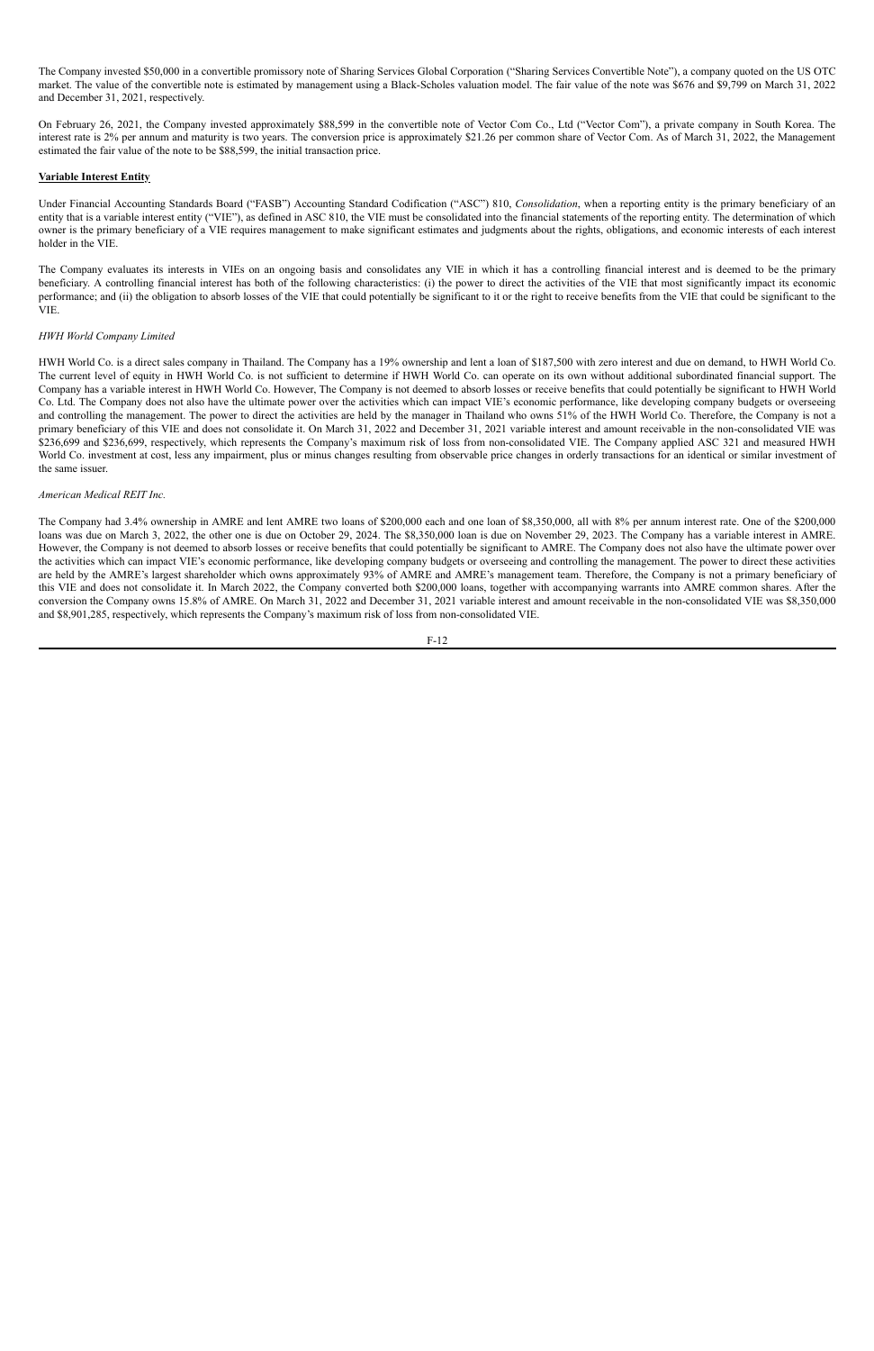The Company invested $50,000 in a convertible promissory note of Sharing Services Global Corporation ("Sharing Services Convertible Note"), a company quoted on the US OTC market. The value of the convertible note is estimated by management using a Black-Scholes valuation model. The fair value of the note was $676 and $9,799 on March 31, 2022 and December 31, 2021, respectively.

On February 26, 2021, the Company invested approximately $88,599 in the convertible note of Vector Com Co., Ltd ("Vector Com"), a private company in South Korea. The interest rate is 2% per annum and maturity is two years. The conversion price is approximately $21.26 per common share of Vector Com. As of March 31, 2022, the Management estimated the fair value of the note to be $88,599, the initial transaction price.

**Variable Interest Entity**

Under Financial Accounting Standards Board ("FASB") Accounting Standard Codification ("ASC") 810, *Consolidation*, when a reporting entity is the primary beneficiary of an entity that is a variable interest entity ("VIE"), as defined in ASC 810, the VIE must be consolidated into the financial statements of the reporting entity. The determination of which owner is the primary beneficiary of a VIE requires management to make significant estimates and judgments about the rights, obligations, and economic interests of each interest holder in the VIE.

The Company evaluates its interests in VIEs on an ongoing basis and consolidates any VIE in which it has a controlling financial interest and is deemed to be the primary beneficiary. A controlling financial interest has both of the following characteristics: (i) the power to direct the activities of the VIE that most significantly impact its economic performance; and (ii) the obligation to absorb losses of the VIE that could potentially be significant to it or the right to receive benefits from the VIE that could be significant to the VIE.

*HWH World Company Limited*

HWH World Co. is a direct sales company in Thailand. The Company has a 19% ownership and lent a loan of $187,500 with zero interest and due on demand, to HWH World Co. The current level of equity in HWH World Co. is not sufficient to determine if HWH World Co. can operate on its own without additional subordinated financial support. The Company has a variable interest in HWH World Co. However, The Company is not deemed to absorb losses or receive benefits that could potentially be significant to HWH World Co. Ltd. The Company does not also have the ultimate power over the activities which can impact VIE's economic performance, like developing company budgets or overseeing and controlling the management. The power to direct the activities are held by the manager in Thailand who owns 51% of the HWH World Co. Therefore, the Company is not a primary beneficiary of this VIE and does not consolidate it. On March 31, 2022 and December 31, 2021 variable interest and amount receivable in the non-consolidated VIE was $236,699 and $236,699, respectively, which represents the Company's maximum risk of loss from non-consolidated VIE. The Company applied ASC 321 and measured HWH World Co. investment at cost, less any impairment, plus or minus changes resulting from observable price changes in orderly transactions for an identical or similar investment of the same issuer.

*American Medical REIT Inc.*

The Company had 3.4% ownership in AMRE and lent AMRE two loans of $200,000 each and one loan of $8,350,000, all with 8% per annum interest rate. One of the $200,000 loans was due on March 3, 2022, the other one is due on October 29, 2024. The $8,350,000 loan is due on November 29, 2023. The Company has a variable interest in AMRE. However, the Company is not deemed to absorb losses or receive benefits that could potentially be significant to AMRE. The Company does not also have the ultimate power over the activities which can impact VIE's economic performance, like developing company budgets or overseeing and controlling the management. The power to direct these activities are held by the AMRE's largest shareholder which owns approximately 93% of AMRE and AMRE's management team. Therefore, the Company is not a primary beneficiary of this VIE and does not consolidate it. In March 2022, the Company converted both $200,000 loans, together with accompanying warrants into AMRE common shares. After the conversion the Company owns 15.8% of AMRE. On March 31, 2022 and December 31, 2021 variable interest and amount receivable in the non-consolidated VIE was $8,350,000 and $8,901,285, respectively, which represents the Company's maximum risk of loss from non-consolidated VIE.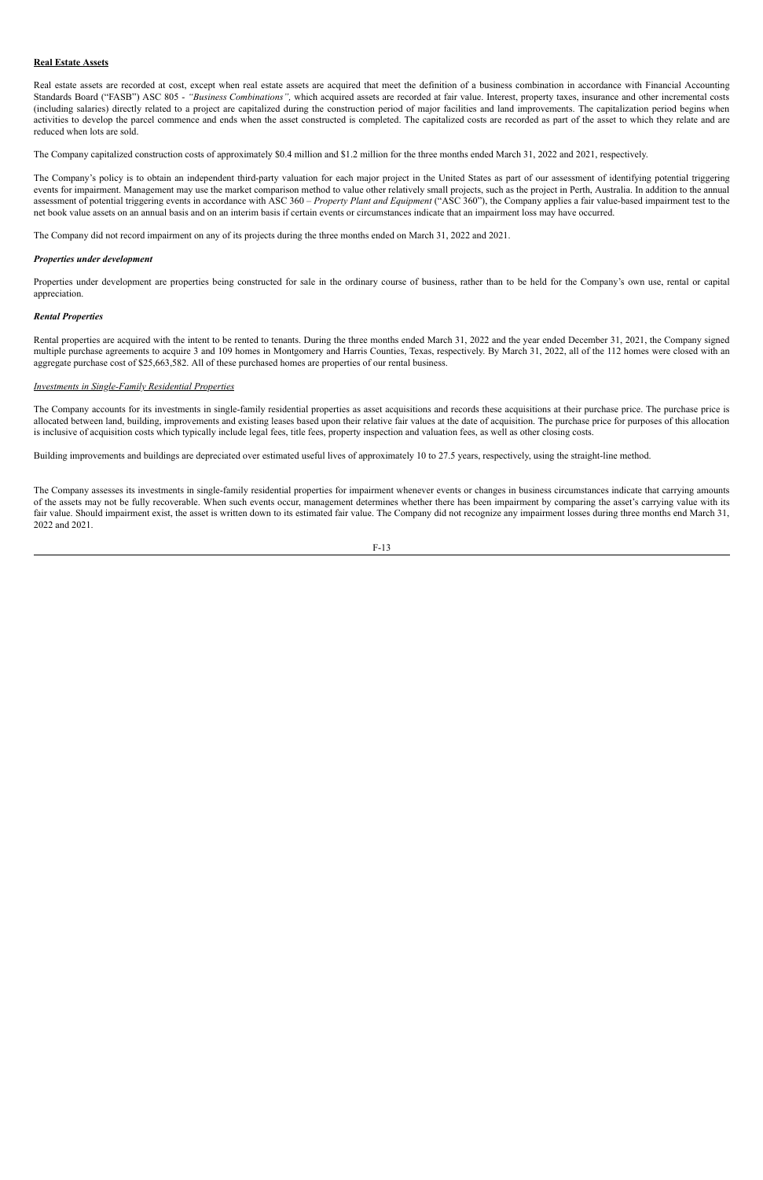**Real Estate Assets**

Real estate assets are recorded at cost, except when real estate assets are acquired that meet the definition of a business combination in accordance with Financial Accounting Standards Board ("FASB") ASC 805 - *"Business Combinations",* which acquired assets are recorded at fair value. Interest, property taxes, insurance and other incremental costs (including salaries) directly related to a project are capitalized during the construction period of major facilities and land improvements. The capitalization period begins when activities to develop the parcel commence and ends when the asset constructed is completed. The capitalized costs are recorded as part of the asset to which they relate and are reduced when lots are sold.

The Company capitalized construction costs of approximately $0.4 million and $1.2 million for the three months ended March 31, 2022 and 2021, respectively.

The Company's policy is to obtain an independent third-party valuation for each major project in the United States as part of our assessment of identifying potential triggering events for impairment. Management may use the market comparison method to value other relatively small projects, such as the project in Perth, Australia. In addition to the annual assessment of potential triggering events in accordance with ASC 360 – *Property Plant and Equipment* ("ASC 360"), the Company applies a fair value-based impairment test to the net book value assets on an annual basis and on an interim basis if certain events or circumstances indicate that an impairment loss may have occurred.

The Company did not record impairment on any of its projects during the three months ended on March 31, 2022 and 2021.

***Properties under development***

Properties under development are properties being constructed for sale in the ordinary course of business, rather than to be held for the Company's own use, rental or capital appreciation.

***Rental Properties***

Rental properties are acquired with the intent to be rented to tenants. During the three months ended March 31, 2022 and the year ended December 31, 2021, the Company signed multiple purchase agreements to acquire 3 and 109 homes in Montgomery and Harris Counties, Texas, respectively. By March 31, 2022, all of the 112 homes were closed with an aggregate purchase cost of $25,663,582. All of these purchased homes are properties of our rental business.

*Investments in Single-Family Residential Properties*

The Company accounts for its investments in single-family residential properties as asset acquisitions and records these acquisitions at their purchase price. The purchase price is allocated between land, building, improvements and existing leases based upon their relative fair values at the date of acquisition. The purchase price for purposes of this allocation is inclusive of acquisition costs which typically include legal fees, title fees, property inspection and valuation fees, as well as other closing costs.

Building improvements and buildings are depreciated over estimated useful lives of approximately 10 to 27.5 years, respectively, using the straight-line method.

The Company assesses its investments in single-family residential properties for impairment whenever events or changes in business circumstances indicate that carrying amounts of the assets may not be fully recoverable. When such events occur, management determines whether there has been impairment by comparing the asset's carrying value with its fair value. Should impairment exist, the asset is written down to its estimated fair value. The Company did not recognize any impairment losses during three months end March 31, 2022 and 2021.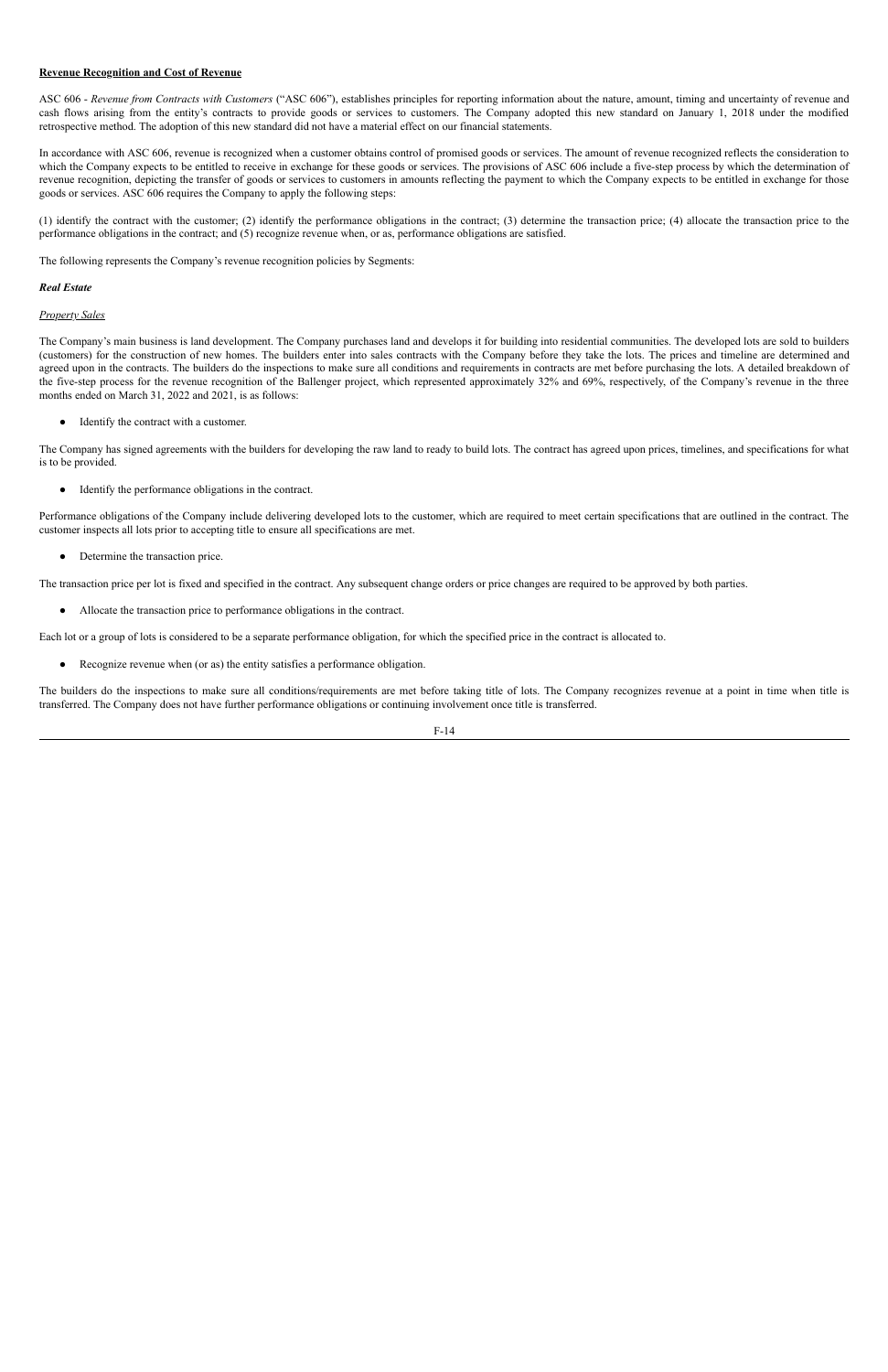**Revenue Recognition and Cost of Revenue**

ASC 606 - *Revenue from Contracts with Customers* ("ASC 606"), establishes principles for reporting information about the nature, amount, timing and uncertainty of revenue and cash flows arising from the entity's contracts to provide goods or services to customers. The Company adopted this new standard on January 1, 2018 under the modified retrospective method. The adoption of this new standard did not have a material effect on our financial statements.

In accordance with ASC 606, revenue is recognized when a customer obtains control of promised goods or services. The amount of revenue recognized reflects the consideration to which the Company expects to be entitled to receive in exchange for these goods or services. The provisions of ASC 606 include a five-step process by which the determination of revenue recognition, depicting the transfer of goods or services to customers in amounts reflecting the payment to which the Company expects to be entitled in exchange for those goods or services. ASC 606 requires the Company to apply the following steps:

(1) identify the contract with the customer; (2) identify the performance obligations in the contract; (3) determine the transaction price; (4) allocate the transaction price to the performance obligations in the contract; and (5) recognize revenue when, or as, performance obligations are satisfied.

The following represents the Company's revenue recognition policies by Segments:

***Real Estate***

*Property Sales*

The Company's main business is land development. The Company purchases land and develops it for building into residential communities. The developed lots are sold to builders (customers) for the construction of new homes. The builders enter into sales contracts with the Company before they take the lots. The prices and timeline are determined and agreed upon in the contracts. The builders do the inspections to make sure all conditions and requirements in contracts are met before purchasing the lots. A detailed breakdown of the five-step process for the revenue recognition of the Ballenger project, which represented approximately 32% and 69%, respectively, of the Company's revenue in the three months ended on March 31, 2022 and 2021, is as follows:

- Identify the contract with a customer.

The Company has signed agreements with the builders for developing the raw land to ready to build lots. The contract has agreed upon prices, timelines, and specifications for what is to be provided.

- Identify the performance obligations in the contract.

Performance obligations of the Company include delivering developed lots to the customer, which are required to meet certain specifications that are outlined in the contract. The customer inspects all lots prior to accepting title to ensure all specifications are met.

- Determine the transaction price.

The transaction price per lot is fixed and specified in the contract. Any subsequent change orders or price changes are required to be approved by both parties.

- Allocate the transaction price to performance obligations in the contract.

Each lot or a group of lots is considered to be a separate performance obligation, for which the specified price in the contract is allocated to.

- Recognize revenue when (or as) the entity satisfies a performance obligation.

The builders do the inspections to make sure all conditions/requirements are met before taking title of lots. The Company recognizes revenue at a point in time when title is transferred. The Company does not have further performance obligations or continuing involvement once title is transferred.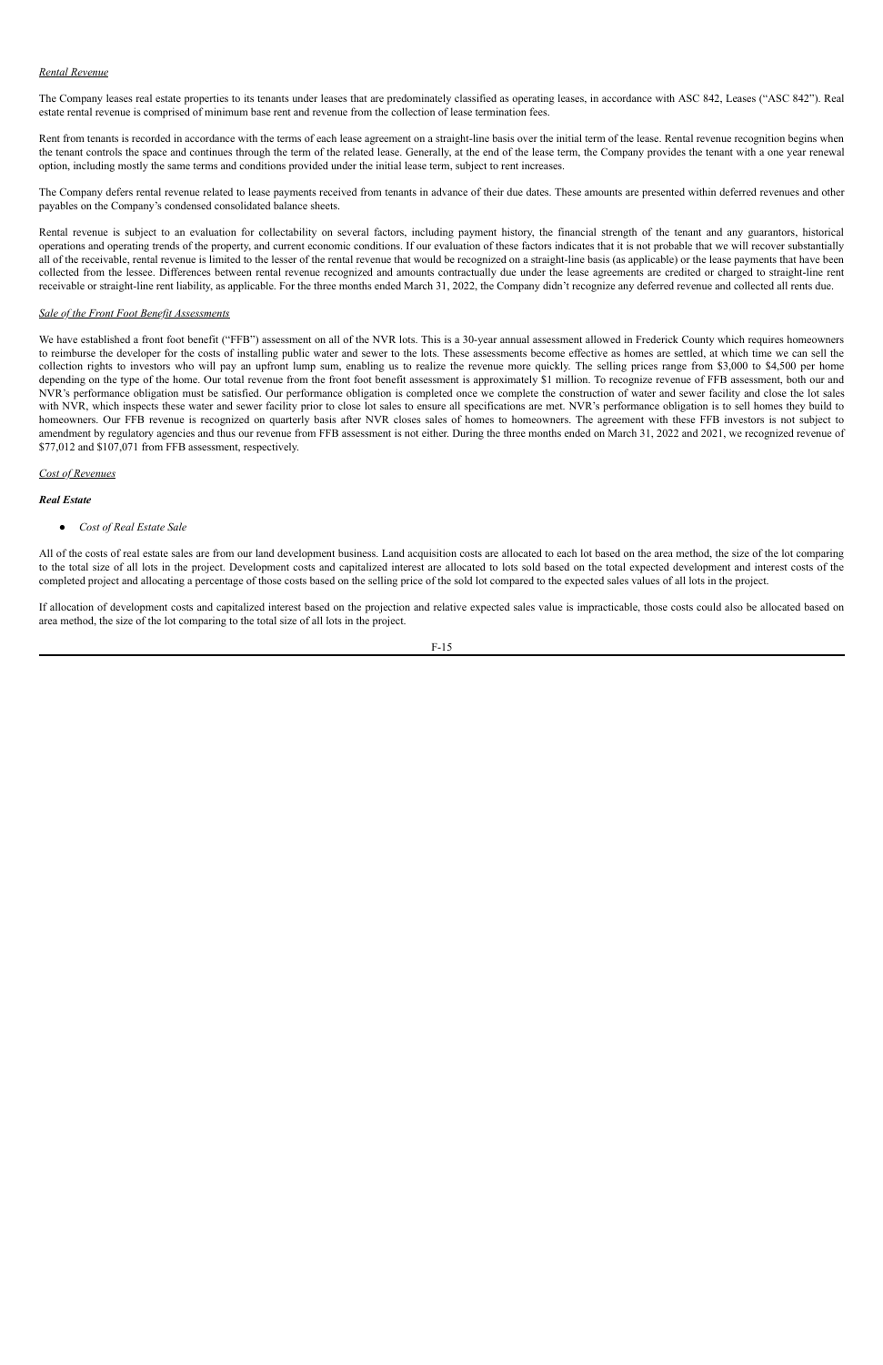*Rental Revenue*

The Company leases real estate properties to its tenants under leases that are predominately classified as operating leases, in accordance with ASC 842, Leases ("ASC 842"). Real estate rental revenue is comprised of minimum base rent and revenue from the collection of lease termination fees.

Rent from tenants is recorded in accordance with the terms of each lease agreement on a straight-line basis over the initial term of the lease. Rental revenue recognition begins when the tenant controls the space and continues through the term of the related lease. Generally, at the end of the lease term, the Company provides the tenant with a one year renewal option, including mostly the same terms and conditions provided under the initial lease term, subject to rent increases.

The Company defers rental revenue related to lease payments received from tenants in advance of their due dates. These amounts are presented within deferred revenues and other payables on the Company's condensed consolidated balance sheets.

Rental revenue is subject to an evaluation for collectability on several factors, including payment history, the financial strength of the tenant and any guarantors, historical operations and operating trends of the property, and current economic conditions. If our evaluation of these factors indicates that it is not probable that we will recover substantially all of the receivable, rental revenue is limited to the lesser of the rental revenue that would be recognized on a straight-line basis (as applicable) or the lease payments that have been collected from the lessee. Differences between rental revenue recognized and amounts contractually due under the lease agreements are credited or charged to straight-line rent receivable or straight-line rent liability, as applicable. For the three months ended March 31, 2022, the Company didn't recognize any deferred revenue and collected all rents due.

*Sale of the Front Foot Benefit Assessments*

We have established a front foot benefit ("FFB") assessment on all of the NVR lots. This is a 30-year annual assessment allowed in Frederick County which requires homeowners to reimburse the developer for the costs of installing public water and sewer to the lots. These assessments become effective as homes are settled, at which time we can sell the collection rights to investors who will pay an upfront lump sum, enabling us to realize the revenue more quickly. The selling prices range from $3,000 to $4,500 per home depending on the type of the home. Our total revenue from the front foot benefit assessment is approximately $1 million. To recognize revenue of FFB assessment, both our and NVR's performance obligation must be satisfied. Our performance obligation is completed once we complete the construction of water and sewer facility and close the lot sales with NVR, which inspects these water and sewer facility prior to close lot sales to ensure all specifications are met. NVR's performance obligation is to sell homes they build to homeowners. Our FFB revenue is recognized on quarterly basis after NVR closes sales of homes to homeowners. The agreement with these FFB investors is not subject to amendment by regulatory agencies and thus our revenue from FFB assessment is not either. During the three months ended on March 31, 2022 and 2021, we recognized revenue of $77,012 and $107,071 from FFB assessment, respectively.

*Cost of Revenues*

***Real Estate***

- *Cost of Real Estate Sale*

All of the costs of real estate sales are from our land development business. Land acquisition costs are allocated to each lot based on the area method, the size of the lot comparing to the total size of all lots in the project. Development costs and capitalized interest are allocated to lots sold based on the total expected development and interest costs of the completed project and allocating a percentage of those costs based on the selling price of the sold lot compared to the expected sales values of all lots in the project.

If allocation of development costs and capitalized interest based on the projection and relative expected sales value is impracticable, those costs could also be allocated based on area method, the size of the lot comparing to the total size of all lots in the project.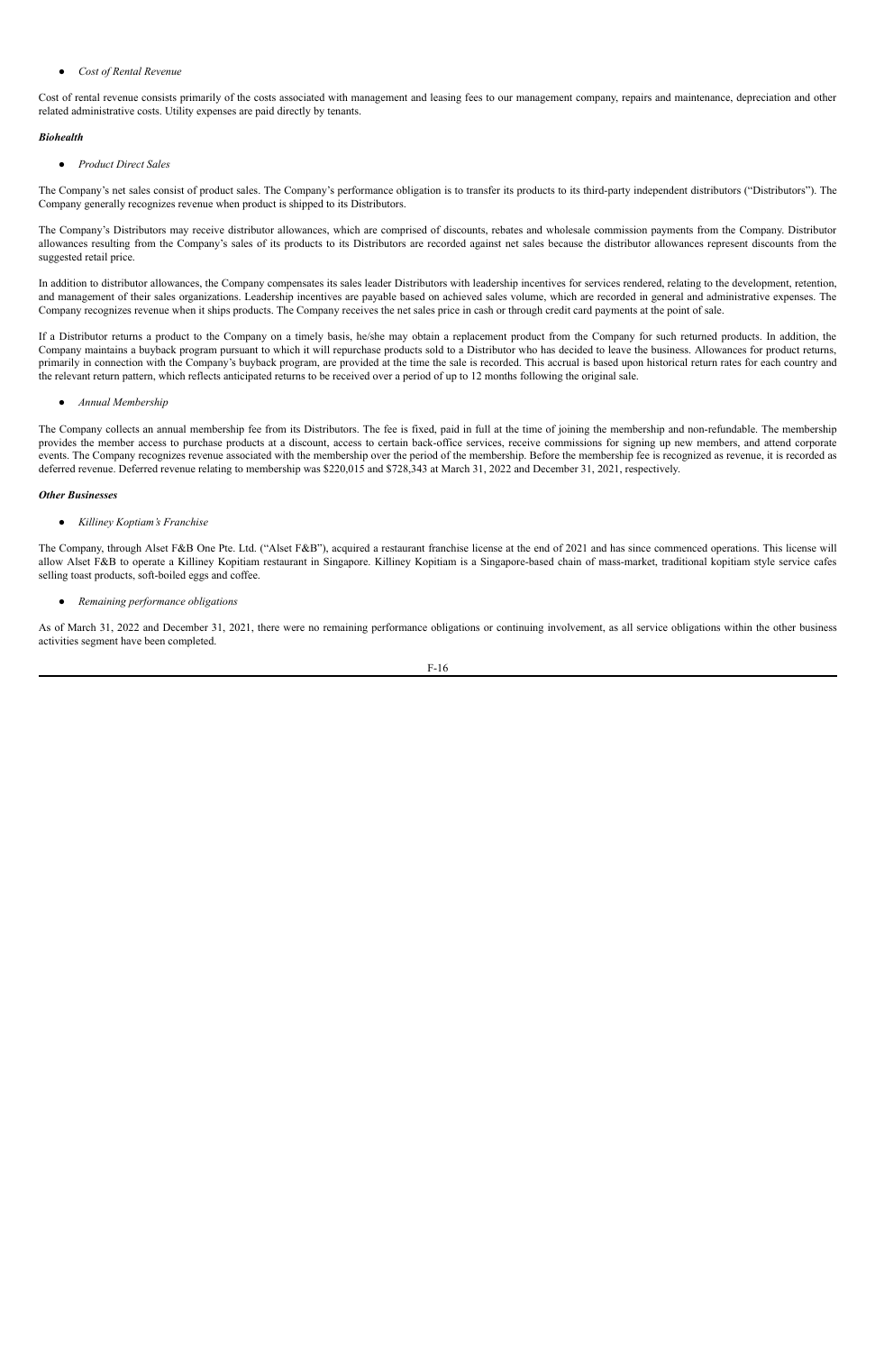- *Cost of Rental Revenue*

Cost of rental revenue consists primarily of the costs associated with management and leasing fees to our management company, repairs and maintenance, depreciation and other related administrative costs. Utility expenses are paid directly by tenants.

***Biohealth***

- *Product Direct Sales*

The Company's net sales consist of product sales. The Company's performance obligation is to transfer its products to its third-party independent distributors ("Distributors"). The Company generally recognizes revenue when product is shipped to its Distributors.

The Company's Distributors may receive distributor allowances, which are comprised of discounts, rebates and wholesale commission payments from the Company. Distributor allowances resulting from the Company's sales of its products to its Distributors are recorded against net sales because the distributor allowances represent discounts from the suggested retail price.

In addition to distributor allowances, the Company compensates its sales leader Distributors with leadership incentives for services rendered, relating to the development, retention, and management of their sales organizations. Leadership incentives are payable based on achieved sales volume, which are recorded in general and administrative expenses. The Company recognizes revenue when it ships products. The Company receives the net sales price in cash or through credit card payments at the point of sale.

If a Distributor returns a product to the Company on a timely basis, he/she may obtain a replacement product from the Company for such returned products. In addition, the Company maintains a buyback program pursuant to which it will repurchase products sold to a Distributor who has decided to leave the business. Allowances for product returns, primarily in connection with the Company's buyback program, are provided at the time the sale is recorded. This accrual is based upon historical return rates for each country and the relevant return pattern, which reflects anticipated returns to be received over a period of up to 12 months following the original sale.

- *Annual Membership*

The Company collects an annual membership fee from its Distributors. The fee is fixed, paid in full at the time of joining the membership and non-refundable. The membership provides the member access to purchase products at a discount, access to certain back-office services, receive commissions for signing up new members, and attend corporate events. The Company recognizes revenue associated with the membership over the period of the membership. Before the membership fee is recognized as revenue, it is recorded as deferred revenue. Deferred revenue relating to membership was $220,015 and $728,343 at March 31, 2022 and December 31, 2021, respectively.

***Other Businesses***

- *Killiney Koptiam's Franchise*

The Company, through Alset F&B One Pte. Ltd. ("Alset F&B"), acquired a restaurant franchise license at the end of 2021 and has since commenced operations. This license will allow Alset F&B to operate a Killiney Kopitiam restaurant in Singapore. Killiney Kopitiam is a Singapore-based chain of mass-market, traditional kopitiam style service cafes selling toast products, soft-boiled eggs and coffee.

- *Remaining performance obligations*

As of March 31, 2022 and December 31, 2021, there were no remaining performance obligations or continuing involvement, as all service obligations within the other business activities segment have been completed.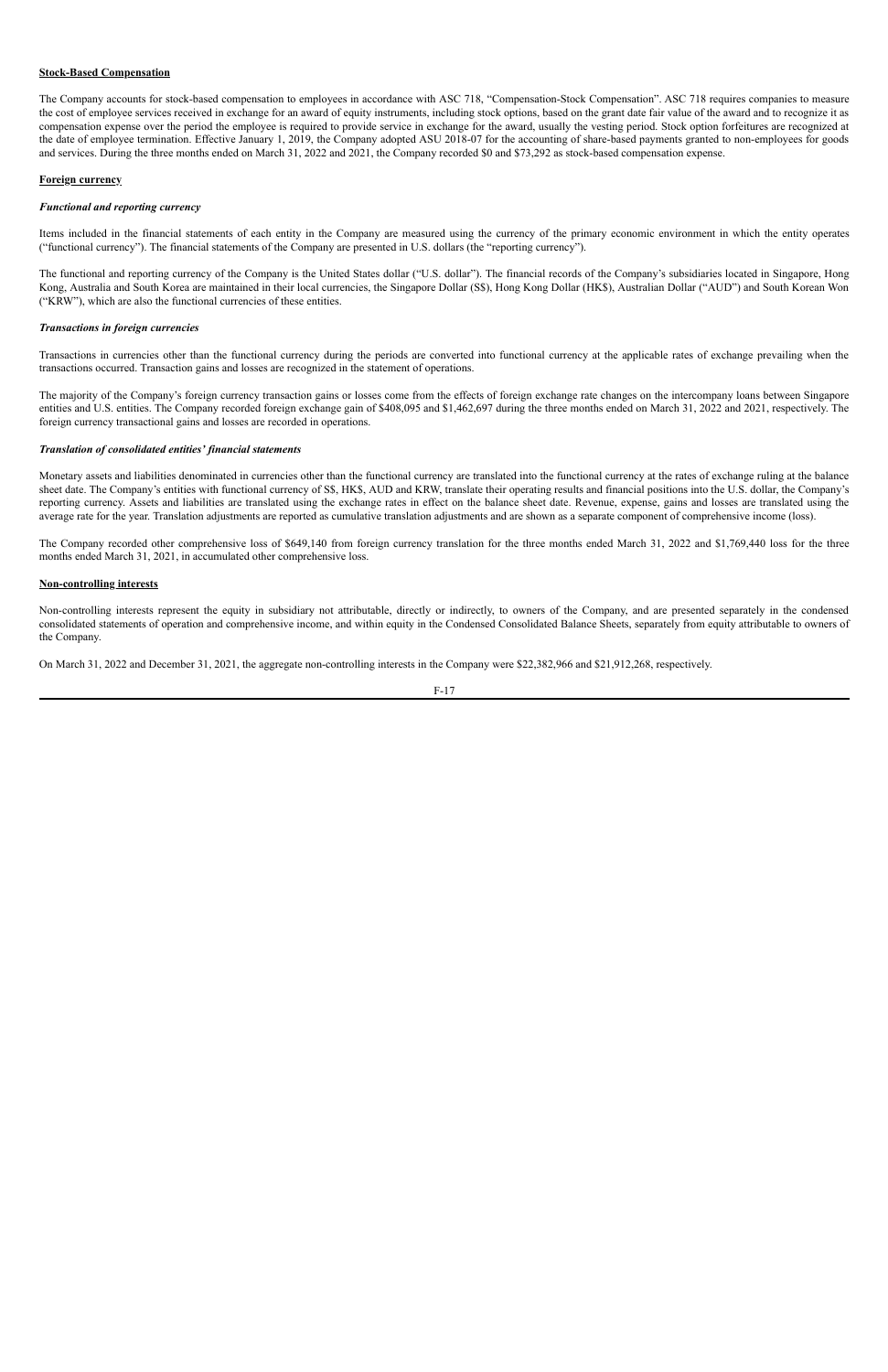**Stock-Based Compensation**

The Company accounts for stock-based compensation to employees in accordance with ASC 718, "Compensation-Stock Compensation". ASC 718 requires companies to measure the cost of employee services received in exchange for an award of equity instruments, including stock options, based on the grant date fair value of the award and to recognize it as compensation expense over the period the employee is required to provide service in exchange for the award, usually the vesting period. Stock option forfeitures are recognized at the date of employee termination. Effective January 1, 2019, the Company adopted ASU 2018-07 for the accounting of share-based payments granted to non-employees for goods and services. During the three months ended on March 31, 2022 and 2021, the Company recorded $0 and $73,292 as stock-based compensation expense.

**Foreign currency**

***Functional and reporting currency***

Items included in the financial statements of each entity in the Company are measured using the currency of the primary economic environment in which the entity operates ("functional currency"). The financial statements of the Company are presented in U.S. dollars (the "reporting currency").

The functional and reporting currency of the Company is the United States dollar ("U.S. dollar"). The financial records of the Company's subsidiaries located in Singapore, Hong Kong, Australia and South Korea are maintained in their local currencies, the Singapore Dollar (S$), Hong Kong Dollar (HK$), Australian Dollar ("AUD") and South Korean Won ("KRW"), which are also the functional currencies of these entities.

***Transactions in foreign currencies***

Transactions in currencies other than the functional currency during the periods are converted into functional currency at the applicable rates of exchange prevailing when the transactions occurred. Transaction gains and losses are recognized in the statement of operations.

The majority of the Company's foreign currency transaction gains or losses come from the effects of foreign exchange rate changes on the intercompany loans between Singapore entities and U.S. entities. The Company recorded foreign exchange gain of $408,095 and $1,462,697 during the three months ended on March 31, 2022 and 2021, respectively. The foreign currency transactional gains and losses are recorded in operations.

***Translation of consolidated entities' financial statements***

Monetary assets and liabilities denominated in currencies other than the functional currency are translated into the functional currency at the rates of exchange ruling at the balance sheet date. The Company's entities with functional currency of S$, HK$, AUD and KRW, translate their operating results and financial positions into the U.S. dollar, the Company's reporting currency. Assets and liabilities are translated using the exchange rates in effect on the balance sheet date. Revenue, expense, gains and losses are translated using the average rate for the year. Translation adjustments are reported as cumulative translation adjustments and are shown as a separate component of comprehensive income (loss).

The Company recorded other comprehensive loss of $649,140 from foreign currency translation for the three months ended March 31, 2022 and $1,769,440 loss for the three months ended March 31, 2021, in accumulated other comprehensive loss.

**Non-controlling interests**

Non-controlling interests represent the equity in subsidiary not attributable, directly or indirectly, to owners of the Company, and are presented separately in the condensed consolidated statements of operation and comprehensive income, and within equity in the Condensed Consolidated Balance Sheets, separately from equity attributable to owners of the Company.

On March 31, 2022 and December 31, 2021, the aggregate non-controlling interests in the Company were $22,382,966 and $21,912,268, respectively.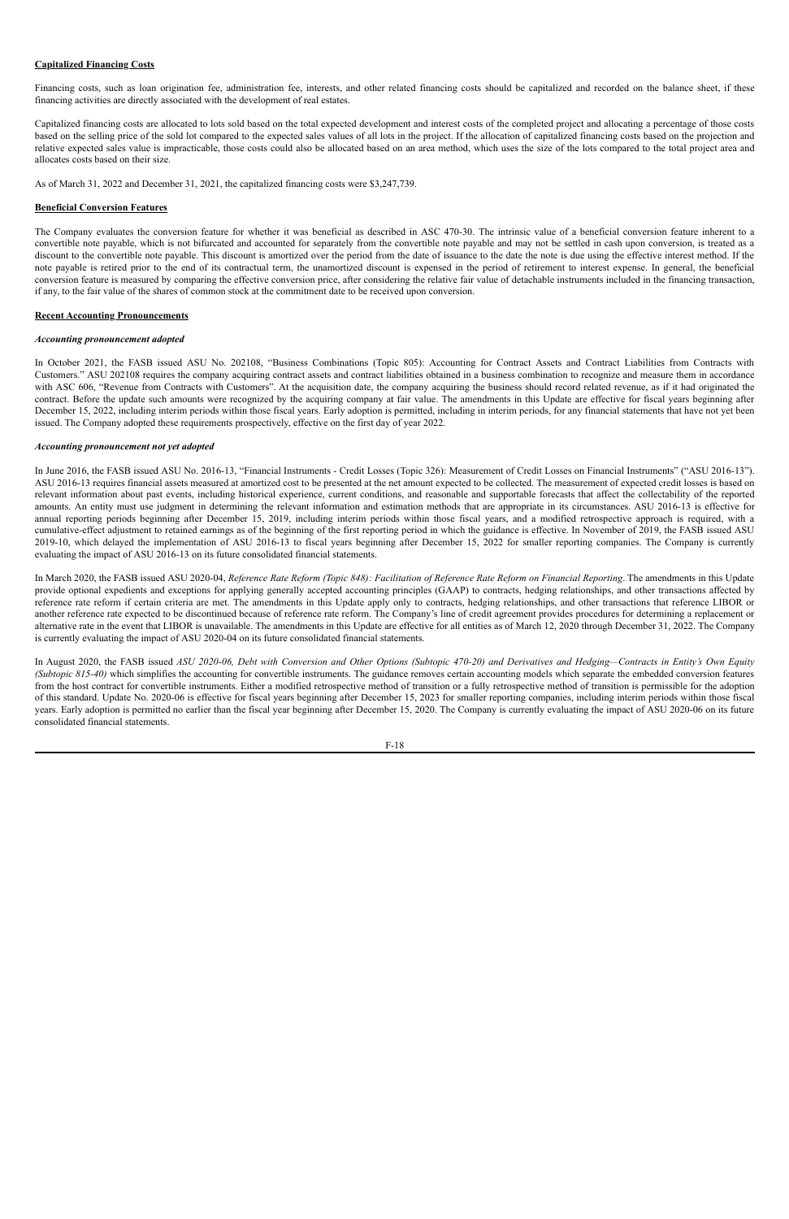**Capitalized Financing Costs**

Financing costs, such as loan origination fee, administration fee, interests, and other related financing costs should be capitalized and recorded on the balance sheet, if these financing activities are directly associated with the development of real estates.

Capitalized financing costs are allocated to lots sold based on the total expected development and interest costs of the completed project and allocating a percentage of those costs based on the selling price of the sold lot compared to the expected sales values of all lots in the project. If the allocation of capitalized financing costs based on the projection and relative expected sales value is impracticable, those costs could also be allocated based on an area method, which uses the size of the lots compared to the total project area and allocates costs based on their size.

As of March 31, 2022 and December 31, 2021, the capitalized financing costs were $3,247,739.

**Beneficial Conversion Features**

The Company evaluates the conversion feature for whether it was beneficial as described in ASC 470-30. The intrinsic value of a beneficial conversion feature inherent to a convertible note payable, which is not bifurcated and accounted for separately from the convertible note payable and may not be settled in cash upon conversion, is treated as a discount to the convertible note payable. This discount is amortized over the period from the date of issuance to the date the note is due using the effective interest method. If the note payable is retired prior to the end of its contractual term, the unamortized discount is expensed in the period of retirement to interest expense. In general, the beneficial conversion feature is measured by comparing the effective conversion price, after considering the relative fair value of detachable instruments included in the financing transaction, if any, to the fair value of the shares of common stock at the commitment date to be received upon conversion.

**Recent Accounting Pronouncements**

***Accounting pronouncement adopted***

In October 2021, the FASB issued ASU No. 202108, "Business Combinations (Topic 805): Accounting for Contract Assets and Contract Liabilities from Contracts with Customers." ASU 202108 requires the company acquiring contract assets and contract liabilities obtained in a business combination to recognize and measure them in accordance with ASC 606, "Revenue from Contracts with Customers". At the acquisition date, the company acquiring the business should record related revenue, as if it had originated the contract. Before the update such amounts were recognized by the acquiring company at fair value. The amendments in this Update are effective for fiscal years beginning after December 15, 2022, including interim periods within those fiscal years. Early adoption is permitted, including in interim periods, for any financial statements that have not yet been issued. The Company adopted these requirements prospectively, effective on the first day of year 2022.

***Accounting pronouncement not yet adopted***

In June 2016, the FASB issued ASU No. 2016-13, "Financial Instruments - Credit Losses (Topic 326): Measurement of Credit Losses on Financial Instruments" ("ASU 2016-13"). ASU 2016-13 requires financial assets measured at amortized cost to be presented at the net amount expected to be collected. The measurement of expected credit losses is based on relevant information about past events, including historical experience, current conditions, and reasonable and supportable forecasts that affect the collectability of the reported amounts. An entity must use judgment in determining the relevant information and estimation methods that are appropriate in its circumstances. ASU 2016-13 is effective for annual reporting periods beginning after December 15, 2019, including interim periods within those fiscal years, and a modified retrospective approach is required, with a cumulative-effect adjustment to retained earnings as of the beginning of the first reporting period in which the guidance is effective. In November of 2019, the FASB issued ASU 2019-10, which delayed the implementation of ASU 2016-13 to fiscal years beginning after December 15, 2022 for smaller reporting companies. The Company is currently evaluating the impact of ASU 2016-13 on its future consolidated financial statements.

In March 2020, the FASB issued ASU 2020-04, *Reference Rate Reform (Topic 848): Facilitation of Reference Rate Reform on Financial Reporting*. The amendments in this Update provide optional expedients and exceptions for applying generally accepted accounting principles (GAAP) to contracts, hedging relationships, and other transactions affected by reference rate reform if certain criteria are met. The amendments in this Update apply only to contracts, hedging relationships, and other transactions that reference LIBOR or another reference rate expected to be discontinued because of reference rate reform. The Company's line of credit agreement provides procedures for determining a replacement or alternative rate in the event that LIBOR is unavailable. The amendments in this Update are effective for all entities as of March 12, 2020 through December 31, 2022. The Company is currently evaluating the impact of ASU 2020-04 on its future consolidated financial statements.

In August 2020, the FASB issued *ASU 2020-06, Debt with Conversion and Other Options (Subtopic 470-20) and Derivatives and Hedging—Contracts in Entity's Own Equity (Subtopic 815-40)* which simplifies the accounting for convertible instruments. The guidance removes certain accounting models which separate the embedded conversion features from the host contract for convertible instruments. Either a modified retrospective method of transition or a fully retrospective method of transition is permissible for the adoption of this standard. Update No. 2020-06 is effective for fiscal years beginning after December 15, 2023 for smaller reporting companies, including interim periods within those fiscal years. Early adoption is permitted no earlier than the fiscal year beginning after December 15, 2020. The Company is currently evaluating the impact of ASU 2020-06 on its future consolidated financial statements.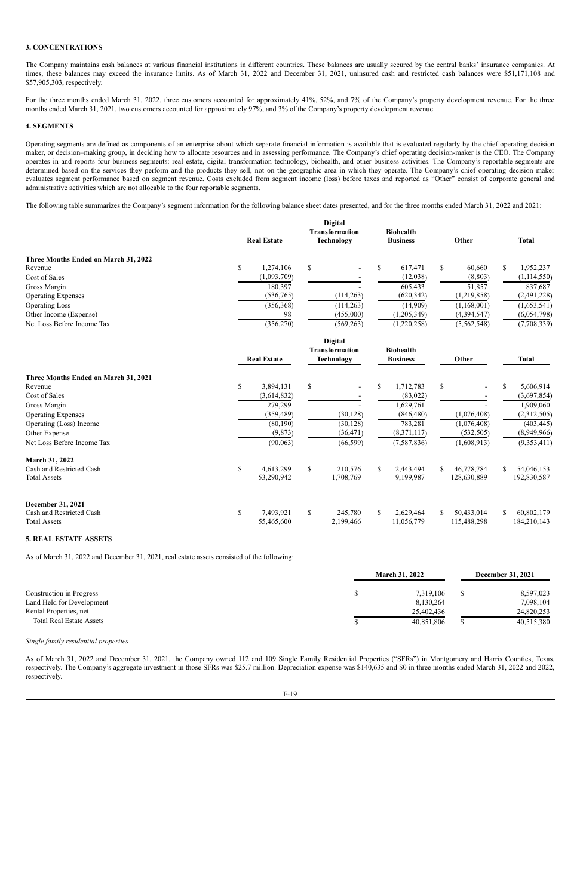### 3. CONCENTRATIONS

The Company maintains cash balances at various financial institutions in different countries. These balances are usually secured by the central banks' insurance companies. At times, these balances may exceed the insurance limits. As of March 31, 2022 and December 31, 2021, uninsured cash and restricted cash balances were $51,171,108 and $57,905,303, respectively.

For the three months ended March 31, 2022, three customers accounted for approximately 41%, 52%, and 7% of the Company's property development revenue. For the three months ended March 31, 2021, two customers accounted for approximately 97%, and 3% of the Company's property development revenue.

### 4. SEGMENTS

Operating segments are defined as components of an enterprise about which separate financial information is available that is evaluated regularly by the chief operating decision maker, or decision–making group, in deciding how to allocate resources and in assessing performance. The Company's chief operating decision-maker is the CEO. The Company operates in and reports four business segments: real estate, digital transformation technology, biohealth, and other business activities. The Company's reportable segments are determined based on the services they perform and the products they sell, not on the geographic area in which they operate. The Company's chief operating decision maker evaluates segment performance based on segment revenue. Costs excluded from segment income (loss) before taxes and reported as "Other" consist of corporate general and administrative activities which are not allocable to the four reportable segments.

The following table summarizes the Company's segment information for the following balance sheet dates presented, and for the three months ended March 31, 2022 and 2021:

| | Real Estate | Digital Transformation Technology | Biohealth Business | Other | Total |
|---|---|---|---|---|---|
| **Three Months Ended on March 31, 2022** | | | | | |
| Revenue | $ 1,274,106 | $ - | $ 617,471 | $ 60,660 | $ 1,952,237 |
| Cost of Sales | (1,093,709) | - | (12,038) | (8,803) | (1,114,550) |
| Gross Margin | 180,397 | - | 605,433 | 51,857 | 837,687 |
| Operating Expenses | (536,765) | (114,263) | (620,342) | (1,219,858) | (2,491,228) |
| Operating Loss | (356,368) | (114,263) | (14,909) | (1,168,001) | (1,653,541) |
| Other Income (Expense) | 98 | (455,000) | (1,205,349) | (4,394,547) | (6,054,798) |
| Net Loss Before Income Tax | (356,270) | (569,263) | (1,220,258) | (5,562,548) | (7,708,339) |

| | Real Estate | Digital Transformation Technology | Biohealth Business | Other | Total |
|---|---|---|---|---|---|
| **Three Months Ended on March 31, 2021** | | | | | |
| Revenue | $ 3,894,131 | $ - | $ 1,712,783 | $ - | $ 5,606,914 |
| Cost of Sales | (3,614,832) | - | (83,022) | - | (3,697,854) |
| Gross Margin | 279,299 | - | 1,629,761 | - | 1,909,060 |
| Operating Expenses | (359,489) | (30,128) | (846,480) | (1,076,408) | (2,312,505) |
| Operating (Loss) Income | (80,190) | (30,128) | 783,281 | (1,076,408) | (403,445) |
| Other Expense | (9,873) | (36,471) | (8,371,117) | (532,505) | (8,949,966) |
| Net Loss Before Income Tax | (90,063) | (66,599) | (7,587,836) | (1,608,913) | (9,353,411) |
| **March 31, 2022** | | | | | |
| Cash and Restricted Cash | $ 4,613,299 | $ 210,576 | $ 2,443,494 | $ 46,778,784 | $ 54,046,153 |
| Total Assets | 53,290,942 | 1,708,769 | 9,199,987 | 128,630,889 | 192,830,587 |
| **December 31, 2021** | | | | | |
| Cash and Restricted Cash | $ 7,493,921 | $ 245,780 | $ 2,629,464 | $ 50,433,014 | $ 60,802,179 |
| Total Assets | 55,465,600 | 2,199,466 | 11,056,779 | 115,488,298 | 184,210,143 |

### 5. REAL ESTATE ASSETS

As of March 31, 2022 and December 31, 2021, real estate assets consisted of the following:

| | March 31, 2022 | December 31, 2021 |
|---|---|---|
| Construction in Progress | $ 7,319,106 | $ 8,597,023 |
| Land Held for Development | 8,130,264 | 7,098,104 |
| Rental Properties, net | 25,402,436 | 24,820,253 |
| Total Real Estate Assets | $ 40,851,806 | $ 40,515,380 |

*Single family residential properties*

As of March 31, 2022 and December 31, 2021, the Company owned 112 and 109 Single Family Residential Properties ("SFRs") in Montgomery and Harris Counties, Texas, respectively. The Company's aggregate investment in those SFRs was $25.7 million. Depreciation expense was $140,635 and $0 in three months ended March 31, 2022 and 2022, respectively.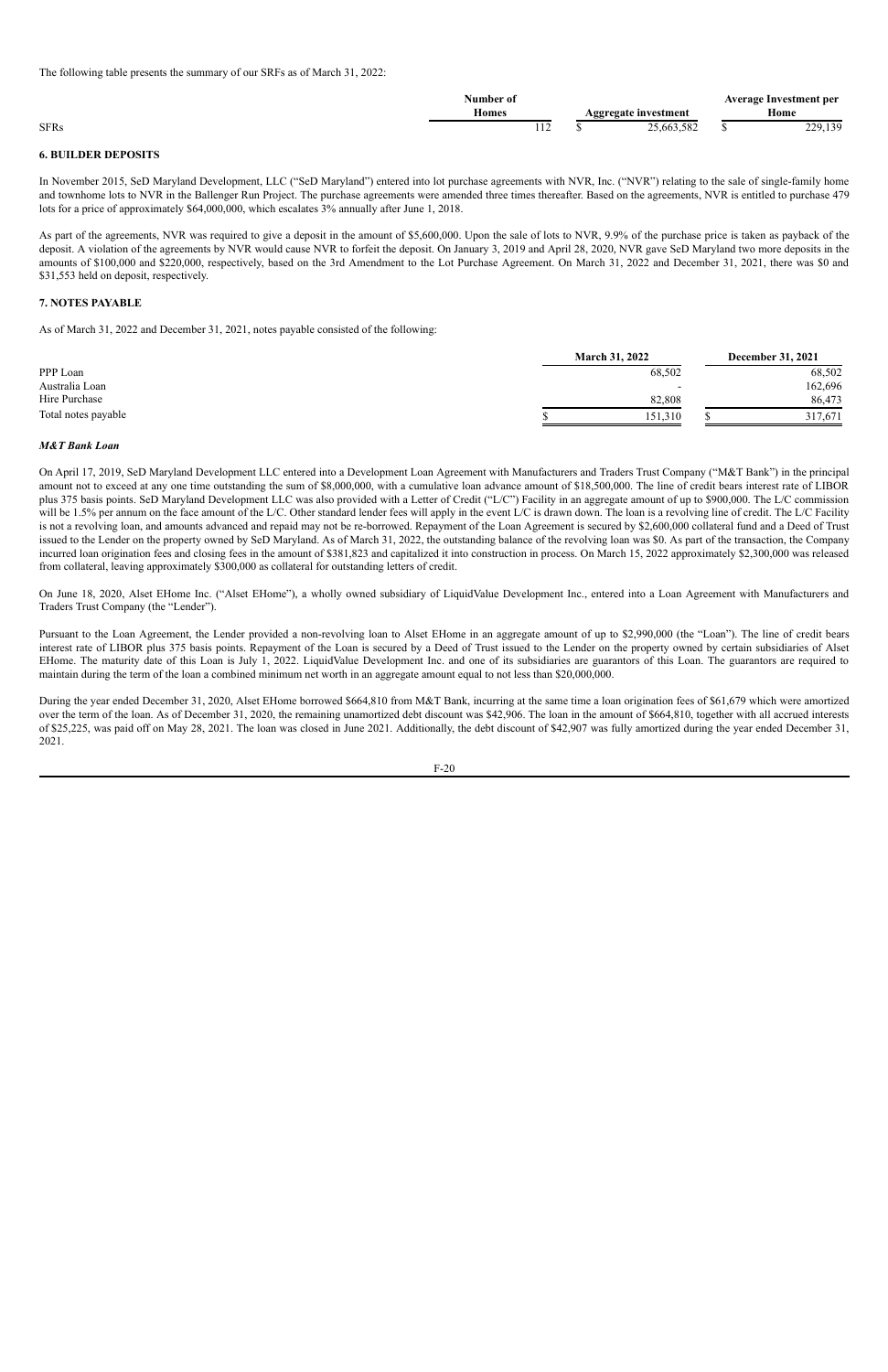The following table presents the summary of our SRFs as of March 31, 2022:

| | Number of Homes | Aggregate investment | Average Investment per Home |
|---|---|---|---|
| SFRs | 112 | $ 25,663,582 | $ 229,139 |

### 6. BUILDER DEPOSITS

In November 2015, SeD Maryland Development, LLC ("SeD Maryland") entered into lot purchase agreements with NVR, Inc. ("NVR") relating to the sale of single-family home and townhome lots to NVR in the Ballenger Run Project. The purchase agreements were amended three times thereafter. Based on the agreements, NVR is entitled to purchase 479 lots for a price of approximately $64,000,000, which escalates 3% annually after June 1, 2018.

As part of the agreements, NVR was required to give a deposit in the amount of $5,600,000. Upon the sale of lots to NVR, 9.9% of the purchase price is taken as payback of the deposit. A violation of the agreements by NVR would cause NVR to forfeit the deposit. On January 3, 2019 and April 28, 2020, NVR gave SeD Maryland two more deposits in the amounts of $100,000 and $220,000, respectively, based on the 3rd Amendment to the Lot Purchase Agreement. On March 31, 2022 and December 31, 2021, there was $0 and $31,553 held on deposit, respectively.

### 7. NOTES PAYABLE

As of March 31, 2022 and December 31, 2021, notes payable consisted of the following:

| | March 31, 2022 | December 31, 2021 |
|---|---|---|
| PPP Loan | 68,502 | 68,502 |
| Australia Loan | - | 162,696 |
| Hire Purchase | 82,808 | 86,473 |
| Total notes payable | $ 151,310 | $ 317,671 |

***M&T Bank Loan***

On April 17, 2019, SeD Maryland Development LLC entered into a Development Loan Agreement with Manufacturers and Traders Trust Company ("M&T Bank") in the principal amount not to exceed at any one time outstanding the sum of $8,000,000, with a cumulative loan advance amount of $18,500,000. The line of credit bears interest rate of LIBOR plus 375 basis points. SeD Maryland Development LLC was also provided with a Letter of Credit ("L/C") Facility in an aggregate amount of up to $900,000. The L/C commission will be 1.5% per annum on the face amount of the L/C. Other standard lender fees will apply in the event L/C is drawn down. The loan is a revolving line of credit. The L/C Facility is not a revolving loan, and amounts advanced and repaid may not be re-borrowed. Repayment of the Loan Agreement is secured by $2,600,000 collateral fund and a Deed of Trust issued to the Lender on the property owned by SeD Maryland. As of March 31, 2022, the outstanding balance of the revolving loan was $0. As part of the transaction, the Company incurred loan origination fees and closing fees in the amount of $381,823 and capitalized it into construction in process. On March 15, 2022 approximately $2,300,000 was released from collateral, leaving approximately $300,000 as collateral for outstanding letters of credit.

On June 18, 2020, Alset EHome Inc. ("Alset EHome"), a wholly owned subsidiary of LiquidValue Development Inc., entered into a Loan Agreement with Manufacturers and Traders Trust Company (the "Lender").

Pursuant to the Loan Agreement, the Lender provided a non-revolving loan to Alset EHome in an aggregate amount of up to $2,990,000 (the "Loan"). The line of credit bears interest rate of LIBOR plus 375 basis points. Repayment of the Loan is secured by a Deed of Trust issued to the Lender on the property owned by certain subsidiaries of Alset EHome. The maturity date of this Loan is July 1, 2022. LiquidValue Development Inc. and one of its subsidiaries are guarantors of this Loan. The guarantors are required to maintain during the term of the loan a combined minimum net worth in an aggregate amount equal to not less than $20,000,000.

During the year ended December 31, 2020, Alset EHome borrowed $664,810 from M&T Bank, incurring at the same time a loan origination fees of $61,679 which were amortized over the term of the loan. As of December 31, 2020, the remaining unamortized debt discount was $42,906. The loan in the amount of $664,810, together with all accrued interests of $25,225, was paid off on May 28, 2021. The loan was closed in June 2021. Additionally, the debt discount of $42,907 was fully amortized during the year ended December 31, 2021.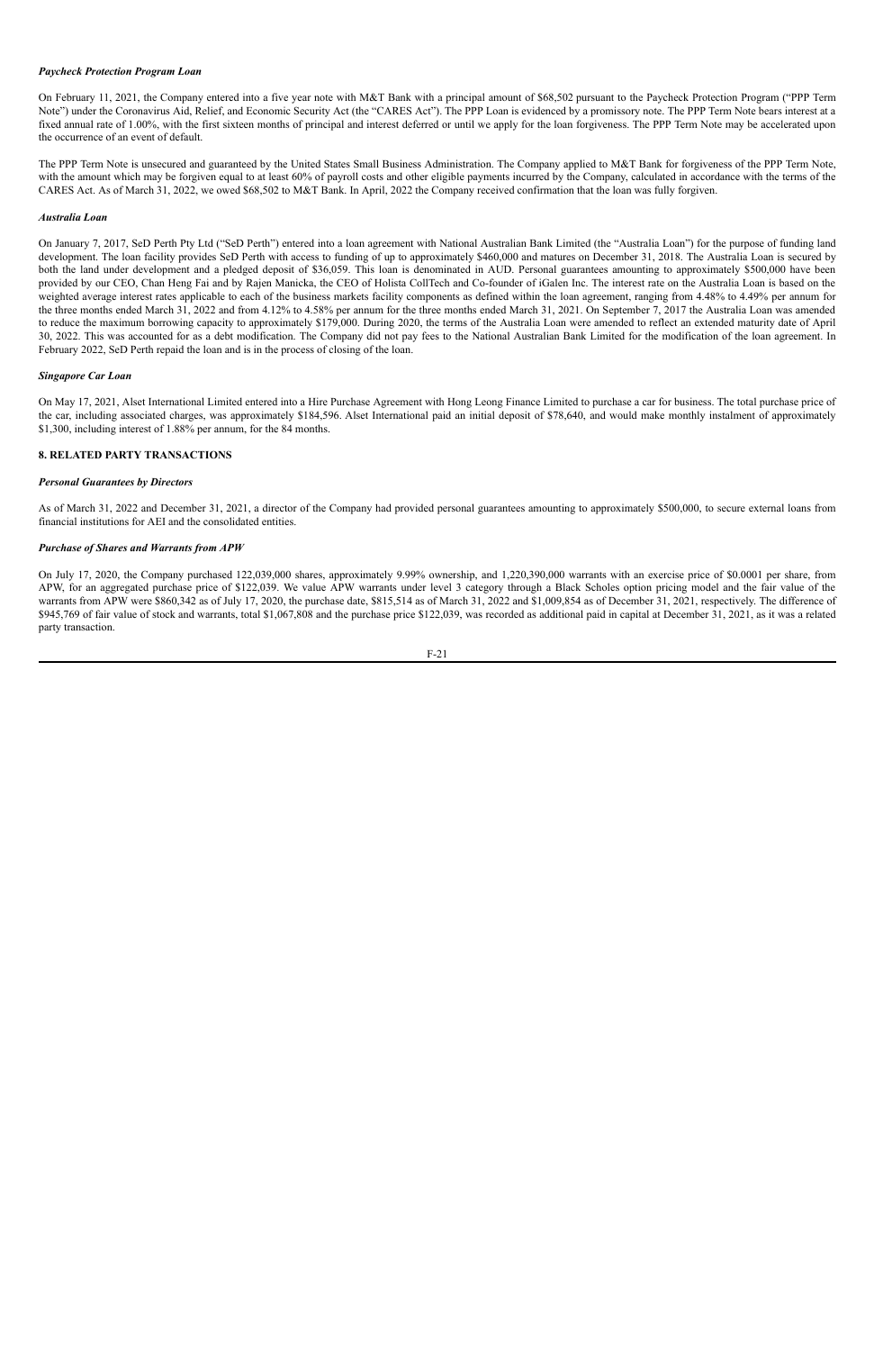***Paycheck Protection Program Loan***

On February 11, 2021, the Company entered into a five year note with M&T Bank with a principal amount of $68,502 pursuant to the Paycheck Protection Program ("PPP Term Note") under the Coronavirus Aid, Relief, and Economic Security Act (the "CARES Act"). The PPP Loan is evidenced by a promissory note. The PPP Term Note bears interest at a fixed annual rate of 1.00%, with the first sixteen months of principal and interest deferred or until we apply for the loan forgiveness. The PPP Term Note may be accelerated upon the occurrence of an event of default.

The PPP Term Note is unsecured and guaranteed by the United States Small Business Administration. The Company applied to M&T Bank for forgiveness of the PPP Term Note, with the amount which may be forgiven equal to at least 60% of payroll costs and other eligible payments incurred by the Company, calculated in accordance with the terms of the CARES Act. As of March 31, 2022, we owed $68,502 to M&T Bank. In April, 2022 the Company received confirmation that the loan was fully forgiven.

***Australia Loan***

On January 7, 2017, SeD Perth Pty Ltd ("SeD Perth") entered into a loan agreement with National Australian Bank Limited (the "Australia Loan") for the purpose of funding land development. The loan facility provides SeD Perth with access to funding of up to approximately $460,000 and matures on December 31, 2018. The Australia Loan is secured by both the land under development and a pledged deposit of $36,059. This loan is denominated in AUD. Personal guarantees amounting to approximately $500,000 have been provided by our CEO, Chan Heng Fai and by Rajen Manicka, the CEO of Holista CollTech and Co-founder of iGalen Inc. The interest rate on the Australia Loan is based on the weighted average interest rates applicable to each of the business markets facility components as defined within the loan agreement, ranging from 4.48% to 4.49% per annum for the three months ended March 31, 2022 and from 4.12% to 4.58% per annum for the three months ended March 31, 2021. On September 7, 2017 the Australia Loan was amended to reduce the maximum borrowing capacity to approximately $179,000. During 2020, the terms of the Australia Loan were amended to reflect an extended maturity date of April 30, 2022. This was accounted for as a debt modification. The Company did not pay fees to the National Australian Bank Limited for the modification of the loan agreement. In February 2022, SeD Perth repaid the loan and is in the process of closing of the loan.

***Singapore Car Loan***

On May 17, 2021, Alset International Limited entered into a Hire Purchase Agreement with Hong Leong Finance Limited to purchase a car for business. The total purchase price of the car, including associated charges, was approximately $184,596. Alset International paid an initial deposit of $78,640, and would make monthly instalment of approximately $1,300, including interest of 1.88% per annum, for the 84 months.

## 8. RELATED PARTY TRANSACTIONS

***Personal Guarantees by Directors***

As of March 31, 2022 and December 31, 2021, a director of the Company had provided personal guarantees amounting to approximately $500,000, to secure external loans from financial institutions for AEI and the consolidated entities.

***Purchase of Shares and Warrants from APW***

On July 17, 2020, the Company purchased 122,039,000 shares, approximately 9.99% ownership, and 1,220,390,000 warrants with an exercise price of $0.0001 per share, from APW, for an aggregated purchase price of $122,039. We value APW warrants under level 3 category through a Black Scholes option pricing model and the fair value of the warrants from APW were $860,342 as of July 17, 2020, the purchase date, $815,514 as of March 31, 2022 and $1,009,854 as of December 31, 2021, respectively. The difference of $945,769 of fair value of stock and warrants, total $1,067,808 and the purchase price $122,039, was recorded as additional paid in capital at December 31, 2021, as it was a related party transaction.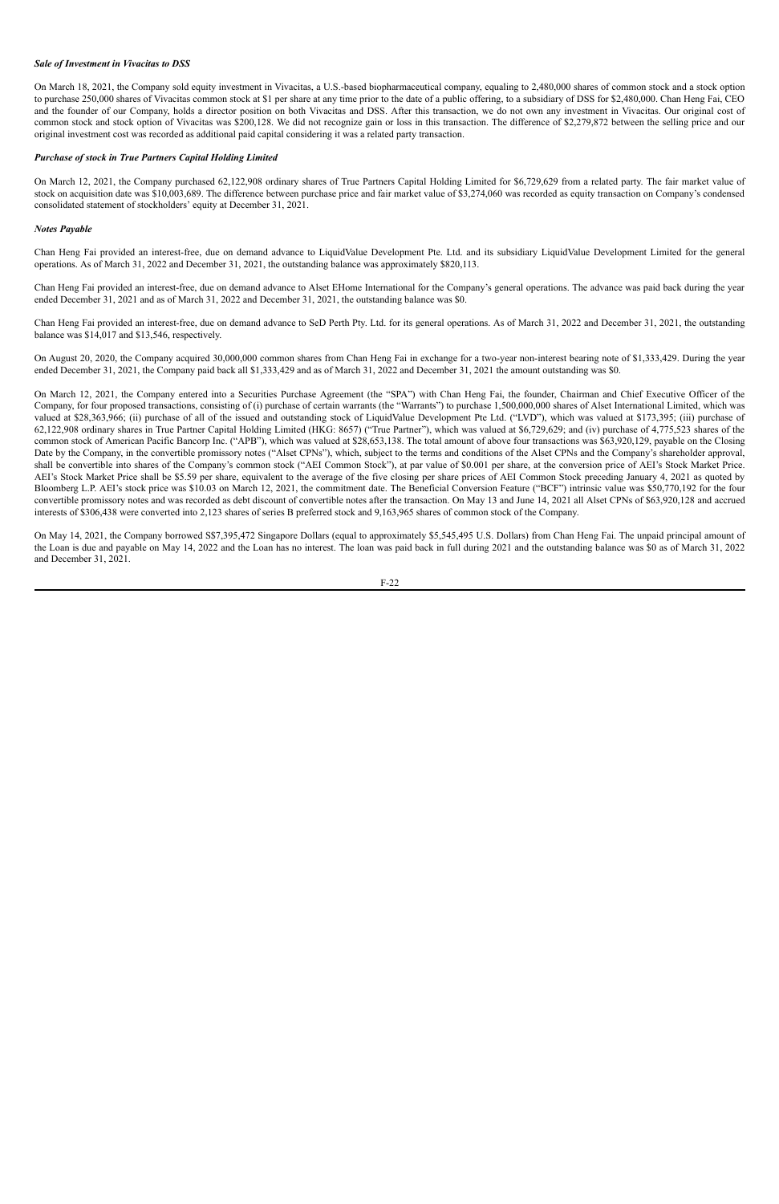***Sale of Investment in Vivacitas to DSS***

On March 18, 2021, the Company sold equity investment in Vivacitas, a U.S.-based biopharmaceutical company, equaling to 2,480,000 shares of common stock and a stock option to purchase 250,000 shares of Vivacitas common stock at $1 per share at any time prior to the date of a public offering, to a subsidiary of DSS for $2,480,000. Chan Heng Fai, CEO and the founder of our Company, holds a director position on both Vivacitas and DSS. After this transaction, we do not own any investment in Vivacitas. Our original cost of common stock and stock option of Vivacitas was $200,128. We did not recognize gain or loss in this transaction. The difference of $2,279,872 between the selling price and our original investment cost was recorded as additional paid capital considering it was a related party transaction.

***Purchase of stock in True Partners Capital Holding Limited***

On March 12, 2021, the Company purchased 62,122,908 ordinary shares of True Partners Capital Holding Limited for $6,729,629 from a related party. The fair market value of stock on acquisition date was $10,003,689. The difference between purchase price and fair market value of $3,274,060 was recorded as equity transaction on Company's condensed consolidated statement of stockholders' equity at December 31, 2021.

***Notes Payable***

Chan Heng Fai provided an interest-free, due on demand advance to LiquidValue Development Pte. Ltd. and its subsidiary LiquidValue Development Limited for the general operations. As of March 31, 2022 and December 31, 2021, the outstanding balance was approximately $820,113.

Chan Heng Fai provided an interest-free, due on demand advance to Alset EHome International for the Company's general operations. The advance was paid back during the year ended December 31, 2021 and as of March 31, 2022 and December 31, 2021, the outstanding balance was $0.

Chan Heng Fai provided an interest-free, due on demand advance to SeD Perth Pty. Ltd. for its general operations. As of March 31, 2022 and December 31, 2021, the outstanding balance was $14,017 and $13,546, respectively.

On August 20, 2020, the Company acquired 30,000,000 common shares from Chan Heng Fai in exchange for a two-year non-interest bearing note of $1,333,429. During the year ended December 31, 2021, the Company paid back all $1,333,429 and as of March 31, 2022 and December 31, 2021 the amount outstanding was $0.

On March 12, 2021, the Company entered into a Securities Purchase Agreement (the "SPA") with Chan Heng Fai, the founder, Chairman and Chief Executive Officer of the Company, for four proposed transactions, consisting of (i) purchase of certain warrants (the "Warrants") to purchase 1,500,000,000 shares of Alset International Limited, which was valued at $28,363,966; (ii) purchase of all of the issued and outstanding stock of LiquidValue Development Pte Ltd. ("LVD"), which was valued at $173,395; (iii) purchase of 62,122,908 ordinary shares in True Partner Capital Holding Limited (HKG: 8657) ("True Partner"), which was valued at $6,729,629; and (iv) purchase of 4,775,523 shares of the common stock of American Pacific Bancorp Inc. ("APB"), which was valued at $28,653,138. The total amount of above four transactions was $63,920,129, payable on the Closing Date by the Company, in the convertible promissory notes ("Alset CPNs"), which, subject to the terms and conditions of the Alset CPNs and the Company's shareholder approval, shall be convertible into shares of the Company's common stock ("AEI Common Stock"), at par value of $0.001 per share, at the conversion price of AEI's Stock Market Price. AEI's Stock Market Price shall be $5.59 per share, equivalent to the average of the five closing per share prices of AEI Common Stock preceding January 4, 2021 as quoted by Bloomberg L.P. AEI's stock price was $10.03 on March 12, 2021, the commitment date. The Beneficial Conversion Feature ("BCF") intrinsic value was $50,770,192 for the four convertible promissory notes and was recorded as debt discount of convertible notes after the transaction. On May 13 and June 14, 2021 all Alset CPNs of $63,920,128 and accrued interests of $306,438 were converted into 2,123 shares of series B preferred stock and 9,163,965 shares of common stock of the Company.

On May 14, 2021, the Company borrowed S$7,395,472 Singapore Dollars (equal to approximately $5,545,495 U.S. Dollars) from Chan Heng Fai. The unpaid principal amount of the Loan is due and payable on May 14, 2022 and the Loan has no interest. The loan was paid back in full during 2021 and the outstanding balance was $0 as of March 31, 2022 and December 31, 2021.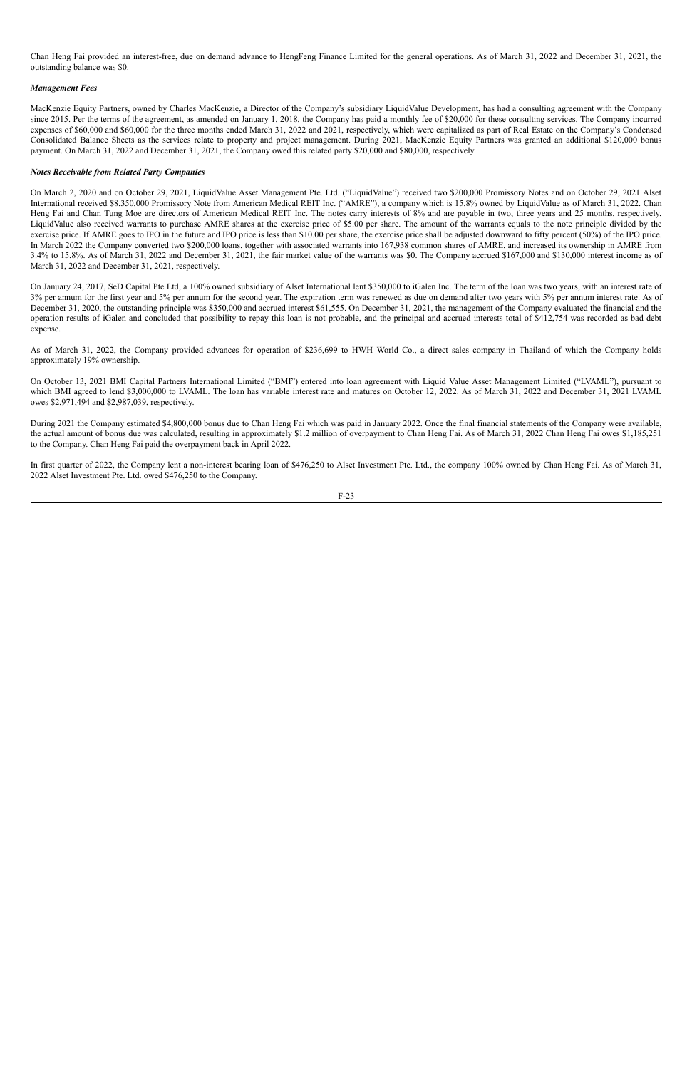Chan Heng Fai provided an interest-free, due on demand advance to HengFeng Finance Limited for the general operations. As of March 31, 2022 and December 31, 2021, the outstanding balance was $0.

***Management Fees***

MacKenzie Equity Partners, owned by Charles MacKenzie, a Director of the Company's subsidiary LiquidValue Development, has had a consulting agreement with the Company since 2015. Per the terms of the agreement, as amended on January 1, 2018, the Company has paid a monthly fee of $20,000 for these consulting services. The Company incurred expenses of $60,000 and $60,000 for the three months ended March 31, 2022 and 2021, respectively, which were capitalized as part of Real Estate on the Company's Condensed Consolidated Balance Sheets as the services relate to property and project management. During 2021, MacKenzie Equity Partners was granted an additional $120,000 bonus payment. On March 31, 2022 and December 31, 2021, the Company owed this related party $20,000 and $80,000, respectively.

***Notes Receivable from Related Party Companies***

On March 2, 2020 and on October 29, 2021, LiquidValue Asset Management Pte. Ltd. ("LiquidValue") received two $200,000 Promissory Notes and on October 29, 2021 Alset International received $8,350,000 Promissory Note from American Medical REIT Inc. ("AMRE"), a company which is 15.8% owned by LiquidValue as of March 31, 2022. Chan Heng Fai and Chan Tung Moe are directors of American Medical REIT Inc. The notes carry interests of 8% and are payable in two, three years and 25 months, respectively. LiquidValue also received warrants to purchase AMRE shares at the exercise price of $5.00 per share. The amount of the warrants equals to the note principle divided by the exercise price. If AMRE goes to IPO in the future and IPO price is less than $10.00 per share, the exercise price shall be adjusted downward to fifty percent (50%) of the IPO price. In March 2022 the Company converted two $200,000 loans, together with associated warrants into 167,938 common shares of AMRE, and increased its ownership in AMRE from 3.4% to 15.8%. As of March 31, 2022 and December 31, 2021, the fair market value of the warrants was $0. The Company accrued $167,000 and $130,000 interest income as of March 31, 2022 and December 31, 2021, respectively.

On January 24, 2017, SeD Capital Pte Ltd, a 100% owned subsidiary of Alset International lent $350,000 to iGalen Inc. The term of the loan was two years, with an interest rate of 3% per annum for the first year and 5% per annum for the second year. The expiration term was renewed as due on demand after two years with 5% per annum interest rate. As of December 31, 2020, the outstanding principle was $350,000 and accrued interest $61,555. On December 31, 2021, the management of the Company evaluated the financial and the operation results of iGalen and concluded that possibility to repay this loan is not probable, and the principal and accrued interests total of $412,754 was recorded as bad debt expense.

As of March 31, 2022, the Company provided advances for operation of $236,699 to HWH World Co., a direct sales company in Thailand of which the Company holds approximately 19% ownership.

On October 13, 2021 BMI Capital Partners International Limited ("BMI") entered into loan agreement with Liquid Value Asset Management Limited ("LVAML"), pursuant to which BMI agreed to lend $3,000,000 to LVAML. The loan has variable interest rate and matures on October 12, 2022. As of March 31, 2022 and December 31, 2021 LVAML owes $2,971,494 and $2,987,039, respectively.

During 2021 the Company estimated $4,800,000 bonus due to Chan Heng Fai which was paid in January 2022. Once the final financial statements of the Company were available, the actual amount of bonus due was calculated, resulting in approximately $1.2 million of overpayment to Chan Heng Fai. As of March 31, 2022 Chan Heng Fai owes $1,185,251 to the Company. Chan Heng Fai paid the overpayment back in April 2022.

In first quarter of 2022, the Company lent a non-interest bearing loan of $476,250 to Alset Investment Pte. Ltd., the company 100% owned by Chan Heng Fai. As of March 31, 2022 Alset Investment Pte. Ltd. owed $476,250 to the Company.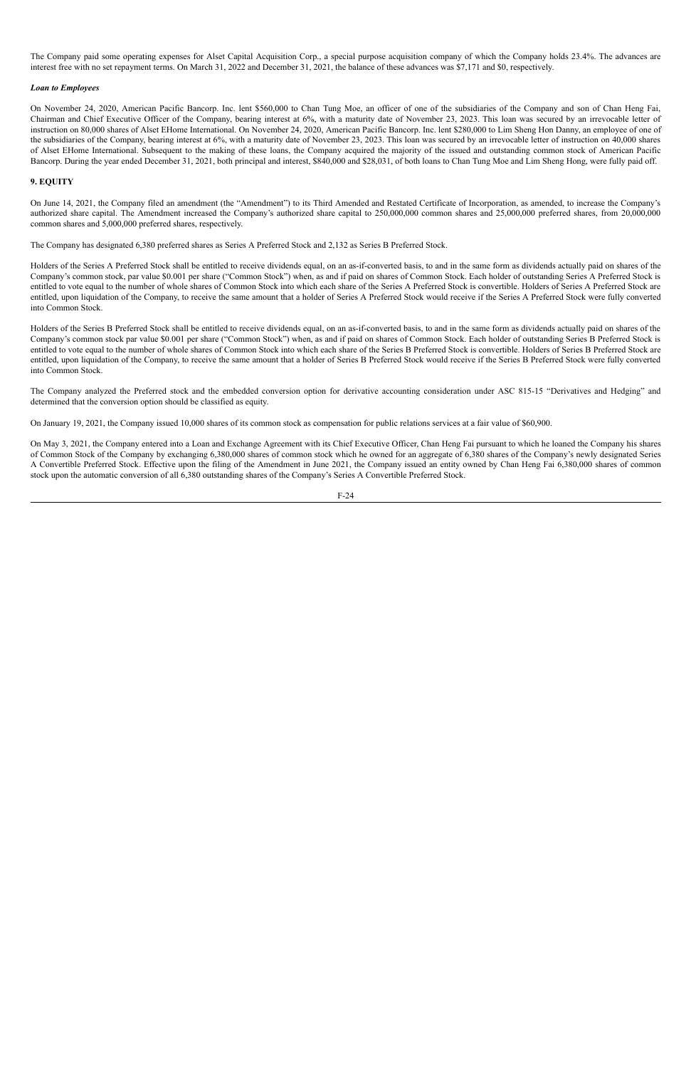The Company paid some operating expenses for Alset Capital Acquisition Corp., a special purpose acquisition company of which the Company holds 23.4%. The advances are interest free with no set repayment terms. On March 31, 2022 and December 31, 2021, the balance of these advances was $7,171 and $0, respectively.

***Loan to Employees***

On November 24, 2020, American Pacific Bancorp. Inc. lent $560,000 to Chan Tung Moe, an officer of one of the subsidiaries of the Company and son of Chan Heng Fai, Chairman and Chief Executive Officer of the Company, bearing interest at 6%, with a maturity date of November 23, 2023. This loan was secured by an irrevocable letter of instruction on 80,000 shares of Alset EHome International. On November 24, 2020, American Pacific Bancorp. Inc. lent $280,000 to Lim Sheng Hon Danny, an employee of one of the subsidiaries of the Company, bearing interest at 6%, with a maturity date of November 23, 2023. This loan was secured by an irrevocable letter of instruction on 40,000 shares of Alset EHome International. Subsequent to the making of these loans, the Company acquired the majority of the issued and outstanding common stock of American Pacific Bancorp. During the year ended December 31, 2021, both principal and interest, $840,000 and $28,031, of both loans to Chan Tung Moe and Lim Sheng Hong, were fully paid off.

**9. EQUITY**

On June 14, 2021, the Company filed an amendment (the "Amendment") to its Third Amended and Restated Certificate of Incorporation, as amended, to increase the Company's authorized share capital. The Amendment increased the Company's authorized share capital to 250,000,000 common shares and 25,000,000 preferred shares, from 20,000,000 common shares and 5,000,000 preferred shares, respectively.

The Company has designated 6,380 preferred shares as Series A Preferred Stock and 2,132 as Series B Preferred Stock.

Holders of the Series A Preferred Stock shall be entitled to receive dividends equal, on an as-if-converted basis, to and in the same form as dividends actually paid on shares of the Company's common stock, par value $0.001 per share ("Common Stock") when, as and if paid on shares of Common Stock. Each holder of outstanding Series A Preferred Stock is entitled to vote equal to the number of whole shares of Common Stock into which each share of the Series A Preferred Stock is convertible. Holders of Series A Preferred Stock are entitled, upon liquidation of the Company, to receive the same amount that a holder of Series A Preferred Stock would receive if the Series A Preferred Stock were fully converted into Common Stock.

Holders of the Series B Preferred Stock shall be entitled to receive dividends equal, on an as-if-converted basis, to and in the same form as dividends actually paid on shares of the Company's common stock par value $0.001 per share ("Common Stock") when, as and if paid on shares of Common Stock. Each holder of outstanding Series B Preferred Stock is entitled to vote equal to the number of whole shares of Common Stock into which each share of the Series B Preferred Stock is convertible. Holders of Series B Preferred Stock are entitled, upon liquidation of the Company, to receive the same amount that a holder of Series B Preferred Stock would receive if the Series B Preferred Stock were fully converted into Common Stock.

The Company analyzed the Preferred stock and the embedded conversion option for derivative accounting consideration under ASC 815-15 "Derivatives and Hedging" and determined that the conversion option should be classified as equity.

On January 19, 2021, the Company issued 10,000 shares of its common stock as compensation for public relations services at a fair value of $60,900.

On May 3, 2021, the Company entered into a Loan and Exchange Agreement with its Chief Executive Officer, Chan Heng Fai pursuant to which he loaned the Company his shares of Common Stock of the Company by exchanging 6,380,000 shares of common stock which he owned for an aggregate of 6,380 shares of the Company's newly designated Series A Convertible Preferred Stock. Effective upon the filing of the Amendment in June 2021, the Company issued an entity owned by Chan Heng Fai 6,380,000 shares of common stock upon the automatic conversion of all 6,380 outstanding shares of the Company's Series A Convertible Preferred Stock.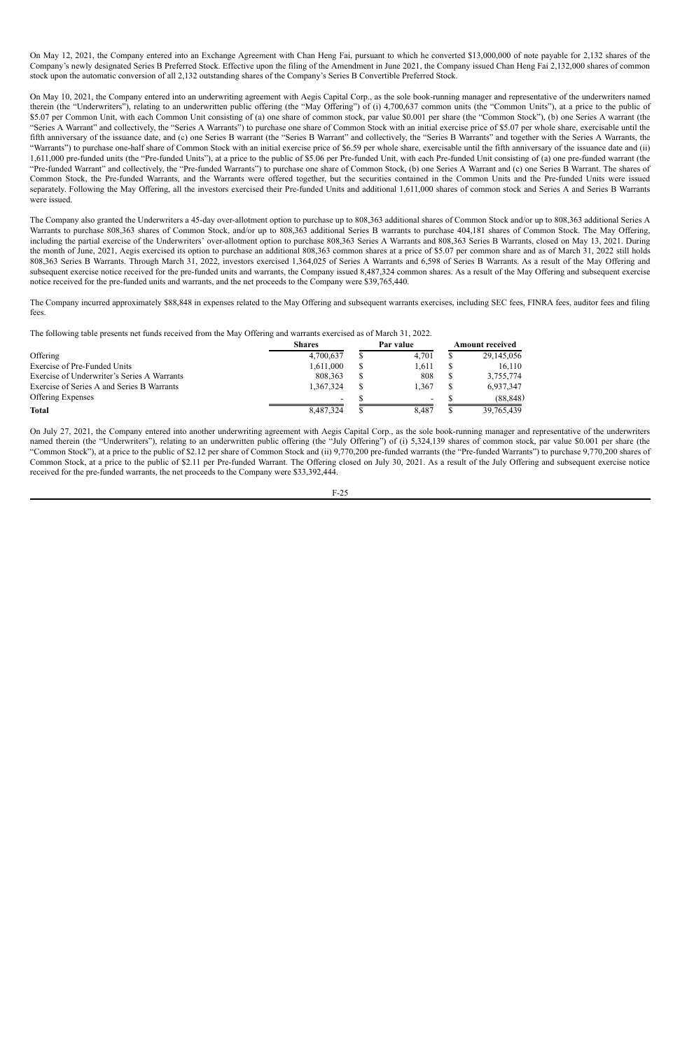On May 12, 2021, the Company entered into an Exchange Agreement with Chan Heng Fai, pursuant to which he converted $13,000,000 of note payable for 2,132 shares of the Company's newly designated Series B Preferred Stock. Effective upon the filing of the Amendment in June 2021, the Company issued Chan Heng Fai 2,132,000 shares of common stock upon the automatic conversion of all 2,132 outstanding shares of the Company's Series B Convertible Preferred Stock.

On May 10, 2021, the Company entered into an underwriting agreement with Aegis Capital Corp., as the sole book-running manager and representative of the underwriters named therein (the "Underwriters"), relating to an underwritten public offering (the "May Offering") of (i) 4,700,637 common units (the "Common Units"), at a price to the public of $5.07 per Common Unit, with each Common Unit consisting of (a) one share of common stock, par value $0.001 per share (the "Common Stock"), (b) one Series A warrant (the "Series A Warrant" and collectively, the "Series A Warrants") to purchase one share of Common Stock with an initial exercise price of $5.07 per whole share, exercisable until the fifth anniversary of the issuance date, and (c) one Series B warrant (the "Series B Warrant" and collectively, the "Series B Warrants" and together with the Series A Warrants, the "Warrants") to purchase one-half share of Common Stock with an initial exercise price of $6.59 per whole share, exercisable until the fifth anniversary of the issuance date and (ii) 1,611,000 pre-funded units (the "Pre-funded Units"), at a price to the public of $5.06 per Pre-funded Unit, with each Pre-funded Unit consisting of (a) one pre-funded warrant (the "Pre-funded Warrant" and collectively, the "Pre-funded Warrants") to purchase one share of Common Stock, (b) one Series A Warrant and (c) one Series B Warrant. The shares of Common Stock, the Pre-funded Warrants, and the Warrants were offered together, but the securities contained in the Common Units and the Pre-funded Units were issued separately. Following the May Offering, all the investors exercised their Pre-funded Units and additional 1,611,000 shares of common stock and Series A and Series B Warrants were issued.

The Company also granted the Underwriters a 45-day over-allotment option to purchase up to 808,363 additional shares of Common Stock and/or up to 808,363 additional Series A Warrants to purchase 808,363 shares of Common Stock, and/or up to 808,363 additional Series B warrants to purchase 404,181 shares of Common Stock. The May Offering, including the partial exercise of the Underwriters' over-allotment option to purchase 808,363 Series A Warrants and 808,363 Series B Warrants, closed on May 13, 2021. During the month of June, 2021, Aegis exercised its option to purchase an additional 808,363 common shares at a price of $5.07 per common share and as of March 31, 2022 still holds 808,363 Series B Warrants. Through March 31, 2022, investors exercised 1,364,025 of Series A Warrants and 6,598 of Series B Warrants. As a result of the May Offering and subsequent exercise notice received for the pre-funded units and warrants, the Company issued 8,487,324 common shares. As a result of the May Offering and subsequent exercise notice received for the pre-funded units and warrants, and the net proceeds to the Company were $39,765,440.

The Company incurred approximately $88,848 in expenses related to the May Offering and subsequent warrants exercises, including SEC fees, FINRA fees, auditor fees and filing fees.

The following table presents net funds received from the May Offering and warrants exercised as of March 31, 2022.

| | Shares | Par value | Amount received |
|---|---|---|---|
| Offering | 4,700,637 | $ 4,701 | $ 29,145,056 |
| Exercise of Pre-Funded Units | 1,611,000 | $ 1,611 | $ 16,110 |
| Exercise of Underwriter's Series A Warrants | 808,363 | $ 808 | $ 3,755,774 |
| Exercise of Series A and Series B Warrants | 1,367,324 | $ 1,367 | $ 6,937,347 |
| Offering Expenses | - | $ - | $ (88,848) |
| **Total** | 8,487,324 | $ 8,487 | $ 39,765,439 |

On July 27, 2021, the Company entered into another underwriting agreement with Aegis Capital Corp., as the sole book-running manager and representative of the underwriters named therein (the "Underwriters"), relating to an underwritten public offering (the "July Offering") of (i) 5,324,139 shares of common stock, par value $0.001 per share (the "Common Stock"), at a price to the public of $2.12 per share of Common Stock and (ii) 9,770,200 pre-funded warrants (the "Pre-funded Warrants") to purchase 9,770,200 shares of Common Stock, at a price to the public of $2.11 per Pre-funded Warrant. The Offering closed on July 30, 2021. As a result of the July Offering and subsequent exercise notice received for the pre-funded warrants, the net proceeds to the Company were $33,392,444.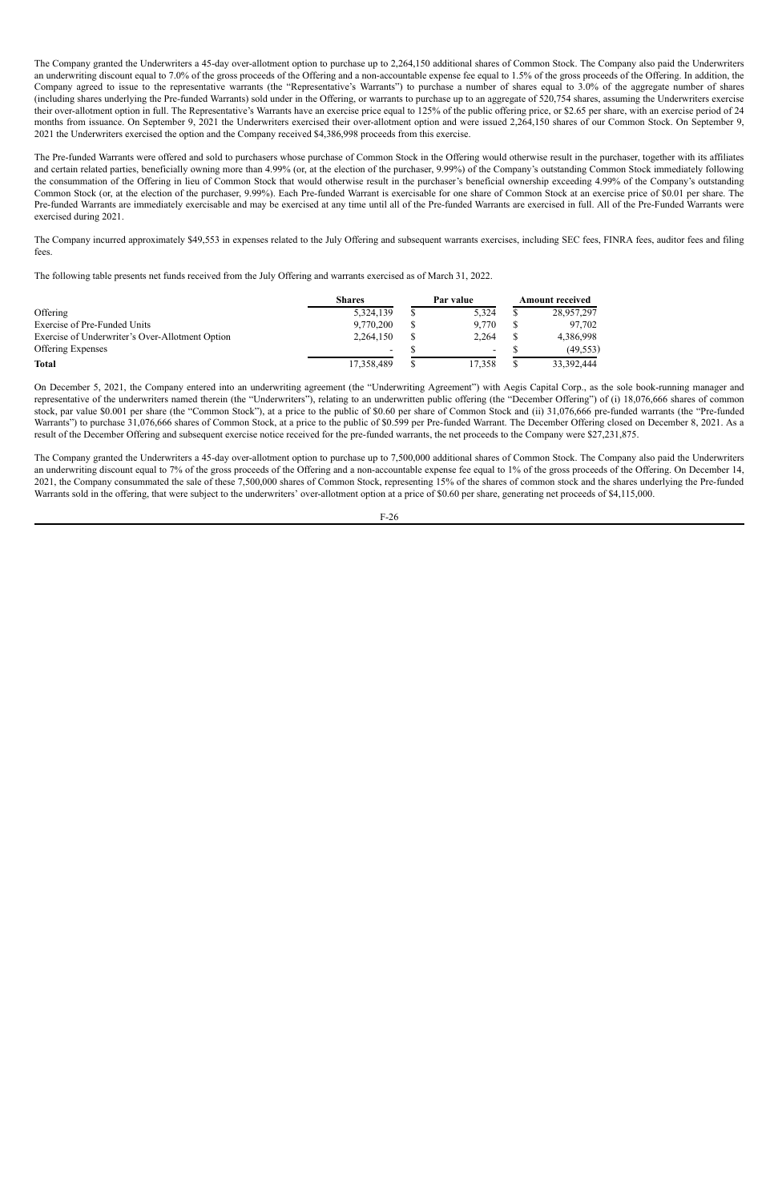The Company granted the Underwriters a 45-day over-allotment option to purchase up to 2,264,150 additional shares of Common Stock. The Company also paid the Underwriters an underwriting discount equal to 7.0% of the gross proceeds of the Offering and a non-accountable expense fee equal to 1.5% of the gross proceeds of the Offering. In addition, the Company agreed to issue to the representative warrants (the "Representative's Warrants") to purchase a number of shares equal to 3.0% of the aggregate number of shares (including shares underlying the Pre-funded Warrants) sold under in the Offering, or warrants to purchase up to an aggregate of 520,754 shares, assuming the Underwriters exercise their over-allotment option in full. The Representative's Warrants have an exercise price equal to 125% of the public offering price, or $2.65 per share, with an exercise period of 24 months from issuance. On September 9, 2021 the Underwriters exercised their over-allotment option and were issued 2,264,150 shares of our Common Stock. On September 9, 2021 the Underwriters exercised the option and the Company received $4,386,998 proceeds from this exercise.

The Pre-funded Warrants were offered and sold to purchasers whose purchase of Common Stock in the Offering would otherwise result in the purchaser, together with its affiliates and certain related parties, beneficially owning more than 4.99% (or, at the election of the purchaser, 9.99%) of the Company's outstanding Common Stock immediately following the consummation of the Offering in lieu of Common Stock that would otherwise result in the purchaser's beneficial ownership exceeding 4.99% of the Company's outstanding Common Stock (or, at the election of the purchaser, 9.99%). Each Pre-funded Warrant is exercisable for one share of Common Stock at an exercise price of $0.01 per share. The Pre-funded Warrants are immediately exercisable and may be exercised at any time until all of the Pre-funded Warrants are exercised in full. All of the Pre-Funded Warrants were exercised during 2021.

The Company incurred approximately $49,553 in expenses related to the July Offering and subsequent warrants exercises, including SEC fees, FINRA fees, auditor fees and filing fees.

The following table presents net funds received from the July Offering and warrants exercised as of March 31, 2022.

| | Shares | Par value | Amount received |
|---|---|---|---|
| Offering | 5,324,139 | $ 5,324 | $ 28,957,297 |
| Exercise of Pre-Funded Units | 9,770,200 | $ 9,770 | $ 97,702 |
| Exercise of Underwriter's Over-Allotment Option | 2,264,150 | $ 2,264 | $ 4,386,998 |
| Offering Expenses | - | $ - | $ (49,553) |
| **Total** | 17,358,489 | $ 17,358 | $ 33,392,444 |

On December 5, 2021, the Company entered into an underwriting agreement (the "Underwriting Agreement") with Aegis Capital Corp., as the sole book-running manager and representative of the underwriters named therein (the "Underwriters"), relating to an underwritten public offering (the "December Offering") of (i) 18,076,666 shares of common stock, par value $0.001 per share (the "Common Stock"), at a price to the public of $0.60 per share of Common Stock and (ii) 31,076,666 pre-funded warrants (the "Pre-funded Warrants") to purchase 31,076,666 shares of Common Stock, at a price to the public of $0.599 per Pre-funded Warrant. The December Offering closed on December 8, 2021. As a result of the December Offering and subsequent exercise notice received for the pre-funded warrants, the net proceeds to the Company were $27,231,875.

The Company granted the Underwriters a 45-day over-allotment option to purchase up to 7,500,000 additional shares of Common Stock. The Company also paid the Underwriters an underwriting discount equal to 7% of the gross proceeds of the Offering and a non-accountable expense fee equal to 1% of the gross proceeds of the Offering. On December 14, 2021, the Company consummated the sale of these 7,500,000 shares of Common Stock, representing 15% of the shares of common stock and the shares underlying the Pre-funded Warrants sold in the offering, that were subject to the underwriters' over-allotment option at a price of $0.60 per share, generating net proceeds of $4,115,000.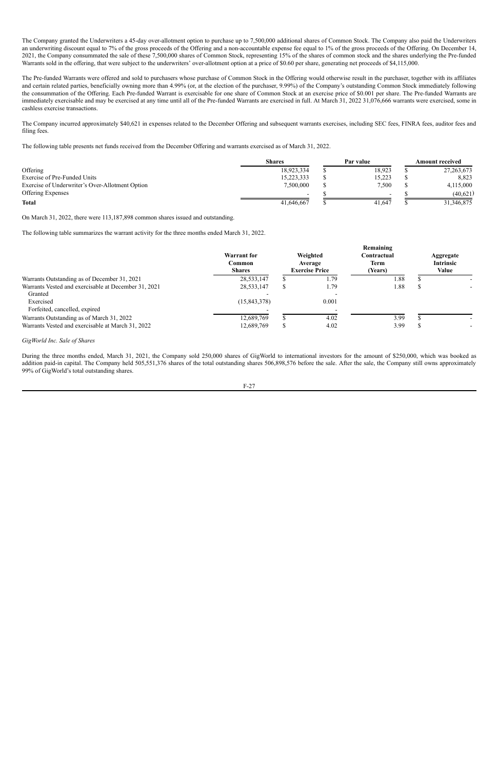The Company granted the Underwriters a 45-day over-allotment option to purchase up to 7,500,000 additional shares of Common Stock. The Company also paid the Underwriters an underwriting discount equal to 7% of the gross proceeds of the Offering and a non-accountable expense fee equal to 1% of the gross proceeds of the Offering. On December 14, 2021, the Company consummated the sale of these 7,500,000 shares of Common Stock, representing 15% of the shares of common stock and the shares underlying the Pre-funded Warrants sold in the offering, that were subject to the underwriters' over-allotment option at a price of $0.60 per share, generating net proceeds of $4,115,000.

The Pre-funded Warrants were offered and sold to purchasers whose purchase of Common Stock in the Offering would otherwise result in the purchaser, together with its affiliates and certain related parties, beneficially owning more than 4.99% (or, at the election of the purchaser, 9.99%) of the Company's outstanding Common Stock immediately following the consummation of the Offering. Each Pre-funded Warrant is exercisable for one share of Common Stock at an exercise price of $0.001 per share. The Pre-funded Warrants are immediately exercisable and may be exercised at any time until all of the Pre-funded Warrants are exercised in full. At March 31, 2022 31,076,666 warrants were exercised, some in cashless exercise transactions.

The Company incurred approximately $40,621 in expenses related to the December Offering and subsequent warrants exercises, including SEC fees, FINRA fees, auditor fees and filing fees.

The following table presents net funds received from the December Offering and warrants exercised as of March 31, 2022.

| | Shares | Par value | Amount received |
|---|---|---|---|
| Offering | 18,923,334 | $ 18,923 | $ 27,263,673 |
| Exercise of Pre-Funded Units | 15,223,333 | $ 15,223 | $ 8,823 |
| Exercise of Underwriter's Over-Allotment Option | 7,500,000 | $ 7,500 | $ 4,115,000 |
| Offering Expenses | - | $ - | $ (40,621) |
| **Total** | 41,646,667 | $ 41,647 | $ 31,346,875 |

On March 31, 2022, there were 113,187,898 common shares issued and outstanding.

The following table summarizes the warrant activity for the three months ended March 31, 2022.

| | Warrant for Common Shares | Weighted Average Exercise Price | Remaining Contractual Term (Years) | Aggregate Intrinsic Value |
|---|---|---|---|---|
| Warrants Outstanding as of December 31, 2021 | 28,533,147 | $ 1.79 | 1.88 | $ - |
| Warrants Vested and exercisable at December 31, 2021 | 28,533,147 | $ 1.79 | 1.88 | $ - |
| Granted | - | - | | |
| Exercised | (15,843,378) | 0.001 | | |
| Forfeited, cancelled, expired | - | - | | |
| Warrants Outstanding as of March 31, 2022 | 12,689,769 | $ 4.02 | 3.99 | $ - |
| Warrants Vested and exercisable at March 31, 2022 | 12,689,769 | $ 4.02 | 3.99 | $ - |

*GigWorld Inc. Sale of Shares*

During the three months ended, March 31, 2021, the Company sold 250,000 shares of GigWorld to international investors for the amount of $250,000, which was booked as addition paid-in capital. The Company held 505,551,376 shares of the total outstanding shares 506,898,576 before the sale. After the sale, the Company still owns approximately 99% of GigWorld's total outstanding shares.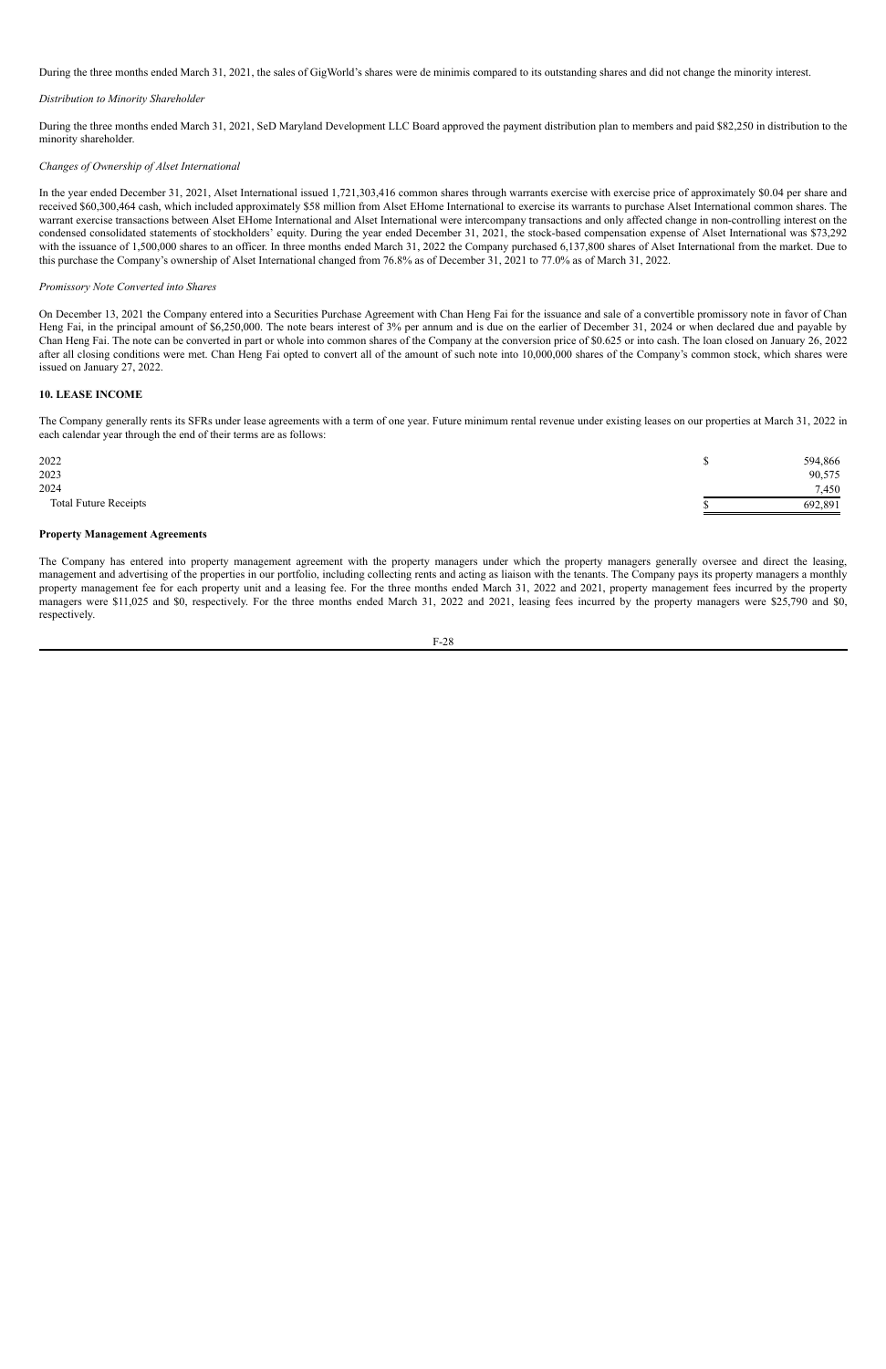During the three months ended March 31, 2021, the sales of GigWorld's shares were de minimis compared to its outstanding shares and did not change the minority interest.

*Distribution to Minority Shareholder*

During the three months ended March 31, 2021, SeD Maryland Development LLC Board approved the payment distribution plan to members and paid $82,250 in distribution to the minority shareholder.

*Changes of Ownership of Alset International*

In the year ended December 31, 2021, Alset International issued 1,721,303,416 common shares through warrants exercise with exercise price of approximately $0.04 per share and received $60,300,464 cash, which included approximately $58 million from Alset EHome International to exercise its warrants to purchase Alset International common shares. The warrant exercise transactions between Alset EHome International and Alset International were intercompany transactions and only affected change in non-controlling interest on the condensed consolidated statements of stockholders' equity. During the year ended December 31, 2021, the stock-based compensation expense of Alset International was $73,292 with the issuance of 1,500,000 shares to an officer. In three months ended March 31, 2022 the Company purchased 6,137,800 shares of Alset International from the market. Due to this purchase the Company's ownership of Alset International changed from 76.8% as of December 31, 2021 to 77.0% as of March 31, 2022.

*Promissory Note Converted into Shares*

On December 13, 2021 the Company entered into a Securities Purchase Agreement with Chan Heng Fai for the issuance and sale of a convertible promissory note in favor of Chan Heng Fai, in the principal amount of $6,250,000. The note bears interest of 3% per annum and is due on the earlier of December 31, 2024 or when declared due and payable by Chan Heng Fai. The note can be converted in part or whole into common shares of the Company at the conversion price of $0.625 or into cash. The loan closed on January 26, 2022 after all closing conditions were met. Chan Heng Fai opted to convert all of the amount of such note into 10,000,000 shares of the Company's common stock, which shares were issued on January 27, 2022.

## 10. LEASE INCOME

The Company generally rents its SFRs under lease agreements with a term of one year. Future minimum rental revenue under existing leases on our properties at March 31, 2022 in each calendar year through the end of their terms are as follows:

| | | |
|---|---|---|
| 2022 | $ | 594,866 |
| 2023 | | 90,575 |
| 2024 | | 7,450 |
| Total Future Receipts | $ | 692,891 |

### Property Management Agreements

The Company has entered into property management agreement with the property managers under which the property managers generally oversee and direct the leasing, management and advertising of the properties in our portfolio, including collecting rents and acting as liaison with the tenants. The Company pays its property managers a monthly property management fee for each property unit and a leasing fee. For the three months ended March 31, 2022 and 2021, property management fees incurred by the property managers were $11,025 and $0, respectively. For the three months ended March 31, 2022 and 2021, leasing fees incurred by the property managers were $25,790 and $0, respectively.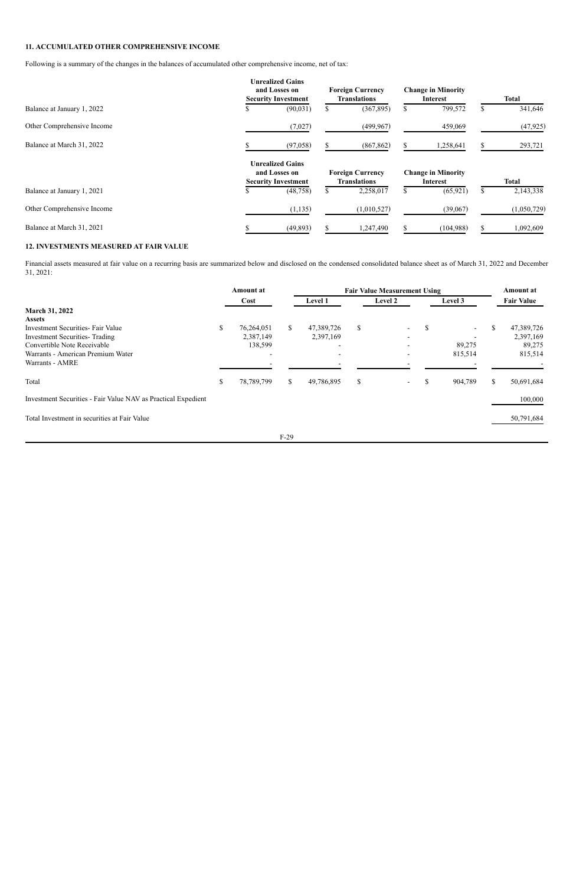**11. ACCUMULATED OTHER COMPREHENSIVE INCOME**

Following is a summary of the changes in the balances of accumulated other comprehensive income, net of tax:

| | Unrealized Gains and Losses on Security Investment | Foreign Currency Translations | Change in Minority Interest | Total |
|---|---|---|---|---|
| Balance at January 1, 2022 | $ (90,031) | $ (367,895) | $ 799,572 | $ 341,646 |
| Other Comprehensive Income | (7,027) | (499,967) | 459,069 | (47,925) |
| Balance at March 31, 2022 | $ (97,058) | $ (867,862) | $ 1,258,641 | $ 293,721 |

| | Unrealized Gains and Losses on Security Investment | Foreign Currency Translations | Change in Minority Interest | Total |
|---|---|---|---|---|
| Balance at January 1, 2021 | $ (48,758) | $ 2,258,017 | $ (65,921) | $ 2,143,338 |
| Other Comprehensive Income | (1,135) | (1,010,527) | (39,067) | (1,050,729) |
| Balance at March 31, 2021 | $ (49,893) | $ 1,247,490 | $ (104,988) | $ 1,092,609 |

**12. INVESTMENTS MEASURED AT FAIR VALUE**

Financial assets measured at fair value on a recurring basis are summarized below and disclosed on the condensed consolidated balance sheet as of March 31, 2022 and December 31, 2021:

| | Amount at Cost | Fair Value Measurement Using | | | Amount at Fair Value |
|---|---|---|---|---|---|
| | | Level 1 | Level 2 | Level 3 | |
| **March 31, 2022** | | | | | |
| **Assets** | | | | | |
| Investment Securities- Fair Value | $ 76,264,051 | $ 47,389,726 | $ - | $ - | $ 47,389,726 |
| Investment Securities- Trading | 2,387,149 | 2,397,169 | - | - | 2,397,169 |
| Convertible Note Receivable | 138,599 | - | - | 89,275 | 89,275 |
| Warrants - American Premium Water | - | - | - | 815,514 | 815,514 |
| Warrants - AMRE | - | - | - | - | - |
| Total | $ 78,789,799 | $ 49,786,895 | $ - | $ 904,789 | $ 50,691,684 |
| Investment Securities - Fair Value NAV as Practical Expedient | | | | | 100,000 |
| Total Investment in securities at Fair Value | | | | | 50,791,684 |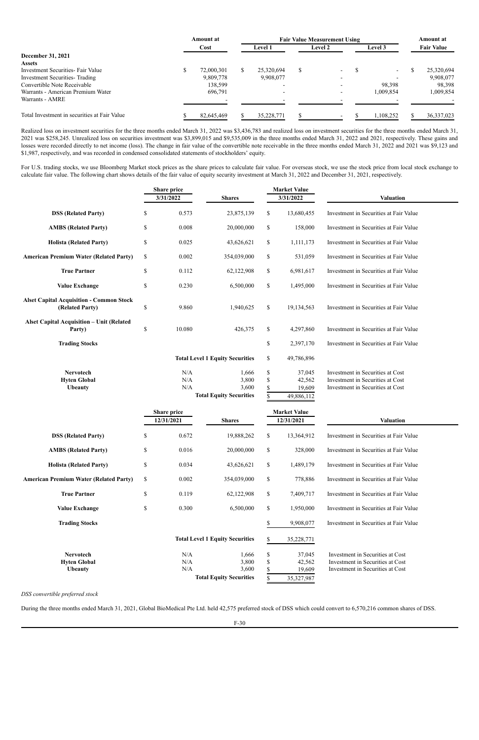| | Amount at Cost | Fair Value Measurement Using | | | Amount at Fair Value |
|---|---|---|---|---|---|
| | | Level 1 | Level 2 | Level 3 | |
| **December 31, 2021** | | | | | |
| **Assets** | | | | | |
| Investment Securities- Fair Value | $ 72,000,301 | $ 25,320,694 | $ - | $ - | $ 25,320,694 |
| Investment Securities- Trading | 9,809,778 | 9,908,077 | - | - | 9,908,077 |
| Convertible Note Receivable | 138,599 | - | - | 98,398 | 98,398 |
| Warrants - American Premium Water | 696,791 | - | - | 1,009,854 | 1,009,854 |
| Warrants - AMRE | - | - | - | - | - |
| Total Investment in securities at Fair Value | $ 82,645,469 | $ 35,228,771 | $ - | $ 1,108,252 | $ 36,337,023 |

Realized loss on investment securities for the three months ended March 31, 2022 was $3,436,783 and realized loss on investment securities for the three months ended March 31, 2021 was $258,245. Unrealized loss on securities investment was $3,899,015 and $9,535,009 in the three months ended March 31, 2022 and 2021, respectively. These gains and losses were recorded directly to net income (loss). The change in fair value of the convertible note receivable in the three months ended March 31, 2022 and 2021 was $9,123 and $1,987, respectively, and was recorded in condensed consolidated statements of stockholders' equity.

For U.S. trading stocks, we use Bloomberg Market stock prices as the share prices to calculate fair value. For overseas stock, we use the stock price from local stock exchange to calculate fair value. The following chart shows details of the fair value of equity security investment at March 31, 2022 and December 31, 2021, respectively.

| | Share price 3/31/2022 | Shares | Market Value 3/31/2022 | Valuation |
|---|---|---|---|---|
| **DSS (Related Party)** | $ 0.573 | 23,875,139 | $ 13,680,455 | Investment in Securities at Fair Value |
| **AMBS (Related Party)** | $ 0.008 | 20,000,000 | $ 158,000 | Investment in Securities at Fair Value |
| **Holista (Related Party)** | $ 0.025 | 43,626,621 | $ 1,111,173 | Investment in Securities at Fair Value |
| **American Premium Water (Related Party)** | $ 0.002 | 354,039,000 | $ 531,059 | Investment in Securities at Fair Value |
| **True Partner** | $ 0.112 | 62,122,908 | $ 6,981,617 | Investment in Securities at Fair Value |
| **Value Exchange** | $ 0.230 | 6,500,000 | $ 1,495,000 | Investment in Securities at Fair Value |
| **Alset Capital Acquisition - Common Stock (Related Party)** | $ 9.860 | 1,940,625 | $ 19,134,563 | Investment in Securities at Fair Value |
| **Alset Capital Acquisition – Unit (Related Party)** | $ 10.080 | 426,375 | $ 4,297,860 | Investment in Securities at Fair Value |
| **Trading Stocks** | | | $ 2,397,170 | Investment in Securities at Fair Value |
| | | **Total Level 1 Equity Securities** | $ 49,786,896 | |
| **Nervotech** | N/A | 1,666 | $ 37,045 | Investment in Securities at Cost |
| **Hyten Global** | N/A | 3,800 | $ 42,562 | Investment in Securities at Cost |
| **Ubeauty** | N/A | 3,600 | $ 19,609 | Investment in Securities at Cost |
| | | **Total Equity Securities** | $ 49,886,112 | |

| | Share price 12/31/2021 | Shares | Market Value 12/31/2021 | Valuation |
|---|---|---|---|---|
| **DSS (Related Party)** | $ 0.672 | 19,888,262 | $ 13,364,912 | Investment in Securities at Fair Value |
| **AMBS (Related Party)** | $ 0.016 | 20,000,000 | $ 328,000 | Investment in Securities at Fair Value |
| **Holista (Related Party)** | $ 0.034 | 43,626,621 | $ 1,489,179 | Investment in Securities at Fair Value |
| **American Premium Water (Related Party)** | $ 0.002 | 354,039,000 | $ 778,886 | Investment in Securities at Fair Value |
| **True Partner** | $ 0.119 | 62,122,908 | $ 7,409,717 | Investment in Securities at Fair Value |
| **Value Exchange** | $ 0.300 | 6,500,000 | $ 1,950,000 | Investment in Securities at Fair Value |
| **Trading Stocks** | | | $ 9,908,077 | Investment in Securities at Fair Value |
| | | **Total Level 1 Equity Securities** | $ 35,228,771 | |
| **Nervotech** | N/A | 1,666 | $ 37,045 | Investment in Securities at Cost |
| **Hyten Global** | N/A | 3,800 | $ 42,562 | Investment in Securities at Cost |
| **Ubeauty** | N/A | 3,600 | $ 19,609 | Investment in Securities at Cost |
| | | **Total Equity Securities** | $ 35,327,987 | |

*DSS convertible preferred stock*

During the three months ended March 31, 2021, Global BioMedical Pte Ltd. held 42,575 preferred stock of DSS which could convert to 6,570,216 common shares of DSS.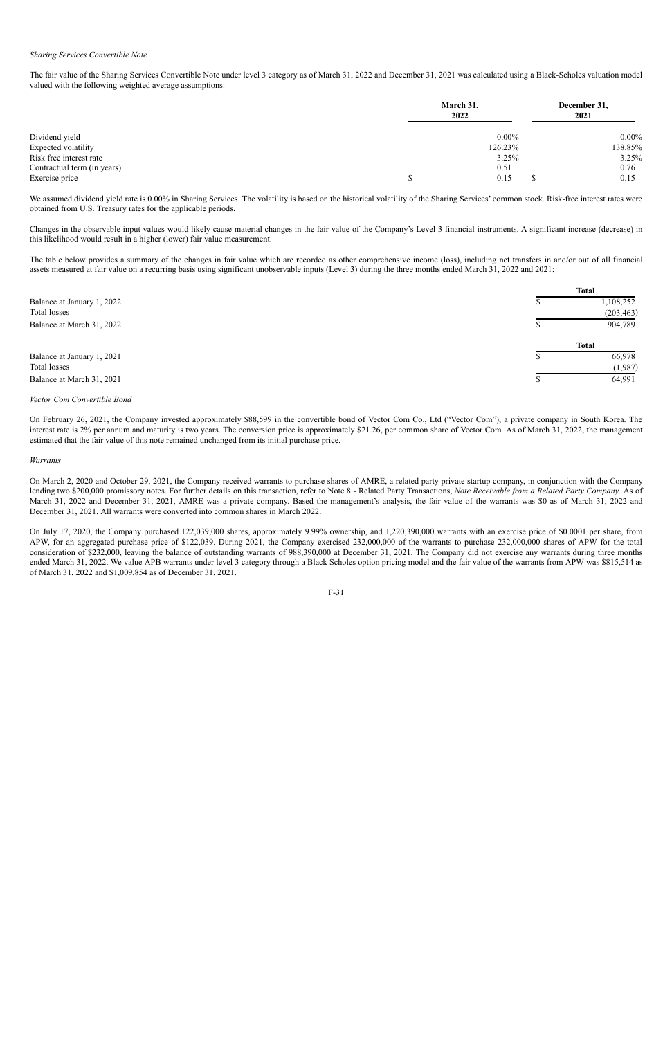*Sharing Services Convertible Note*

The fair value of the Sharing Services Convertible Note under level 3 category as of March 31, 2022 and December 31, 2021 was calculated using a Black-Scholes valuation model valued with the following weighted average assumptions:

| | March 31, 2022 | December 31, 2021 |
|---|---|---|
| Dividend yield | 0.00% | 0.00% |
| Expected volatility | 126.23% | 138.85% |
| Risk free interest rate | 3.25% | 3.25% |
| Contractual term (in years) | 0.51 | 0.76 |
| Exercise price | $ 0.15 | $ 0.15 |

We assumed dividend yield rate is 0.00% in Sharing Services. The volatility is based on the historical volatility of the Sharing Services' common stock. Risk-free interest rates were obtained from U.S. Treasury rates for the applicable periods.

Changes in the observable input values would likely cause material changes in the fair value of the Company's Level 3 financial instruments. A significant increase (decrease) in this likelihood would result in a higher (lower) fair value measurement.

The table below provides a summary of the changes in fair value which are recorded as other comprehensive income (loss), including net transfers in and/or out of all financial assets measured at fair value on a recurring basis using significant unobservable inputs (Level 3) during the three months ended March 31, 2022 and 2021:

| | Total |
|---|---|
| Balance at January 1, 2022 | $ 1,108,252 |
| Total losses | (203,463) |
| Balance at March 31, 2022 | $ 904,789 |

| | Total |
|---|---|
| Balance at January 1, 2021 | $ 66,978 |
| Total losses | (1,987) |
| Balance at March 31, 2021 | $ 64,991 |

*Vector Com Convertible Bond*

On February 26, 2021, the Company invested approximately $88,599 in the convertible bond of Vector Com Co., Ltd ("Vector Com"), a private company in South Korea. The interest rate is 2% per annum and maturity is two years. The conversion price is approximately $21.26, per common share of Vector Com. As of March 31, 2022, the management estimated that the fair value of this note remained unchanged from its initial purchase price.

*Warrants*

On March 2, 2020 and October 29, 2021, the Company received warrants to purchase shares of AMRE, a related party private startup company, in conjunction with the Company lending two $200,000 promissory notes. For further details on this transaction, refer to Note 8 - Related Party Transactions, *Note Receivable from a Related Party Company*. As of March 31, 2022 and December 31, 2021, AMRE was a private company. Based the management's analysis, the fair value of the warrants was $0 as of March 31, 2022 and December 31, 2021. All warrants were converted into common shares in March 2022.

On July 17, 2020, the Company purchased 122,039,000 shares, approximately 9.99% ownership, and 1,220,390,000 warrants with an exercise price of $0.0001 per share, from APW, for an aggregated purchase price of $122,039. During 2021, the Company exercised 232,000,000 of the warrants to purchase 232,000,000 shares of APW for the total consideration of $232,000, leaving the balance of outstanding warrants of 988,390,000 at December 31, 2021. The Company did not exercise any warrants during three months ended March 31, 2022. We value APB warrants under level 3 category through a Black Scholes option pricing model and the fair value of the warrants from APW was $815,514 as of March 31, 2022 and $1,009,854 as of December 31, 2021.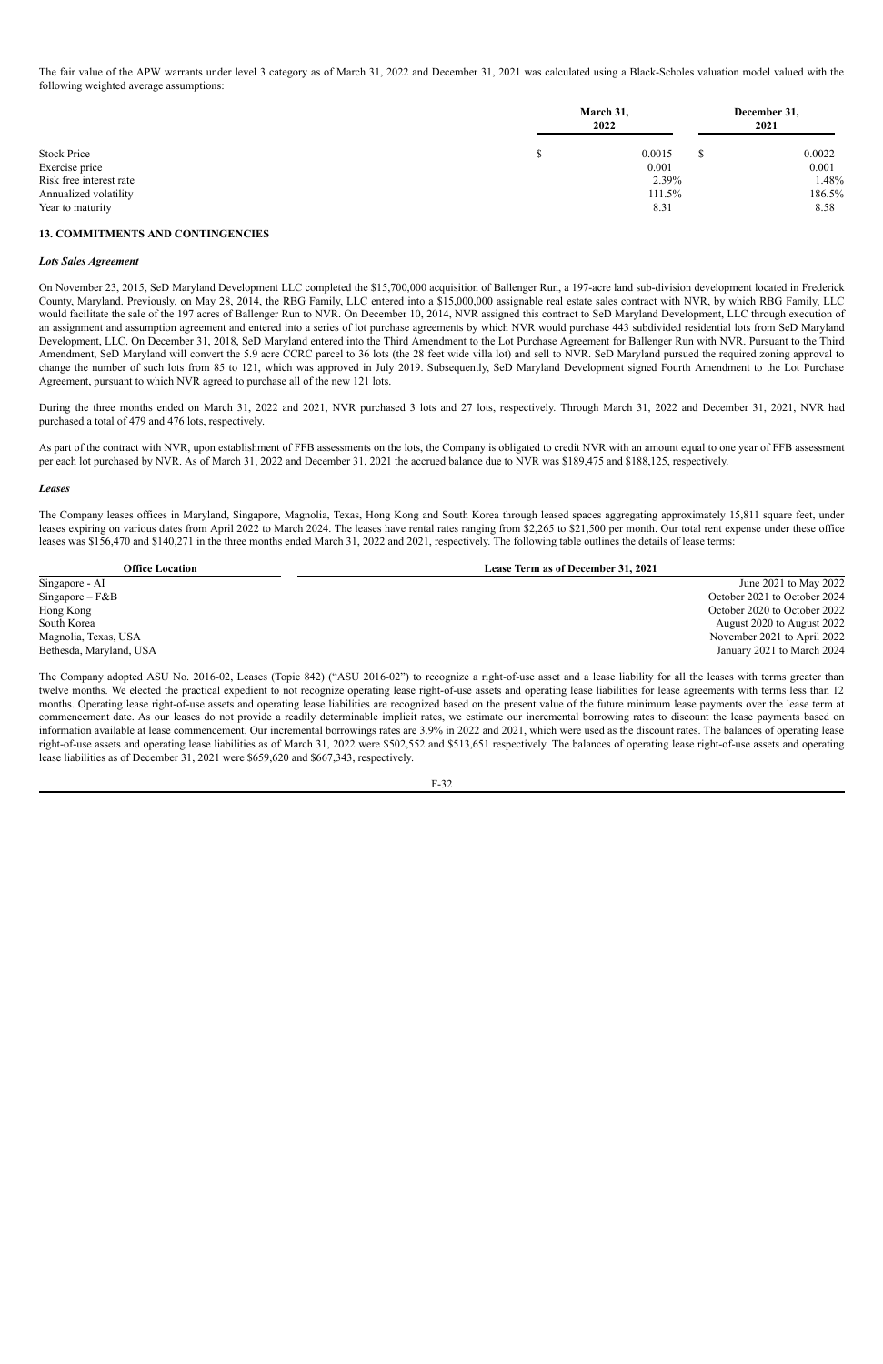The fair value of the APW warrants under level 3 category as of March 31, 2022 and December 31, 2021 was calculated using a Black-Scholes valuation model valued with the following weighted average assumptions:

| | March 31, 2022 | December 31, 2021 |
|---|---|---|
| Stock Price | $ 0.0015 | $ 0.0022 |
| Exercise price | 0.001 | 0.001 |
| Risk free interest rate | 2.39% | 1.48% |
| Annualized volatility | 111.5% | 186.5% |
| Year to maturity | 8.31 | 8.58 |

### 13. COMMITMENTS AND CONTINGENCIES

***Lots Sales Agreement***

On November 23, 2015, SeD Maryland Development LLC completed the $15,700,000 acquisition of Ballenger Run, a 197-acre land sub-division development located in Frederick County, Maryland. Previously, on May 28, 2014, the RBG Family, LLC entered into a $15,000,000 assignable real estate sales contract with NVR, by which RBG Family, LLC would facilitate the sale of the 197 acres of Ballenger Run to NVR. On December 10, 2014, NVR assigned this contract to SeD Maryland Development, LLC through execution of an assignment and assumption agreement and entered into a series of lot purchase agreements by which NVR would purchase 443 subdivided residential lots from SeD Maryland Development, LLC. On December 31, 2018, SeD Maryland entered into the Third Amendment to the Lot Purchase Agreement for Ballenger Run with NVR. Pursuant to the Third Amendment, SeD Maryland will convert the 5.9 acre CCRC parcel to 36 lots (the 28 feet wide villa lot) and sell to NVR. SeD Maryland pursued the required zoning approval to change the number of such lots from 85 to 121, which was approved in July 2019. Subsequently, SeD Maryland Development signed Fourth Amendment to the Lot Purchase Agreement, pursuant to which NVR agreed to purchase all of the new 121 lots.

During the three months ended on March 31, 2022 and 2021, NVR purchased 3 lots and 27 lots, respectively. Through March 31, 2022 and December 31, 2021, NVR had purchased a total of 479 and 476 lots, respectively.

As part of the contract with NVR, upon establishment of FFB assessments on the lots, the Company is obligated to credit NVR with an amount equal to one year of FFB assessment per each lot purchased by NVR. As of March 31, 2022 and December 31, 2021 the accrued balance due to NVR was $189,475 and $188,125, respectively.

***Leases***

The Company leases offices in Maryland, Singapore, Magnolia, Texas, Hong Kong and South Korea through leased spaces aggregating approximately 15,811 square feet, under leases expiring on various dates from April 2022 to March 2024. The leases have rental rates ranging from $2,265 to $21,500 per month. Our total rent expense under these office leases was $156,470 and $140,271 in the three months ended March 31, 2022 and 2021, respectively. The following table outlines the details of lease terms:

| Office Location | Lease Term as of December 31, 2021 |
|---|---|
| Singapore - AI | June 2021 to May 2022 |
| Singapore – F&B | October 2021 to October 2024 |
| Hong Kong | October 2020 to October 2022 |
| South Korea | August 2020 to August 2022 |
| Magnolia, Texas, USA | November 2021 to April 2022 |
| Bethesda, Maryland, USA | January 2021 to March 2024 |

The Company adopted ASU No. 2016-02, Leases (Topic 842) ("ASU 2016-02") to recognize a right-of-use asset and a lease liability for all the leases with terms greater than twelve months. We elected the practical expedient to not recognize operating lease right-of-use assets and operating lease liabilities for lease agreements with terms less than 12 months. Operating lease right-of-use assets and operating lease liabilities are recognized based on the present value of the future minimum lease payments over the lease term at commencement date. As our leases do not provide a readily determinable implicit rates, we estimate our incremental borrowing rates to discount the lease payments based on information available at lease commencement. Our incremental borrowings rates are 3.9% in 2022 and 2021, which were used as the discount rates. The balances of operating lease right-of-use assets and operating lease liabilities as of March 31, 2022 were $502,552 and $513,651 respectively. The balances of operating lease right-of-use assets and operating lease liabilities as of December 31, 2021 were $659,620 and $667,343, respectively.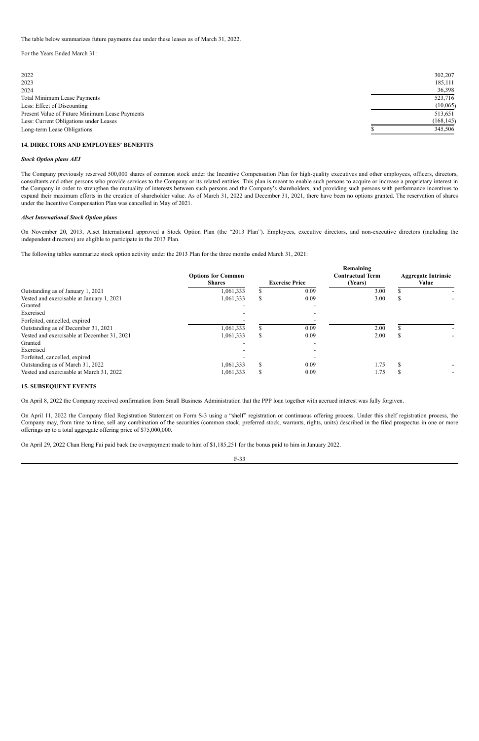The table below summarizes future payments due under these leases as of March 31, 2022.

For the Years Ended March 31:

| | |
|---|---|
| 2022 | 302,207 |
| 2023 | 185,111 |
| 2024 | 36,398 |
| Total Minimum Lease Payments | 523,716 |
| Less: Effect of Discounting | (10,065) |
| Present Value of Future Minimum Lease Payments | 513,651 |
| Less: Current Obligations under Leases | (168,145) |
| Long-term Lease Obligations | $ 345,506 |

## 14. DIRECTORS AND EMPLOYEES' BENEFITS

***Stock Option plans AEI***

The Company previously reserved 500,000 shares of common stock under the Incentive Compensation Plan for high-quality executives and other employees, officers, directors, consultants and other persons who provide services to the Company or its related entities. This plan is meant to enable such persons to acquire or increase a proprietary interest in the Company in order to strengthen the mutuality of interests between such persons and the Company's shareholders, and providing such persons with performance incentives to expand their maximum efforts in the creation of shareholder value. As of March 31, 2022 and December 31, 2021, there have been no options granted. The reservation of shares under the Incentive Compensation Plan was cancelled in May of 2021.

***Alset International Stock Option plans***

On November 20, 2013, Alset International approved a Stock Option Plan (the "2013 Plan"). Employees, executive directors, and non-executive directors (including the independent directors) are eligible to participate in the 2013 Plan.

The following tables summarize stock option activity under the 2013 Plan for the three months ended March 31, 2021:

| | Options for Common Shares | Exercise Price | Remaining Contractual Term (Years) | Aggregate Intrinsic Value |
|---|---|---|---|---|
| Outstanding as of January 1, 2021 | 1,061,333 | $ 0.09 | 3.00 | $ - |
| Vested and exercisable at January 1, 2021 | 1,061,333 | $ 0.09 | 3.00 | $ - |
| Granted | - | - | | |
| Exercised | - | - | | |
| Forfeited, cancelled, expired | - | - | | |
| Outstanding as of December 31, 2021 | 1,061,333 | $ 0.09 | 2.00 | $ - |
| Vested and exercisable at December 31, 2021 | 1,061,333 | $ 0.09 | 2.00 | $ - |
| Granted | - | - | | |
| Exercised | - | - | | |
| Forfeited, cancelled, expired | - | - | | |
| Outstanding as of March 31, 2022 | 1,061,333 | $ 0.09 | 1.75 | $ - |
| Vested and exercisable at March 31, 2022 | 1,061,333 | $ 0.09 | 1.75 | $ - |

## 15. SUBSEQUENT EVENTS

On April 8, 2022 the Company received confirmation from Small Business Administration that the PPP loan together with accrued interest was fully forgiven.

On April 11, 2022 the Company filed Registration Statement on Form S-3 using a "shelf" registration or continuous offering process. Under this shelf registration process, the Company may, from time to time, sell any combination of the securities (common stock, preferred stock, warrants, rights, units) described in the filed prospectus in one or more offerings up to a total aggregate offering price of $75,000,000.

On April 29, 2022 Chan Heng Fai paid back the overpayment made to him of $1,185,251 for the bonus paid to him in January 2022.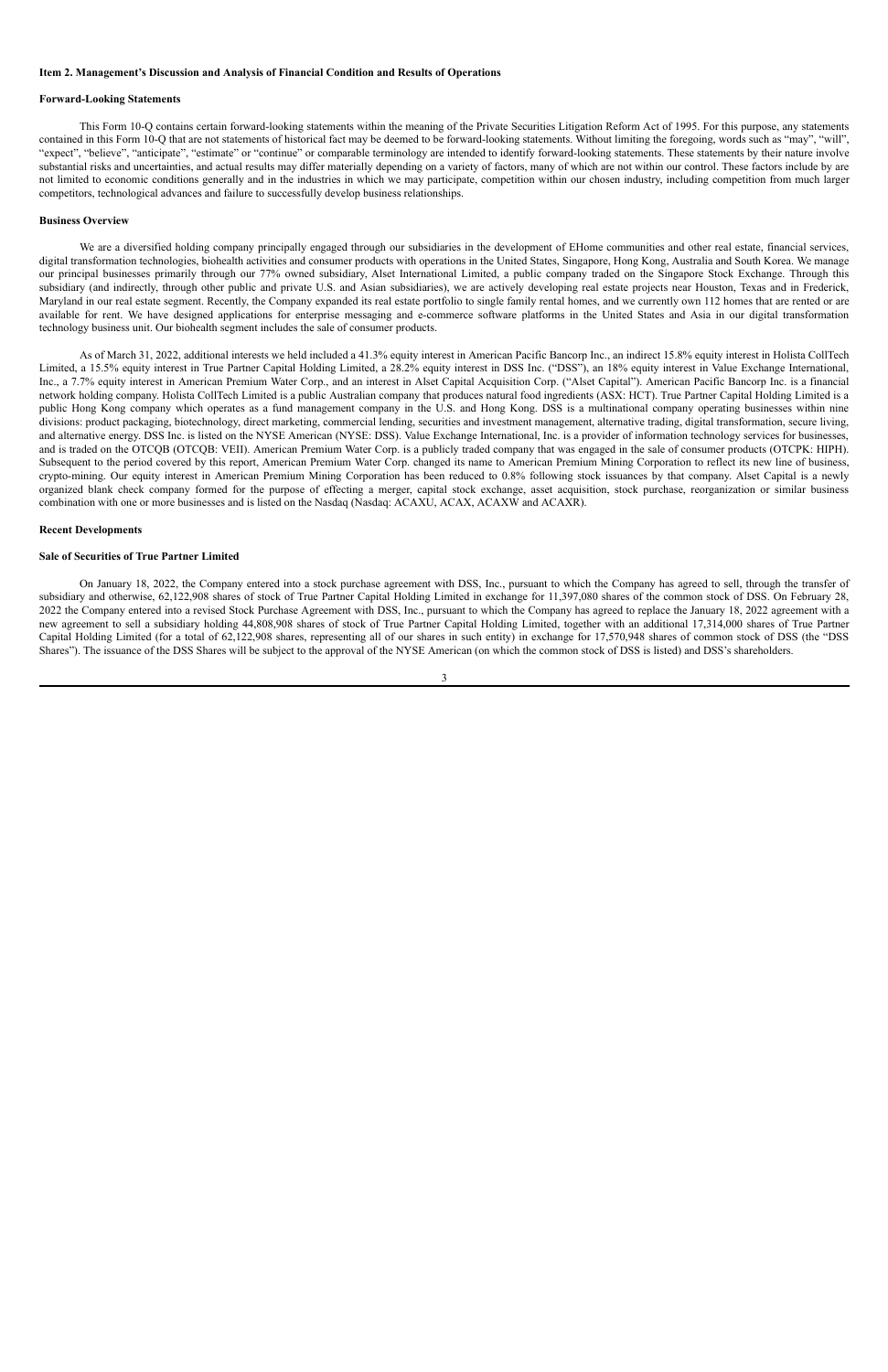**Item 2. Management's Discussion and Analysis of Financial Condition and Results of Operations**

**Forward-Looking Statements**

This Form 10-Q contains certain forward-looking statements within the meaning of the Private Securities Litigation Reform Act of 1995. For this purpose, any statements contained in this Form 10-Q that are not statements of historical fact may be deemed to be forward-looking statements. Without limiting the foregoing, words such as "may", "will", "expect", "believe", "anticipate", "estimate" or "continue" or comparable terminology are intended to identify forward-looking statements. These statements by their nature involve substantial risks and uncertainties, and actual results may differ materially depending on a variety of factors, many of which are not within our control. These factors include by are not limited to economic conditions generally and in the industries in which we may participate, competition within our chosen industry, including competition from much larger competitors, technological advances and failure to successfully develop business relationships.

**Business Overview**

We are a diversified holding company principally engaged through our subsidiaries in the development of EHome communities and other real estate, financial services, digital transformation technologies, biohealth activities and consumer products with operations in the United States, Singapore, Hong Kong, Australia and South Korea. We manage our principal businesses primarily through our 77% owned subsidiary, Alset International Limited, a public company traded on the Singapore Stock Exchange. Through this subsidiary (and indirectly, through other public and private U.S. and Asian subsidiaries), we are actively developing real estate projects near Houston, Texas and in Frederick, Maryland in our real estate segment. Recently, the Company expanded its real estate portfolio to single family rental homes, and we currently own 112 homes that are rented or are available for rent. We have designed applications for enterprise messaging and e-commerce software platforms in the United States and Asia in our digital transformation technology business unit. Our biohealth segment includes the sale of consumer products.

As of March 31, 2022, additional interests we held included a 41.3% equity interest in American Pacific Bancorp Inc., an indirect 15.8% equity interest in Holista CollTech Limited, a 15.5% equity interest in True Partner Capital Holding Limited, a 28.2% equity interest in DSS Inc. ("DSS"), an 18% equity interest in Value Exchange International, Inc., a 7.7% equity interest in American Premium Water Corp., and an interest in Alset Capital Acquisition Corp. ("Alset Capital"). American Pacific Bancorp Inc. is a financial network holding company. Holista CollTech Limited is a public Australian company that produces natural food ingredients (ASX: HCT). True Partner Capital Holding Limited is a public Hong Kong company which operates as a fund management company in the U.S. and Hong Kong. DSS is a multinational company operating businesses within nine divisions: product packaging, biotechnology, direct marketing, commercial lending, securities and investment management, alternative trading, digital transformation, secure living, and alternative energy. DSS Inc. is listed on the NYSE American (NYSE: DSS). Value Exchange International, Inc. is a provider of information technology services for businesses, and is traded on the OTCQB (OTCQB: VEII). American Premium Water Corp. is a publicly traded company that was engaged in the sale of consumer products (OTCPK: HIPH). Subsequent to the period covered by this report, American Premium Water Corp. changed its name to American Premium Mining Corporation to reflect its new line of business, crypto-mining. Our equity interest in American Premium Mining Corporation has been reduced to 0.8% following stock issuances by that company. Alset Capital is a newly organized blank check company formed for the purpose of effecting a merger, capital stock exchange, asset acquisition, stock purchase, reorganization or similar business combination with one or more businesses and is listed on the Nasdaq (Nasdaq: ACAXU, ACAX, ACAXW and ACAXR).

**Recent Developments**

**Sale of Securities of True Partner Limited**

On January 18, 2022, the Company entered into a stock purchase agreement with DSS, Inc., pursuant to which the Company has agreed to sell, through the transfer of subsidiary and otherwise, 62,122,908 shares of stock of True Partner Capital Holding Limited in exchange for 11,397,080 shares of the common stock of DSS. On February 28, 2022 the Company entered into a revised Stock Purchase Agreement with DSS, Inc., pursuant to which the Company has agreed to replace the January 18, 2022 agreement with a new agreement to sell a subsidiary holding 44,808,908 shares of stock of True Partner Capital Holding Limited, together with an additional 17,314,000 shares of True Partner Capital Holding Limited (for a total of 62,122,908 shares, representing all of our shares in such entity) in exchange for 17,570,948 shares of common stock of DSS (the "DSS Shares"). The issuance of the DSS Shares will be subject to the approval of the NYSE American (on which the common stock of DSS is listed) and DSS's shareholders.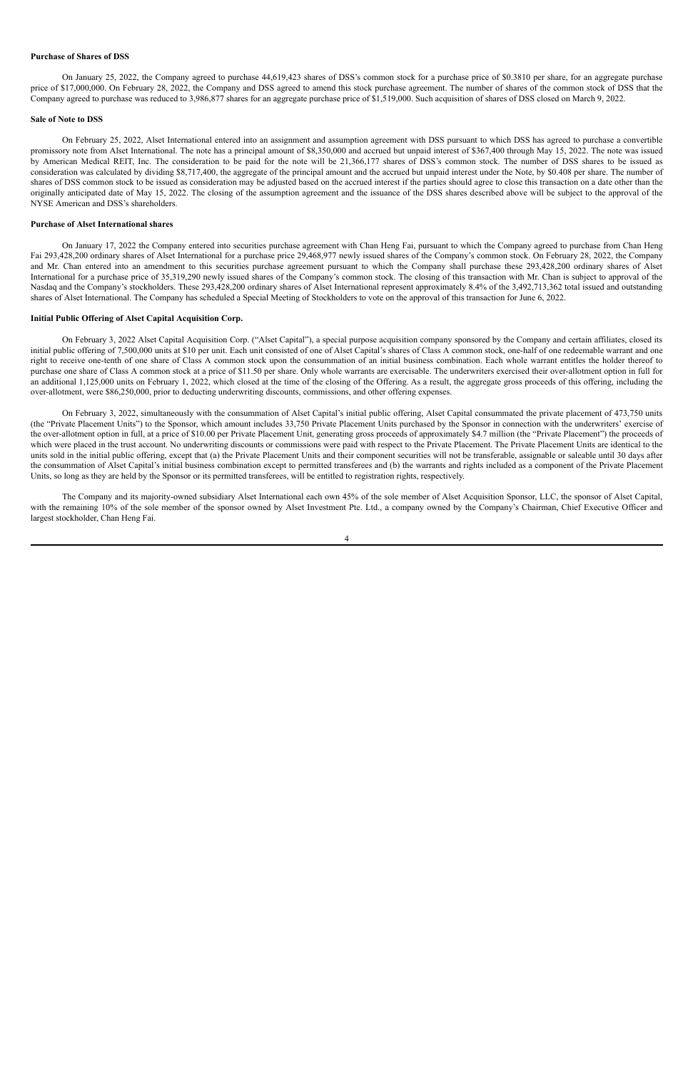**Purchase of Shares of DSS**

On January 25, 2022, the Company agreed to purchase 44,619,423 shares of DSS's common stock for a purchase price of $0.3810 per share, for an aggregate purchase price of $17,000,000. On February 28, 2022, the Company and DSS agreed to amend this stock purchase agreement. The number of shares of the common stock of DSS that the Company agreed to purchase was reduced to 3,986,877 shares for an aggregate purchase price of $1,519,000. Such acquisition of shares of DSS closed on March 9, 2022.

**Sale of Note to DSS**

On February 25, 2022, Alset International entered into an assignment and assumption agreement with DSS pursuant to which DSS has agreed to purchase a convertible promissory note from Alset International. The note has a principal amount of $8,350,000 and accrued but unpaid interest of $367,400 through May 15, 2022. The note was issued by American Medical REIT, Inc. The consideration to be paid for the note will be 21,366,177 shares of DSS's common stock. The number of DSS shares to be issued as consideration was calculated by dividing $8,717,400, the aggregate of the principal amount and the accrued but unpaid interest under the Note, by $0.408 per share. The number of shares of DSS common stock to be issued as consideration may be adjusted based on the accrued interest if the parties should agree to close this transaction on a date other than the originally anticipated date of May 15, 2022. The closing of the assumption agreement and the issuance of the DSS shares described above will be subject to the approval of the NYSE American and DSS's shareholders.

**Purchase of Alset International shares**

On January 17, 2022 the Company entered into securities purchase agreement with Chan Heng Fai, pursuant to which the Company agreed to purchase from Chan Heng Fai 293,428,200 ordinary shares of Alset International for a purchase price 29,468,977 newly issued shares of the Company's common stock. On February 28, 2022, the Company and Mr. Chan entered into an amendment to this securities purchase agreement pursuant to which the Company shall purchase these 293,428,200 ordinary shares of Alset International for a purchase price of 35,319,290 newly issued shares of the Company's common stock. The closing of this transaction with Mr. Chan is subject to approval of the Nasdaq and the Company's stockholders. These 293,428,200 ordinary shares of Alset International represent approximately 8.4% of the 3,492,713,362 total issued and outstanding shares of Alset International. The Company has scheduled a Special Meeting of Stockholders to vote on the approval of this transaction for June 6, 2022.

**Initial Public Offering of Alset Capital Acquisition Corp.**

On February 3, 2022 Alset Capital Acquisition Corp. ("Alset Capital"), a special purpose acquisition company sponsored by the Company and certain affiliates, closed its initial public offering of 7,500,000 units at $10 per unit. Each unit consisted of one of Alset Capital's shares of Class A common stock, one-half of one redeemable warrant and one right to receive one-tenth of one share of Class A common stock upon the consummation of an initial business combination. Each whole warrant entitles the holder thereof to purchase one share of Class A common stock at a price of $11.50 per share. Only whole warrants are exercisable. The underwriters exercised their over-allotment option in full for an additional 1,125,000 units on February 1, 2022, which closed at the time of the closing of the Offering. As a result, the aggregate gross proceeds of this offering, including the over-allotment, were $86,250,000, prior to deducting underwriting discounts, commissions, and other offering expenses.

On February 3, 2022, simultaneously with the consummation of Alset Capital's initial public offering, Alset Capital consummated the private placement of 473,750 units (the "Private Placement Units") to the Sponsor, which amount includes 33,750 Private Placement Units purchased by the Sponsor in connection with the underwriters' exercise of the over-allotment option in full, at a price of $10.00 per Private Placement Unit, generating gross proceeds of approximately $4.7 million (the "Private Placement") the proceeds of which were placed in the trust account. No underwriting discounts or commissions were paid with respect to the Private Placement. The Private Placement Units are identical to the units sold in the initial public offering, except that (a) the Private Placement Units and their component securities will not be transferable, assignable or saleable until 30 days after the consummation of Alset Capital's initial business combination except to permitted transferees and (b) the warrants and rights included as a component of the Private Placement Units, so long as they are held by the Sponsor or its permitted transferees, will be entitled to registration rights, respectively.

The Company and its majority-owned subsidiary Alset International each own 45% of the sole member of Alset Acquisition Sponsor, LLC, the sponsor of Alset Capital, with the remaining 10% of the sole member of the sponsor owned by Alset Investment Pte. Ltd., a company owned by the Company's Chairman, Chief Executive Officer and largest stockholder, Chan Heng Fai.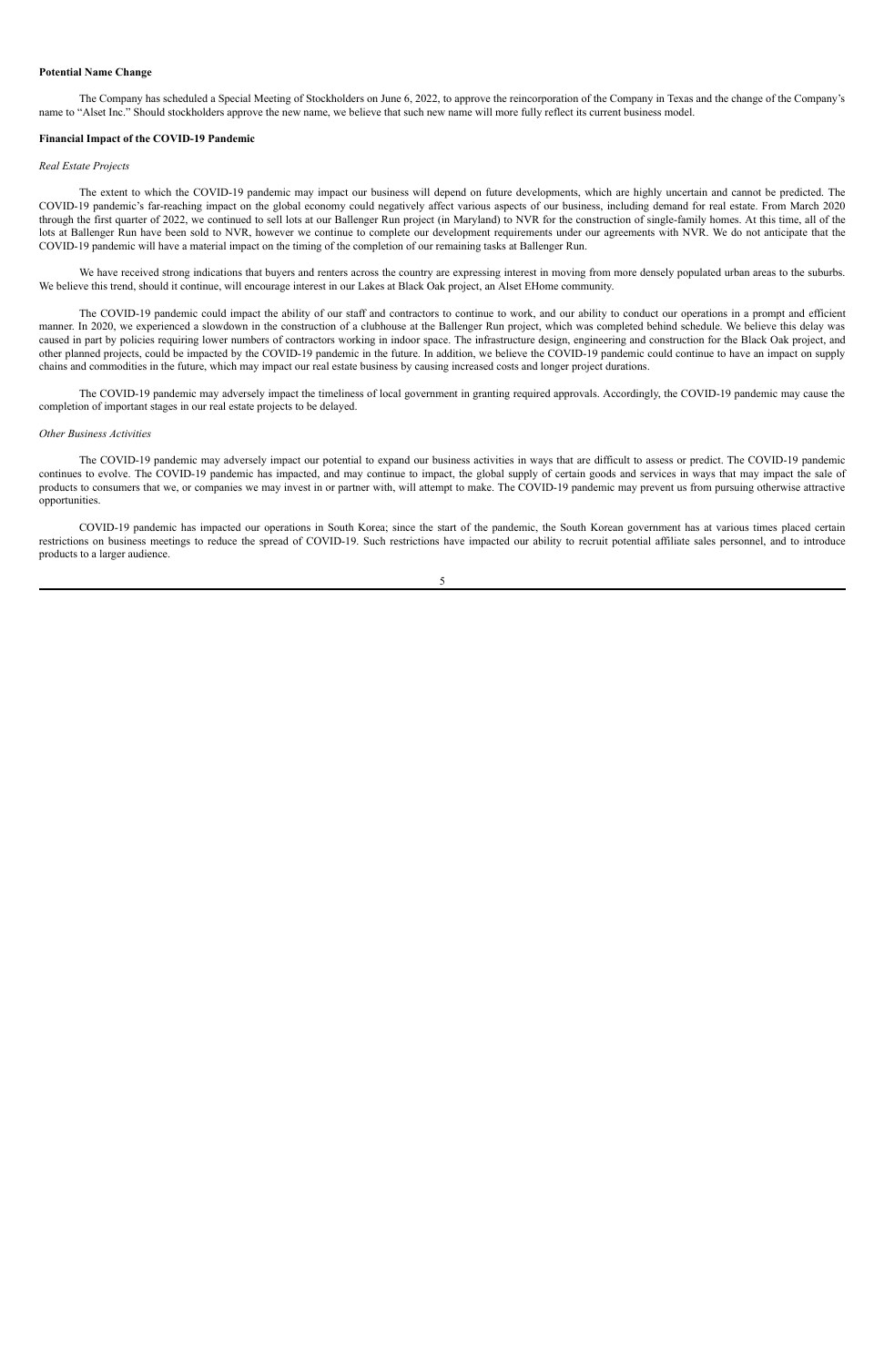**Potential Name Change**

The Company has scheduled a Special Meeting of Stockholders on June 6, 2022, to approve the reincorporation of the Company in Texas and the change of the Company's name to "Alset Inc." Should stockholders approve the new name, we believe that such new name will more fully reflect its current business model.

**Financial Impact of the COVID-19 Pandemic**

*Real Estate Projects*

The extent to which the COVID-19 pandemic may impact our business will depend on future developments, which are highly uncertain and cannot be predicted. The COVID-19 pandemic's far-reaching impact on the global economy could negatively affect various aspects of our business, including demand for real estate. From March 2020 through the first quarter of 2022, we continued to sell lots at our Ballenger Run project (in Maryland) to NVR for the construction of single-family homes. At this time, all of the lots at Ballenger Run have been sold to NVR, however we continue to complete our development requirements under our agreements with NVR. We do not anticipate that the COVID-19 pandemic will have a material impact on the timing of the completion of our remaining tasks at Ballenger Run.

We have received strong indications that buyers and renters across the country are expressing interest in moving from more densely populated urban areas to the suburbs. We believe this trend, should it continue, will encourage interest in our Lakes at Black Oak project, an Alset EHome community.

The COVID-19 pandemic could impact the ability of our staff and contractors to continue to work, and our ability to conduct our operations in a prompt and efficient manner. In 2020, we experienced a slowdown in the construction of a clubhouse at the Ballenger Run project, which was completed behind schedule. We believe this delay was caused in part by policies requiring lower numbers of contractors working in indoor space. The infrastructure design, engineering and construction for the Black Oak project, and other planned projects, could be impacted by the COVID-19 pandemic in the future. In addition, we believe the COVID-19 pandemic could continue to have an impact on supply chains and commodities in the future, which may impact our real estate business by causing increased costs and longer project durations.

The COVID-19 pandemic may adversely impact the timeliness of local government in granting required approvals. Accordingly, the COVID-19 pandemic may cause the completion of important stages in our real estate projects to be delayed.

*Other Business Activities*

The COVID-19 pandemic may adversely impact our potential to expand our business activities in ways that are difficult to assess or predict. The COVID-19 pandemic continues to evolve. The COVID-19 pandemic has impacted, and may continue to impact, the global supply of certain goods and services in ways that may impact the sale of products to consumers that we, or companies we may invest in or partner with, will attempt to make. The COVID-19 pandemic may prevent us from pursuing otherwise attractive opportunities.

COVID-19 pandemic has impacted our operations in South Korea; since the start of the pandemic, the South Korean government has at various times placed certain restrictions on business meetings to reduce the spread of COVID-19. Such restrictions have impacted our ability to recruit potential affiliate sales personnel, and to introduce products to a larger audience.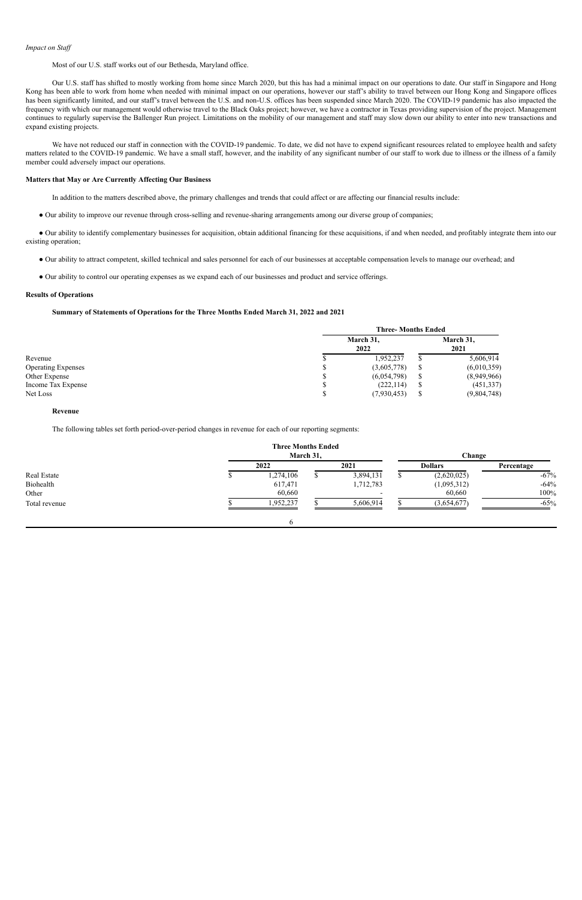*Impact on Staff*

Most of our U.S. staff works out of our Bethesda, Maryland office.

Our U.S. staff has shifted to mostly working from home since March 2020, but this has had a minimal impact on our operations to date. Our staff in Singapore and Hong Kong has been able to work from home when needed with minimal impact on our operations, however our staff's ability to travel between our Hong Kong and Singapore offices has been significantly limited, and our staff's travel between the U.S. and non-U.S. offices has been suspended since March 2020. The COVID-19 pandemic has also impacted the frequency with which our management would otherwise travel to the Black Oaks project; however, we have a contractor in Texas providing supervision of the project. Management continues to regularly supervise the Ballenger Run project. Limitations on the mobility of our management and staff may slow down our ability to enter into new transactions and expand existing projects.

We have not reduced our staff in connection with the COVID-19 pandemic. To date, we did not have to expend significant resources related to employee health and safety matters related to the COVID-19 pandemic. We have a small staff, however, and the inability of any significant number of our staff to work due to illness or the illness of a family member could adversely impact our operations.

**Matters that May or Are Currently Affecting Our Business**

In addition to the matters described above, the primary challenges and trends that could affect or are affecting our financial results include:

- Our ability to improve our revenue through cross-selling and revenue-sharing arrangements among our diverse group of companies;
- Our ability to identify complementary businesses for acquisition, obtain additional financing for these acquisitions, if and when needed, and profitably integrate them into our existing operation;
- Our ability to attract competent, skilled technical and sales personnel for each of our businesses at acceptable compensation levels to manage our overhead; and
- Our ability to control our operating expenses as we expand each of our businesses and product and service offerings.

**Results of Operations**

**Summary of Statements of Operations for the Three Months Ended March 31, 2022 and 2021**

| | Three- Months Ended | |
|---|---|---|
| | March 31, 2022 | March 31, 2021 |
| Revenue | $ 1,952,237 | $ 5,606,914 |
| Operating Expenses | $ (3,605,778) | $ (6,010,359) |
| Other Expense | $ (6,054,798) | $ (8,949,966) |
| Income Tax Expense | $ (222,114) | $ (451,337) |
| Net Loss | $ (7,930,453) | $ (9,804,748) |

**Revenue**

The following tables set forth period-over-period changes in revenue for each of our reporting segments:

| | Three Months Ended March 31, | | Change | |
|---|---|---|---|---|
| | 2022 | 2021 | Dollars | Percentage |
| Real Estate | $ 1,274,106 | $ 3,894,131 | $ (2,620,025) | -67% |
| Biohealth | 617,471 | 1,712,783 | (1,095,312) | -64% |
| Other | 60,660 | - | 60,660 | 100% |
| Total revenue | $ 1,952,237 | $ 5,606,914 | $ (3,654,677) | -65% |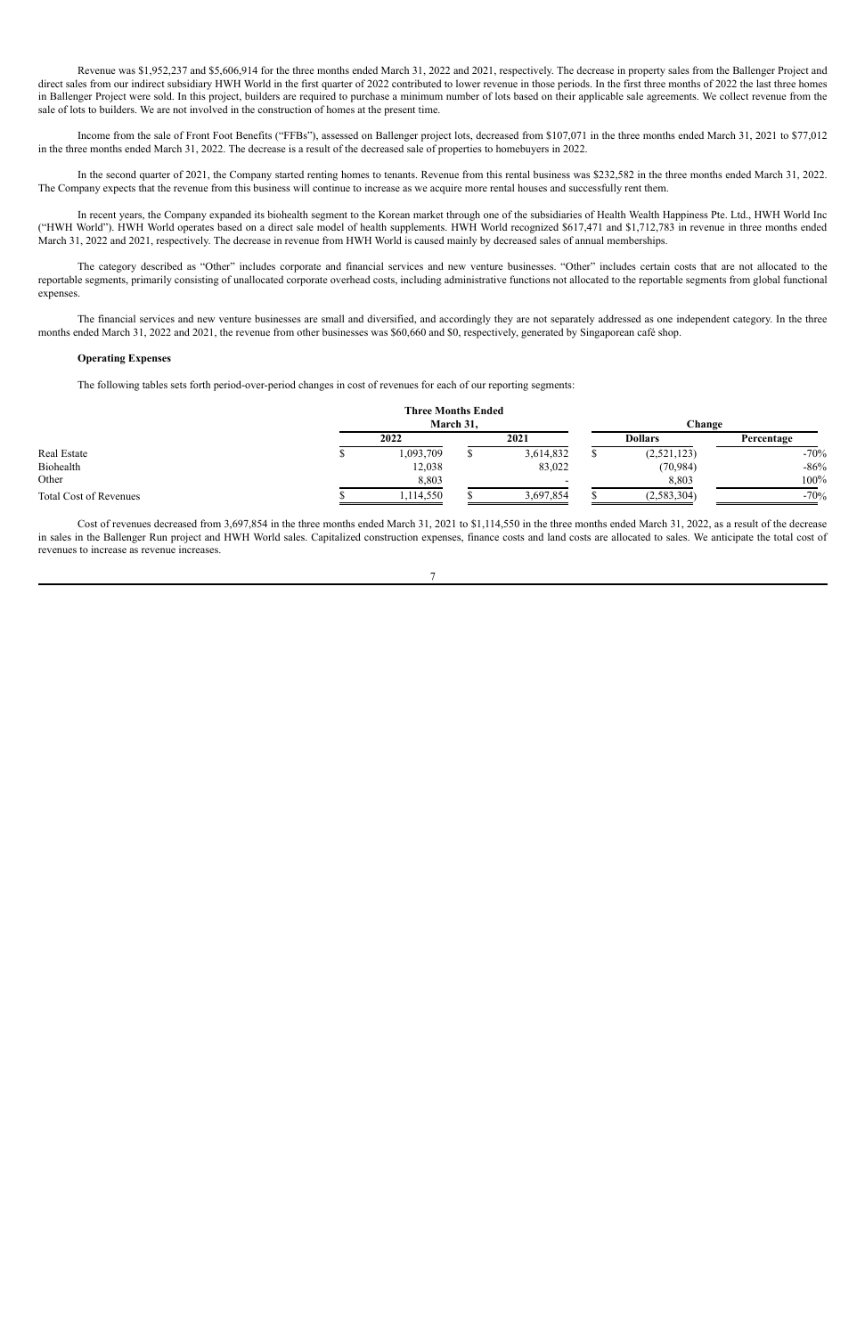Revenue was $1,952,237 and $5,606,914 for the three months ended March 31, 2022 and 2021, respectively. The decrease in property sales from the Ballenger Project and direct sales from our indirect subsidiary HWH World in the first quarter of 2022 contributed to lower revenue in those periods. In the first three months of 2022 the last three homes in Ballenger Project were sold. In this project, builders are required to purchase a minimum number of lots based on their applicable sale agreements. We collect revenue from the sale of lots to builders. We are not involved in the construction of homes at the present time.

Income from the sale of Front Foot Benefits ("FFBs"), assessed on Ballenger project lots, decreased from $107,071 in the three months ended March 31, 2021 to $77,012 in the three months ended March 31, 2022. The decrease is a result of the decreased sale of properties to homebuyers in 2022.

In the second quarter of 2021, the Company started renting homes to tenants. Revenue from this rental business was $232,582 in the three months ended March 31, 2022. The Company expects that the revenue from this business will continue to increase as we acquire more rental houses and successfully rent them.

In recent years, the Company expanded its biohealth segment to the Korean market through one of the subsidiaries of Health Wealth Happiness Pte. Ltd., HWH World Inc ("HWH World"). HWH World operates based on a direct sale model of health supplements. HWH World recognized $617,471 and $1,712,783 in revenue in three months ended March 31, 2022 and 2021, respectively. The decrease in revenue from HWH World is caused mainly by decreased sales of annual memberships.

The category described as "Other" includes corporate and financial services and new venture businesses. "Other" includes certain costs that are not allocated to the reportable segments, primarily consisting of unallocated corporate overhead costs, including administrative functions not allocated to the reportable segments from global functional expenses.

The financial services and new venture businesses are small and diversified, and accordingly they are not separately addressed as one independent category. In the three months ended March 31, 2022 and 2021, the revenue from other businesses was $60,660 and $0, respectively, generated by Singaporean café shop.

**Operating Expenses**

The following tables sets forth period-over-period changes in cost of revenues for each of our reporting segments:

| | Three Months Ended March 31, | | Change | |
|---|---|---|---|---|
| | 2022 | 2021 | Dollars | Percentage |
| Real Estate | $ 1,093,709 | $ 3,614,832 | $ (2,521,123) | -70% |
| Biohealth | 12,038 | 83,022 | (70,984) | -86% |
| Other | 8,803 | - | 8,803 | 100% |
| Total Cost of Revenues | $ 1,114,550 | $ 3,697,854 | $ (2,583,304) | -70% |

Cost of revenues decreased from 3,697,854 in the three months ended March 31, 2021 to $1,114,550 in the three months ended March 31, 2022, as a result of the decrease in sales in the Ballenger Run project and HWH World sales. Capitalized construction expenses, finance costs and land costs are allocated to sales. We anticipate the total cost of revenues to increase as revenue increases.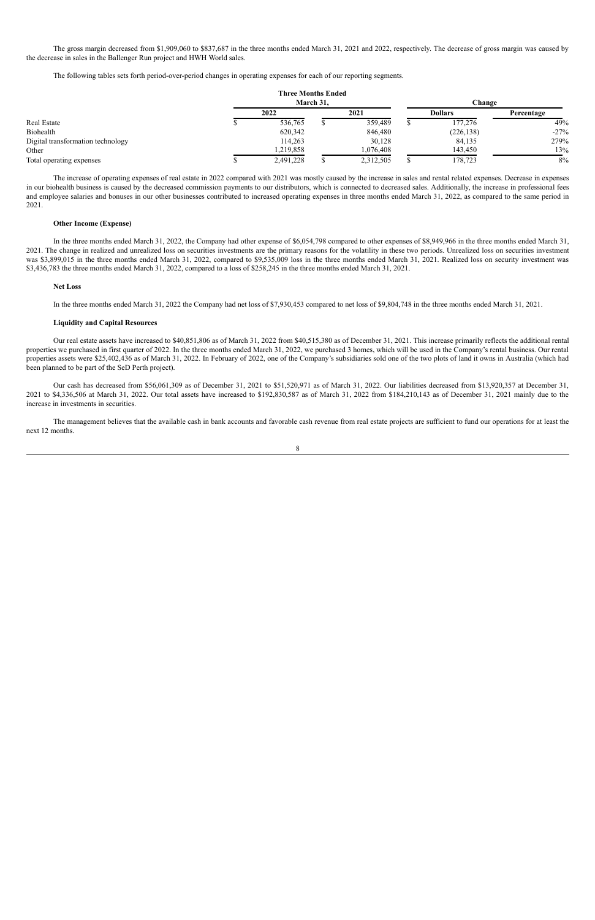The gross margin decreased from $1,909,060 to $837,687 in the three months ended March 31, 2021 and 2022, respectively. The decrease of gross margin was caused by the decrease in sales in the Ballenger Run project and HWH World sales.

The following tables sets forth period-over-period changes in operating expenses for each of our reporting segments.

| | Three Months Ended March 31, | | Change | |
|---|---|---|---|---|
| | 2022 | 2021 | Dollars | Percentage |
| Real Estate | $ 536,765 | $ 359,489 | $ 177,276 | 49% |
| Biohealth | 620,342 | 846,480 | (226,138) | -27% |
| Digital transformation technology | 114,263 | 30,128 | 84,135 | 279% |
| Other | 1,219,858 | 1,076,408 | 143,450 | 13% |
| Total operating expenses | $ 2,491,228 | $ 2,312,505 | $ 178,723 | 8% |

The increase of operating expenses of real estate in 2022 compared with 2021 was mostly caused by the increase in sales and rental related expenses. Decrease in expenses in our biohealth business is caused by the decreased commission payments to our distributors, which is connected to decreased sales. Additionally, the increase in professional fees and employee salaries and bonuses in our other businesses contributed to increased operating expenses in three months ended March 31, 2022, as compared to the same period in 2021.

**Other Income (Expense)**

In the three months ended March 31, 2022, the Company had other expense of $6,054,798 compared to other expenses of $8,949,966 in the three months ended March 31, 2021. The change in realized and unrealized loss on securities investments are the primary reasons for the volatility in these two periods. Unrealized loss on securities investment was $3,899,015 in the three months ended March 31, 2022, compared to $9,535,009 loss in the three months ended March 31, 2021. Realized loss on security investment was $3,436,783 the three months ended March 31, 2022, compared to a loss of $258,245 in the three months ended March 31, 2021.

**Net Loss**

In the three months ended March 31, 2022 the Company had net loss of $7,930,453 compared to net loss of $9,804,748 in the three months ended March 31, 2021.

**Liquidity and Capital Resources**

Our real estate assets have increased to $40,851,806 as of March 31, 2022 from $40,515,380 as of December 31, 2021. This increase primarily reflects the additional rental properties we purchased in first quarter of 2022. In the three months ended March 31, 2022, we purchased 3 homes, which will be used in the Company's rental business. Our rental properties assets were $25,402,436 as of March 31, 2022. In February of 2022, one of the Company's subsidiaries sold one of the two plots of land it owns in Australia (which had been planned to be part of the SeD Perth project).

Our cash has decreased from $56,061,309 as of December 31, 2021 to $51,520,971 as of March 31, 2022. Our liabilities decreased from $13,920,357 at December 31, 2021 to $4,336,506 at March 31, 2022. Our total assets have increased to $192,830,587 as of March 31, 2022 from $184,210,143 as of December 31, 2021 mainly due to the increase in investments in securities.

The management believes that the available cash in bank accounts and favorable cash revenue from real estate projects are sufficient to fund our operations for at least the next 12 months.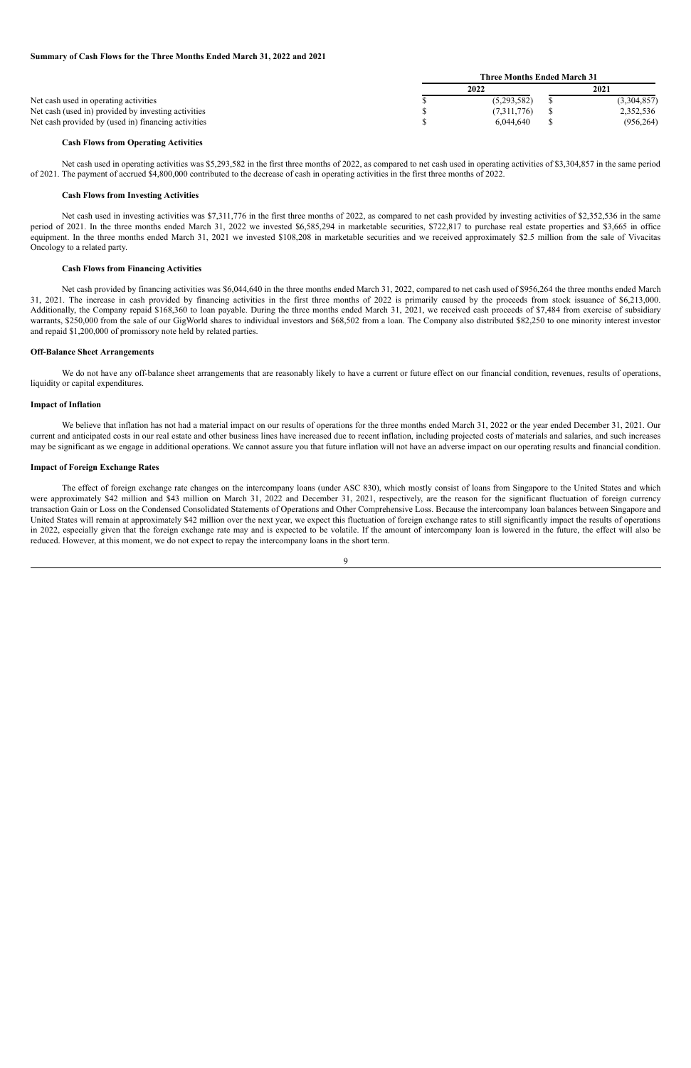**Summary of Cash Flows for the Three Months Ended March 31, 2022 and 2021**

| | Three Months Ended March 31 | |
|---|---|---|
| | 2022 | 2021 |
| Net cash used in operating activities | $ (5,293,582) | $ (3,304,857) |
| Net cash (used in) provided by investing activities | $ (7,311,776) | $ 2,352,536 |
| Net cash provided by (used in) financing activities | $ 6,044,640 | $ (956,264) |

**Cash Flows from Operating Activities**

Net cash used in operating activities was $5,293,582 in the first three months of 2022, as compared to net cash used in operating activities of $3,304,857 in the same period of 2021. The payment of accrued $4,800,000 contributed to the decrease of cash in operating activities in the first three months of 2022.

**Cash Flows from Investing Activities**

Net cash used in investing activities was $7,311,776 in the first three months of 2022, as compared to net cash provided by investing activities of $2,352,536 in the same period of 2021. In the three months ended March 31, 2022 we invested $6,585,294 in marketable securities, $722,817 to purchase real estate properties and $3,665 in office equipment. In the three months ended March 31, 2021 we invested $108,208 in marketable securities and we received approximately $2.5 million from the sale of Vivacitas Oncology to a related party.

**Cash Flows from Financing Activities**

Net cash provided by financing activities was $6,044,640 in the three months ended March 31, 2022, compared to net cash used of $956,264 the three months ended March 31, 2021. The increase in cash provided by financing activities in the first three months of 2022 is primarily caused by the proceeds from stock issuance of $6,213,000. Additionally, the Company repaid $168,360 to loan payable. During the three months ended March 31, 2021, we received cash proceeds of $7,484 from exercise of subsidiary warrants, $250,000 from the sale of our GigWorld shares to individual investors and $68,502 from a loan. The Company also distributed $82,250 to one minority interest investor and repaid $1,200,000 of promissory note held by related parties.

**Off-Balance Sheet Arrangements**

We do not have any off-balance sheet arrangements that are reasonably likely to have a current or future effect on our financial condition, revenues, results of operations, liquidity or capital expenditures.

**Impact of Inflation**

We believe that inflation has not had a material impact on our results of operations for the three months ended March 31, 2022 or the year ended December 31, 2021. Our current and anticipated costs in our real estate and other business lines have increased due to recent inflation, including projected costs of materials and salaries, and such increases may be significant as we engage in additional operations. We cannot assure you that future inflation will not have an adverse impact on our operating results and financial condition.

**Impact of Foreign Exchange Rates**

The effect of foreign exchange rate changes on the intercompany loans (under ASC 830), which mostly consist of loans from Singapore to the United States and which were approximately $42 million and $43 million on March 31, 2022 and December 31, 2021, respectively, are the reason for the significant fluctuation of foreign currency transaction Gain or Loss on the Condensed Consolidated Statements of Operations and Other Comprehensive Loss. Because the intercompany loan balances between Singapore and United States will remain at approximately $42 million over the next year, we expect this fluctuation of foreign exchange rates to still significantly impact the results of operations in 2022, especially given that the foreign exchange rate may and is expected to be volatile. If the amount of intercompany loan is lowered in the future, the effect will also be reduced. However, at this moment, we do not expect to repay the intercompany loans in the short term.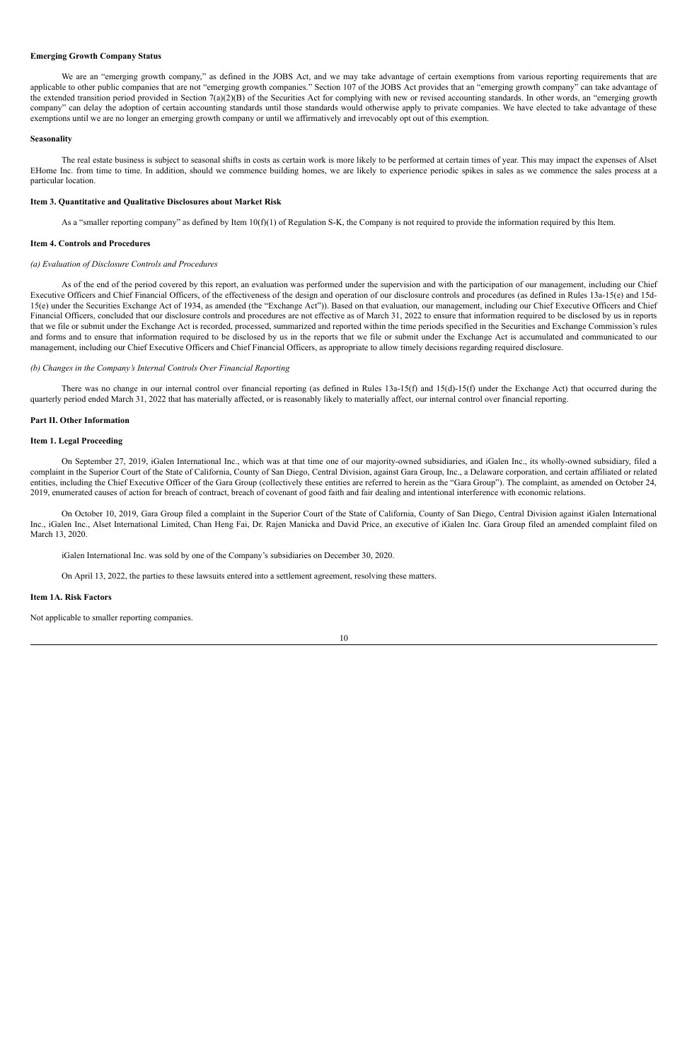**Emerging Growth Company Status**

We are an "emerging growth company," as defined in the JOBS Act, and we may take advantage of certain exemptions from various reporting requirements that are applicable to other public companies that are not "emerging growth companies." Section 107 of the JOBS Act provides that an "emerging growth company" can take advantage of the extended transition period provided in Section 7(a)(2)(B) of the Securities Act for complying with new or revised accounting standards. In other words, an "emerging growth company" can delay the adoption of certain accounting standards until those standards would otherwise apply to private companies. We have elected to take advantage of these exemptions until we are no longer an emerging growth company or until we affirmatively and irrevocably opt out of this exemption.

**Seasonality**

The real estate business is subject to seasonal shifts in costs as certain work is more likely to be performed at certain times of year. This may impact the expenses of Alset EHome Inc. from time to time. In addition, should we commence building homes, we are likely to experience periodic spikes in sales as we commence the sales process at a particular location.

**Item 3. Quantitative and Qualitative Disclosures about Market Risk**

As a "smaller reporting company" as defined by Item 10(f)(1) of Regulation S-K, the Company is not required to provide the information required by this Item.

**Item 4. Controls and Procedures**

*(a) Evaluation of Disclosure Controls and Procedures*

As of the end of the period covered by this report, an evaluation was performed under the supervision and with the participation of our management, including our Chief Executive Officers and Chief Financial Officers, of the effectiveness of the design and operation of our disclosure controls and procedures (as defined in Rules 13a-15(e) and 15d-15(e) under the Securities Exchange Act of 1934, as amended (the "Exchange Act")). Based on that evaluation, our management, including our Chief Executive Officers and Chief Financial Officers, concluded that our disclosure controls and procedures are not effective as of March 31, 2022 to ensure that information required to be disclosed by us in reports that we file or submit under the Exchange Act is recorded, processed, summarized and reported within the time periods specified in the Securities and Exchange Commission's rules and forms and to ensure that information required to be disclosed by us in the reports that we file or submit under the Exchange Act is accumulated and communicated to our management, including our Chief Executive Officers and Chief Financial Officers, as appropriate to allow timely decisions regarding required disclosure.

*(b) Changes in the Company's Internal Controls Over Financial Reporting*

There was no change in our internal control over financial reporting (as defined in Rules 13a-15(f) and 15(d)-15(f) under the Exchange Act) that occurred during the quarterly period ended March 31, 2022 that has materially affected, or is reasonably likely to materially affect, our internal control over financial reporting.

**Part II. Other Information**

**Item 1. Legal Proceeding**

On September 27, 2019, iGalen International Inc., which was at that time one of our majority-owned subsidiaries, and iGalen Inc., its wholly-owned subsidiary, filed a complaint in the Superior Court of the State of California, County of San Diego, Central Division, against Gara Group, Inc., a Delaware corporation, and certain affiliated or related entities, including the Chief Executive Officer of the Gara Group (collectively these entities are referred to herein as the "Gara Group"). The complaint, as amended on October 24, 2019, enumerated causes of action for breach of contract, breach of covenant of good faith and fair dealing and intentional interference with economic relations.

On October 10, 2019, Gara Group filed a complaint in the Superior Court of the State of California, County of San Diego, Central Division against iGalen International Inc., iGalen Inc., Alset International Limited, Chan Heng Fai, Dr. Rajen Manicka and David Price, an executive of iGalen Inc. Gara Group filed an amended complaint filed on March 13, 2020.

iGalen International Inc. was sold by one of the Company's subsidiaries on December 30, 2020.

On April 13, 2022, the parties to these lawsuits entered into a settlement agreement, resolving these matters.

**Item 1A. Risk Factors**

Not applicable to smaller reporting companies.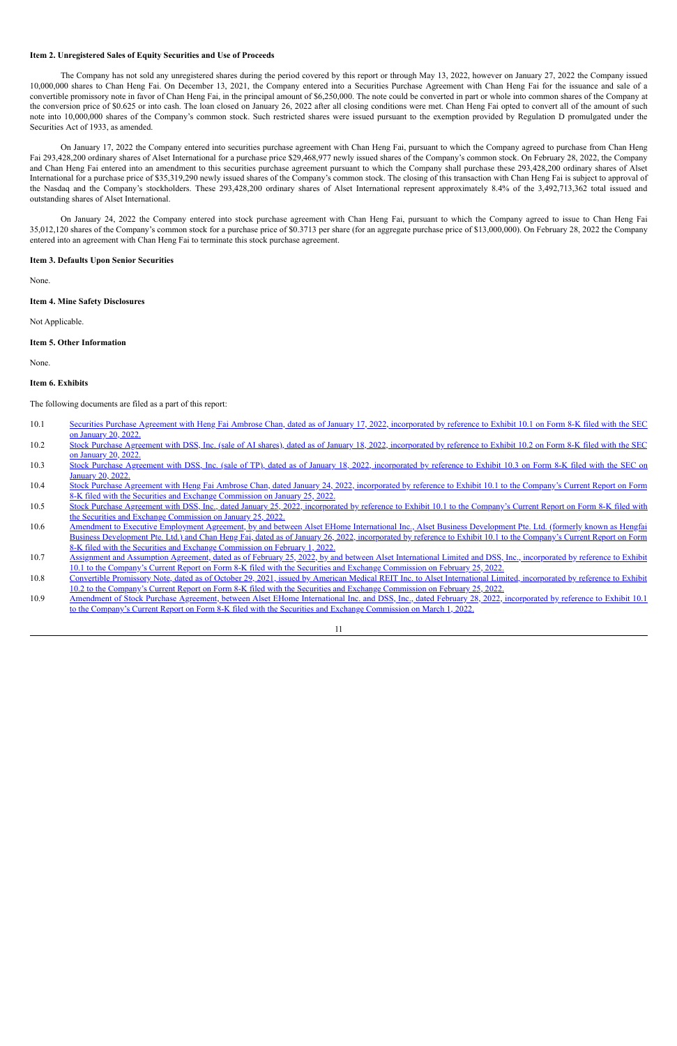**Item 2. Unregistered Sales of Equity Securities and Use of Proceeds**

The Company has not sold any unregistered shares during the period covered by this report or through May 13, 2022, however on January 27, 2022 the Company issued 10,000,000 shares to Chan Heng Fai. On December 13, 2021, the Company entered into a Securities Purchase Agreement with Chan Heng Fai for the issuance and sale of a convertible promissory note in favor of Chan Heng Fai, in the principal amount of $6,250,000. The note could be converted in part or whole into common shares of the Company at the conversion price of $0.625 or into cash. The loan closed on January 26, 2022 after all closing conditions were met. Chan Heng Fai opted to convert all of the amount of such note into 10,000,000 shares of the Company's common stock. Such restricted shares were issued pursuant to the exemption provided by Regulation D promulgated under the Securities Act of 1933, as amended.

On January 17, 2022 the Company entered into securities purchase agreement with Chan Heng Fai, pursuant to which the Company agreed to purchase from Chan Heng Fai 293,428,200 ordinary shares of Alset International for a purchase price $29,468,977 newly issued shares of the Company's common stock. On February 28, 2022, the Company and Chan Heng Fai entered into an amendment to this securities purchase agreement pursuant to which the Company shall purchase these 293,428,200 ordinary shares of Alset International for a purchase price of $35,319,290 newly issued shares of the Company's common stock. The closing of this transaction with Chan Heng Fai is subject to approval of the Nasdaq and the Company's stockholders. These 293,428,200 ordinary shares of Alset International represent approximately 8.4% of the 3,492,713,362 total issued and outstanding shares of Alset International.

On January 24, 2022 the Company entered into stock purchase agreement with Chan Heng Fai, pursuant to which the Company agreed to issue to Chan Heng Fai 35,012,120 shares of the Company's common stock for a purchase price of $0.3713 per share (for an aggregate purchase price of $13,000,000). On February 28, 2022 the Company entered into an agreement with Chan Heng Fai to terminate this stock purchase agreement.

**Item 3. Defaults Upon Senior Securities**

None.

**Item 4. Mine Safety Disclosures**

Not Applicable.

**Item 5. Other Information**

None.

**Item 6. Exhibits**

The following documents are filed as a part of this report:

| | |
|---|---|
| 10.1 | Securities Purchase Agreement with Heng Fai Ambrose Chan, dated as of January 17, 2022, incorporated by reference to Exhibit 10.1 on Form 8-K filed with the SEC on January 20, 2022. |
| 10.2 | Stock Purchase Agreement with DSS, Inc. (sale of AI shares), dated as of January 18, 2022, incorporated by reference to Exhibit 10.2 on Form 8-K filed with the SEC on January 20, 2022. |
| 10.3 | Stock Purchase Agreement with DSS, Inc. (sale of TP), dated as of January 18, 2022, incorporated by reference to Exhibit 10.3 on Form 8-K filed with the SEC on January 20, 2022. |
| 10.4 | Stock Purchase Agreement with Heng Fai Ambrose Chan, dated January 24, 2022, incorporated by reference to Exhibit 10.1 to the Company's Current Report on Form 8-K filed with the Securities and Exchange Commission on January 25, 2022. |
| 10.5 | Stock Purchase Agreement with DSS, Inc., dated January 25, 2022, incorporated by reference to Exhibit 10.1 to the Company's Current Report on Form 8-K filed with the Securities and Exchange Commission on January 25, 2022. |
| 10.6 | Amendment to Executive Employment Agreement, by and between Alset EHome International Inc., Alset Business Development Pte. Ltd. (formerly known as Hengfai Business Development Pte. Ltd.) and Chan Heng Fai, dated as of January 26, 2022, incorporated by reference to Exhibit 10.1 to the Company's Current Report on Form 8-K filed with the Securities and Exchange Commission on February 1, 2022. |
| 10.7 | Assignment and Assumption Agreement, dated as of February 25, 2022, by and between Alset International Limited and DSS, Inc., incorporated by reference to Exhibit 10.1 to the Company's Current Report on Form 8-K filed with the Securities and Exchange Commission on February 25, 2022. |
| 10.8 | Convertible Promissory Note, dated as of October 29, 2021, issued by American Medical REIT Inc. to Alset International Limited, incorporated by reference to Exhibit 10.2 to the Company's Current Report on Form 8-K filed with the Securities and Exchange Commission on February 25, 2022. |
| 10.9 | Amendment of Stock Purchase Agreement, between Alset EHome International Inc. and DSS, Inc., dated February 28, 2022, incorporated by reference to Exhibit 10.1 to the Company's Current Report on Form 8-K filed with the Securities and Exchange Commission on March 1, 2022. |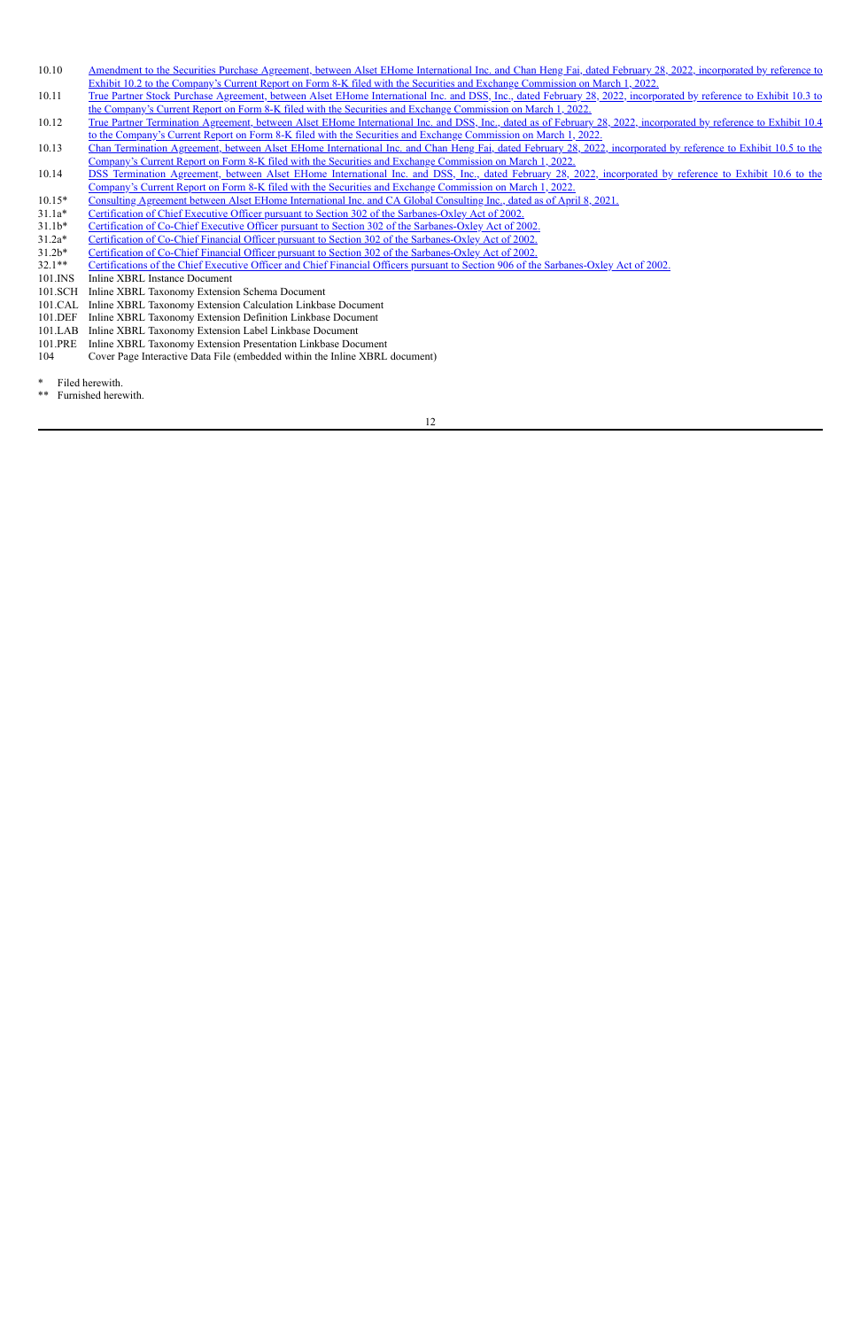| | |
|---|---|
| 10.10 | Amendment to the Securities Purchase Agreement, between Alset EHome International Inc. and Chan Heng Fai, dated February 28, 2022, incorporated by reference to Exhibit 10.2 to the Company's Current Report on Form 8-K filed with the Securities and Exchange Commission on March 1, 2022. |
| 10.11 | True Partner Stock Purchase Agreement, between Alset EHome International Inc. and DSS, Inc., dated February 28, 2022, incorporated by reference to Exhibit 10.3 to the Company's Current Report on Form 8-K filed with the Securities and Exchange Commission on March 1, 2022. |
| 10.12 | True Partner Termination Agreement, between Alset EHome International Inc. and DSS, Inc., dated as of February 28, 2022, incorporated by reference to Exhibit 10.4 to the Company's Current Report on Form 8-K filed with the Securities and Exchange Commission on March 1, 2022. |
| 10.13 | Chan Termination Agreement, between Alset EHome International Inc. and Chan Heng Fai, dated February 28, 2022, incorporated by reference to Exhibit 10.5 to the Company's Current Report on Form 8-K filed with the Securities and Exchange Commission on March 1, 2022. |
| 10.14 | DSS Termination Agreement, between Alset EHome International Inc. and DSS, Inc., dated February 28, 2022, incorporated by reference to Exhibit 10.6 to the Company's Current Report on Form 8-K filed with the Securities and Exchange Commission on March 1, 2022. |
| 10.15* | Consulting Agreement between Alset EHome International Inc. and CA Global Consulting Inc., dated as of April 8, 2021. |
| 31.1a* | Certification of Chief Executive Officer pursuant to Section 302 of the Sarbanes-Oxley Act of 2002. |
| 31.1b* | Certification of Co-Chief Executive Officer pursuant to Section 302 of the Sarbanes-Oxley Act of 2002. |
| 31.2a* | Certification of Co-Chief Financial Officer pursuant to Section 302 of the Sarbanes-Oxley Act of 2002. |
| 31.2b* | Certification of Co-Chief Financial Officer pursuant to Section 302 of the Sarbanes-Oxley Act of 2002. |
| 32.1** | Certifications of the Chief Executive Officer and Chief Financial Officers pursuant to Section 906 of the Sarbanes-Oxley Act of 2002. |
| 101.INS | Inline XBRL Instance Document |
| 101.SCH | Inline XBRL Taxonomy Extension Schema Document |
| 101.CAL | Inline XBRL Taxonomy Extension Calculation Linkbase Document |
| 101.DEF | Inline XBRL Taxonomy Extension Definition Linkbase Document |
| 101.LAB | Inline XBRL Taxonomy Extension Label Linkbase Document |
| 101.PRE | Inline XBRL Taxonomy Extension Presentation Linkbase Document |
| 104 | Cover Page Interactive Data File (embedded within the Inline XBRL document) |

\* Filed herewith.

\*\* Furnished herewith.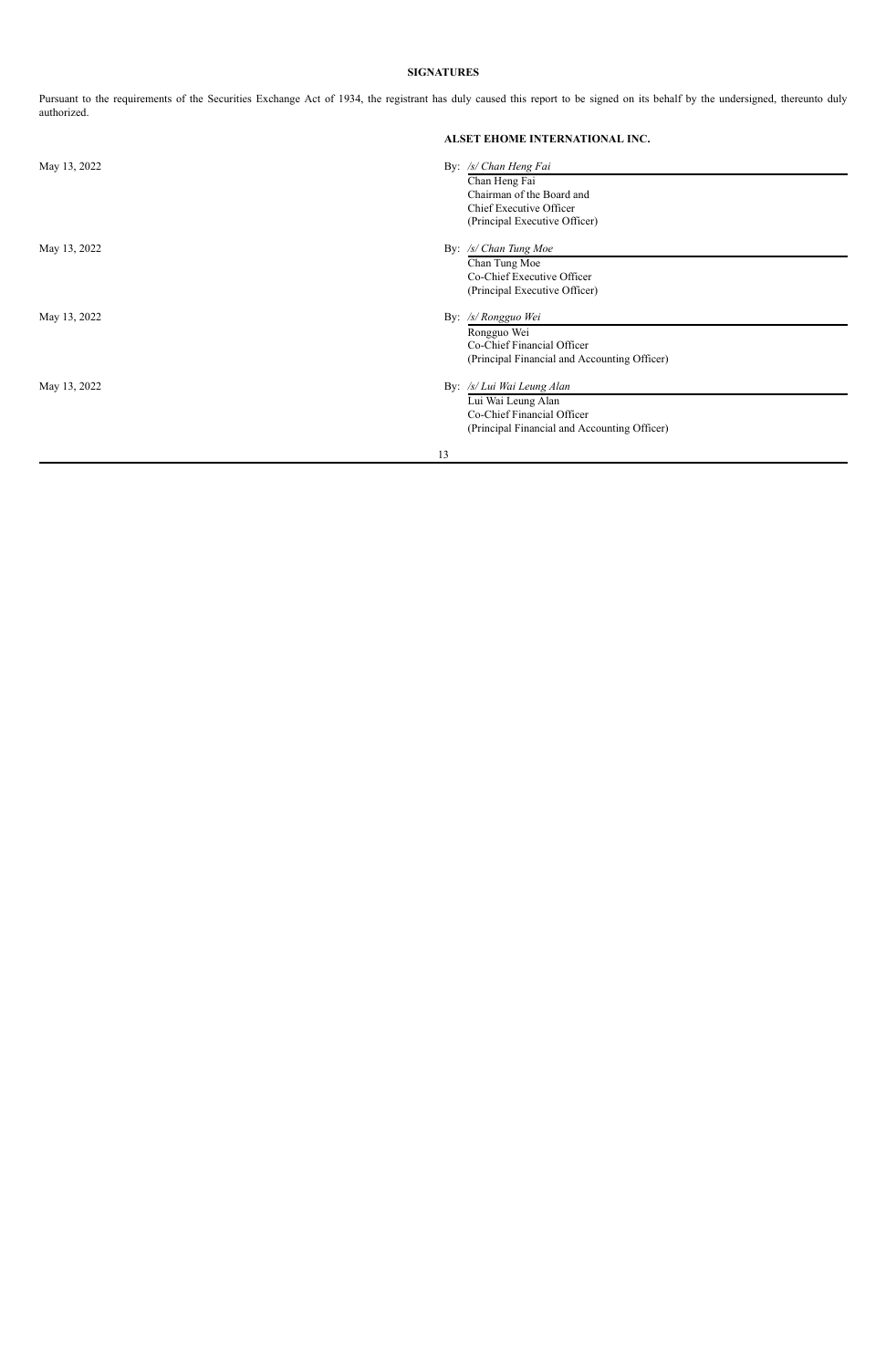**SIGNATURES**

Pursuant to the requirements of the Securities Exchange Act of 1934, the registrant has duly caused this report to be signed on its behalf by the undersigned, thereunto duly authorized.

**ALSET EHOME INTERNATIONAL INC.**

| | |
|---|---|
| May 13, 2022 | By: */s/ Chan Heng Fai*<br>Chan Heng Fai<br>Chairman of the Board and<br>Chief Executive Officer<br>(Principal Executive Officer) |
| May 13, 2022 | By: */s/ Chan Tung Moe*<br>Chan Tung Moe<br>Co-Chief Executive Officer<br>(Principal Executive Officer) |
| May 13, 2022 | By: */s/ Rongguo Wei*<br>Rongguo Wei<br>Co-Chief Financial Officer<br>(Principal Financial and Accounting Officer) |
| May 13, 2022 | By: */s/ Lui Wai Leung Alan*<br>Lui Wai Leung Alan<br>Co-Chief Financial Officer<br>(Principal Financial and Accounting Officer) |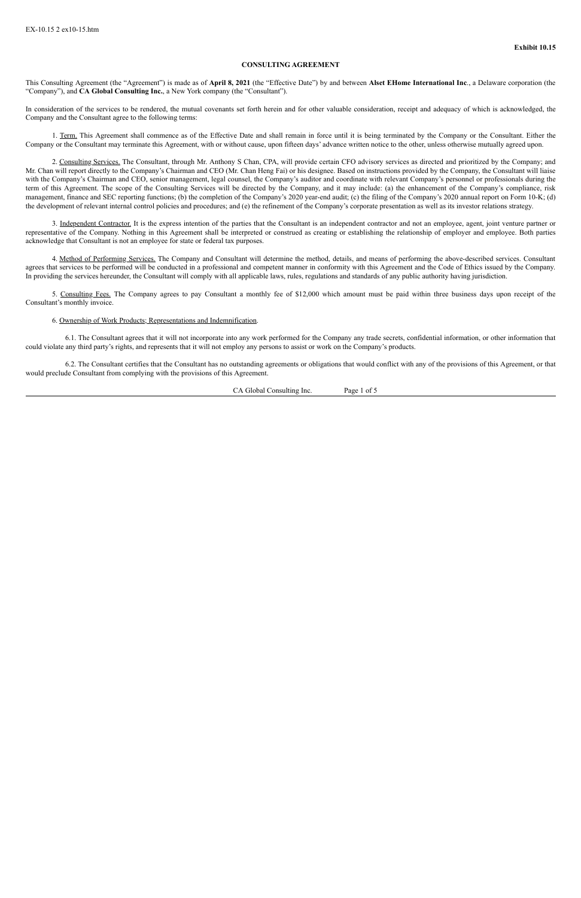EX-10.15 2 ex10-15.htm

**Exhibit 10.15**

**CONSULTING AGREEMENT**

This Consulting Agreement (the "Agreement") is made as of **April 8, 2021** (the "Effective Date") by and between **Alset EHome International Inc**., a Delaware corporation (the "Company"), and **CA Global Consulting Inc.**, a New York company (the "Consultant").

In consideration of the services to be rendered, the mutual covenants set forth herein and for other valuable consideration, receipt and adequacy of which is acknowledged, the Company and the Consultant agree to the following terms:

1. Term. This Agreement shall commence as of the Effective Date and shall remain in force until it is being terminated by the Company or the Consultant. Either the Company or the Consultant may terminate this Agreement, with or without cause, upon fifteen days' advance written notice to the other, unless otherwise mutually agreed upon.

2. Consulting Services. The Consultant, through Mr. Anthony S Chan, CPA, will provide certain CFO advisory services as directed and prioritized by the Company; and Mr. Chan will report directly to the Company's Chairman and CEO (Mr. Chan Heng Fai) or his designee. Based on instructions provided by the Company, the Consultant will liaise with the Company's Chairman and CEO, senior management, legal counsel, the Company's auditor and coordinate with relevant Company's personnel or professionals during the term of this Agreement. The scope of the Consulting Services will be directed by the Company, and it may include: (a) the enhancement of the Company's compliance, risk management, finance and SEC reporting functions; (b) the completion of the Company's 2020 year-end audit; (c) the filing of the Company's 2020 annual report on Form 10-K; (d) the development of relevant internal control policies and procedures; and (e) the refinement of the Company's corporate presentation as well as its investor relations strategy.

3. Independent Contractor. It is the express intention of the parties that the Consultant is an independent contractor and not an employee, agent, joint venture partner or representative of the Company. Nothing in this Agreement shall be interpreted or construed as creating or establishing the relationship of employer and employee. Both parties acknowledge that Consultant is not an employee for state or federal tax purposes.

4. Method of Performing Services. The Company and Consultant will determine the method, details, and means of performing the above-described services. Consultant agrees that services to be performed will be conducted in a professional and competent manner in conformity with this Agreement and the Code of Ethics issued by the Company. In providing the services hereunder, the Consultant will comply with all applicable laws, rules, regulations and standards of any public authority having jurisdiction.

5. Consulting Fees. The Company agrees to pay Consultant a monthly fee of $12,000 which amount must be paid within three business days upon receipt of the Consultant's monthly invoice.

6. Ownership of Work Products; Representations and Indemnification.

6.1. The Consultant agrees that it will not incorporate into any work performed for the Company any trade secrets, confidential information, or other information that could violate any third party's rights, and represents that it will not employ any persons to assist or work on the Company's products.

6.2. The Consultant certifies that the Consultant has no outstanding agreements or obligations that would conflict with any of the provisions of this Agreement, or that would preclude Consultant from complying with the provisions of this Agreement.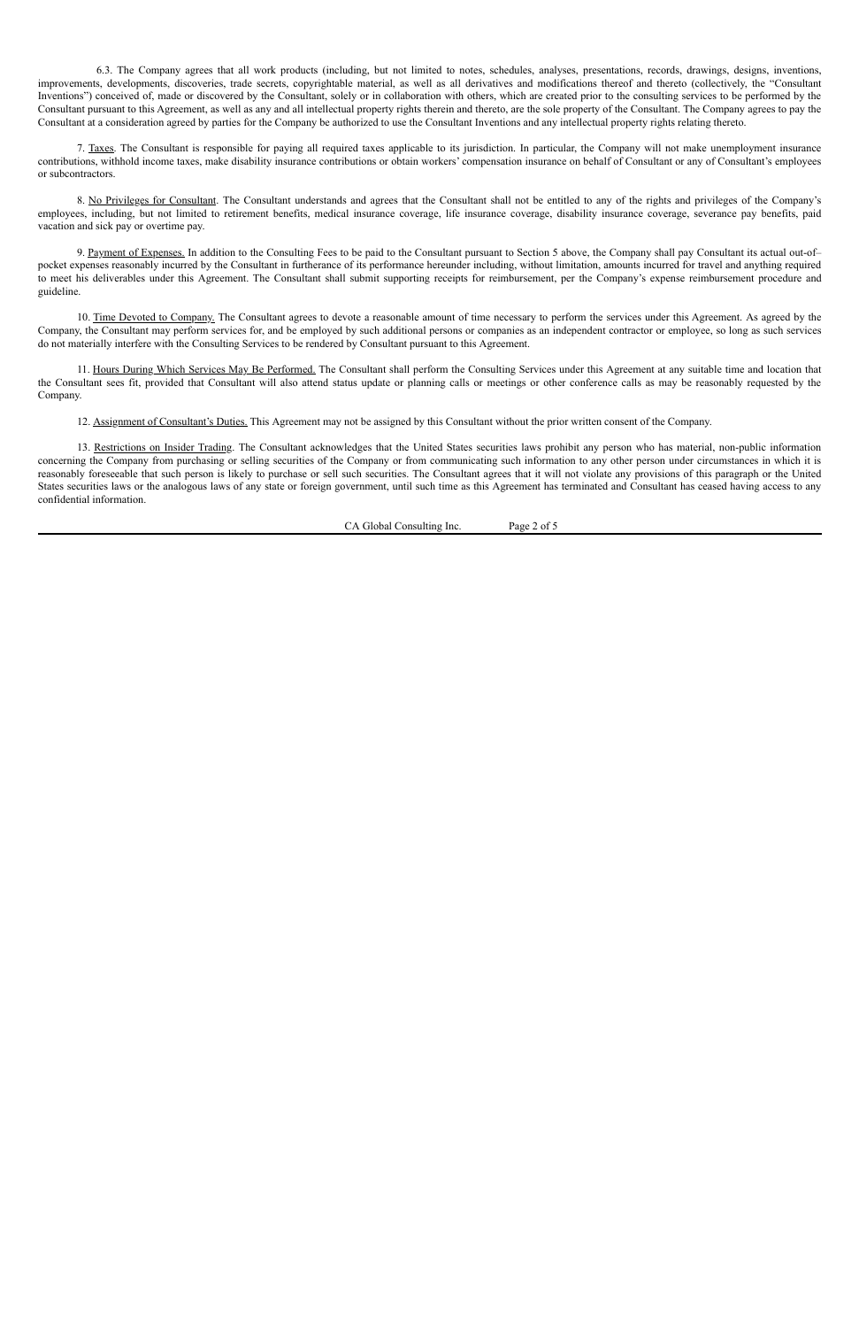6.3. The Company agrees that all work products (including, but not limited to notes, schedules, analyses, presentations, records, drawings, designs, inventions, improvements, developments, discoveries, trade secrets, copyrightable material, as well as all derivatives and modifications thereof and thereto (collectively, the "Consultant Inventions") conceived of, made or discovered by the Consultant, solely or in collaboration with others, which are created prior to the consulting services to be performed by the Consultant pursuant to this Agreement, as well as any and all intellectual property rights therein and thereto, are the sole property of the Consultant. The Company agrees to pay the Consultant at a consideration agreed by parties for the Company be authorized to use the Consultant Inventions and any intellectual property rights relating thereto.

7. Taxes. The Consultant is responsible for paying all required taxes applicable to its jurisdiction. In particular, the Company will not make unemployment insurance contributions, withhold income taxes, make disability insurance contributions or obtain workers' compensation insurance on behalf of Consultant or any of Consultant's employees or subcontractors.

8. No Privileges for Consultant. The Consultant understands and agrees that the Consultant shall not be entitled to any of the rights and privileges of the Company's employees, including, but not limited to retirement benefits, medical insurance coverage, life insurance coverage, disability insurance coverage, severance pay benefits, paid vacation and sick pay or overtime pay.

9. Payment of Expenses. In addition to the Consulting Fees to be paid to the Consultant pursuant to Section 5 above, the Company shall pay Consultant its actual out-of–pocket expenses reasonably incurred by the Consultant in furtherance of its performance hereunder including, without limitation, amounts incurred for travel and anything required to meet his deliverables under this Agreement. The Consultant shall submit supporting receipts for reimbursement, per the Company's expense reimbursement procedure and guideline.

10. Time Devoted to Company. The Consultant agrees to devote a reasonable amount of time necessary to perform the services under this Agreement. As agreed by the Company, the Consultant may perform services for, and be employed by such additional persons or companies as an independent contractor or employee, so long as such services do not materially interfere with the Consulting Services to be rendered by Consultant pursuant to this Agreement.

11. Hours During Which Services May Be Performed. The Consultant shall perform the Consulting Services under this Agreement at any suitable time and location that the Consultant sees fit, provided that Consultant will also attend status update or planning calls or meetings or other conference calls as may be reasonably requested by the Company.

12. Assignment of Consultant's Duties. This Agreement may not be assigned by this Consultant without the prior written consent of the Company.

13. Restrictions on Insider Trading. The Consultant acknowledges that the United States securities laws prohibit any person who has material, non-public information concerning the Company from purchasing or selling securities of the Company or from communicating such information to any other person under circumstances in which it is reasonably foreseeable that such person is likely to purchase or sell such securities. The Consultant agrees that it will not violate any provisions of this paragraph or the United States securities laws or the analogous laws of any state or foreign government, until such time as this Agreement has terminated and Consultant has ceased having access to any confidential information.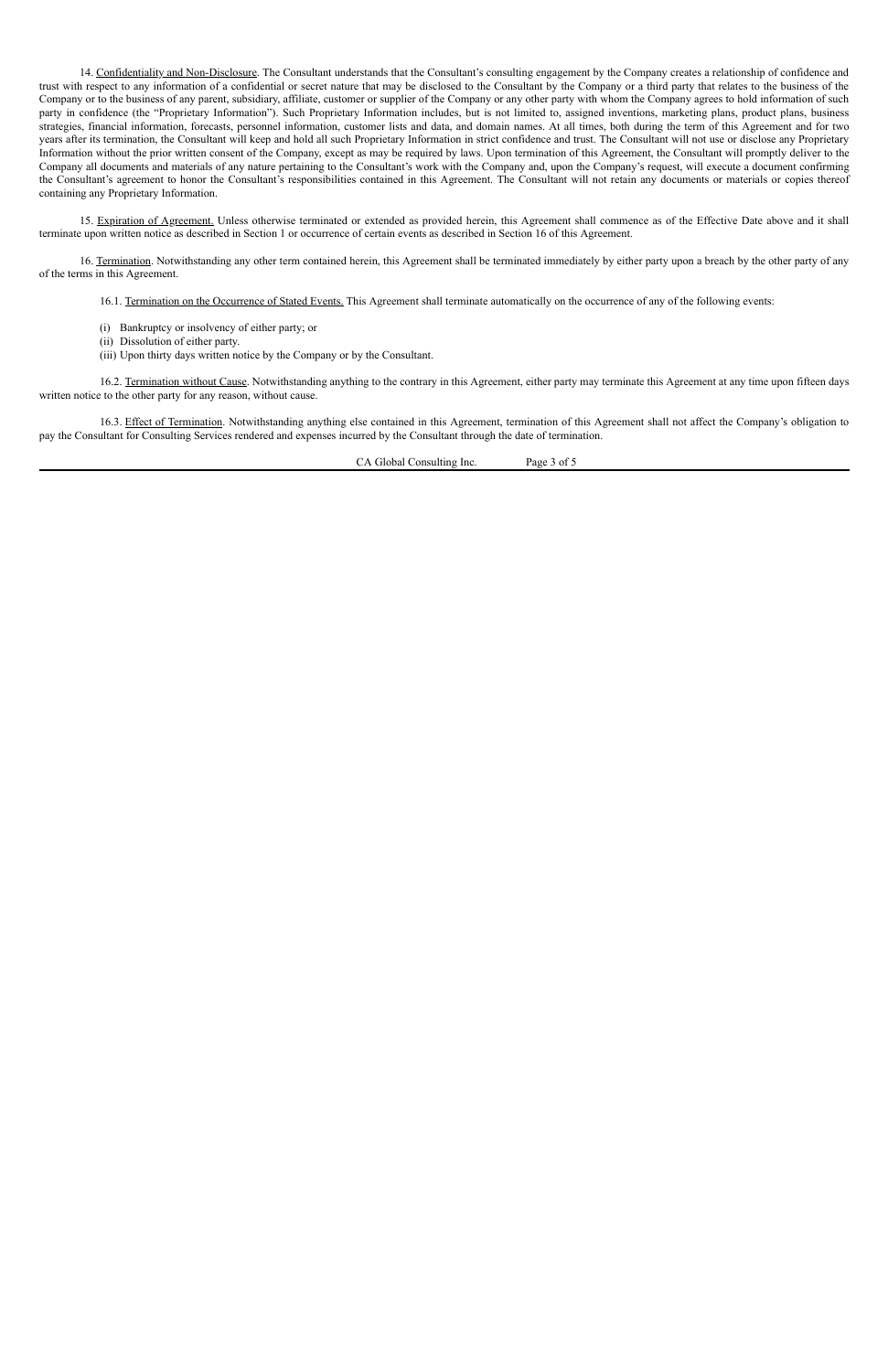14. Confidentiality and Non-Disclosure. The Consultant understands that the Consultant's consulting engagement by the Company creates a relationship of confidence and trust with respect to any information of a confidential or secret nature that may be disclosed to the Consultant by the Company or a third party that relates to the business of the Company or to the business of any parent, subsidiary, affiliate, customer or supplier of the Company or any other party with whom the Company agrees to hold information of such party in confidence (the "Proprietary Information"). Such Proprietary Information includes, but is not limited to, assigned inventions, marketing plans, product plans, business strategies, financial information, forecasts, personnel information, customer lists and data, and domain names. At all times, both during the term of this Agreement and for two years after its termination, the Consultant will keep and hold all such Proprietary Information in strict confidence and trust. The Consultant will not use or disclose any Proprietary Information without the prior written consent of the Company, except as may be required by laws. Upon termination of this Agreement, the Consultant will promptly deliver to the Company all documents and materials of any nature pertaining to the Consultant's work with the Company and, upon the Company's request, will execute a document confirming the Consultant's agreement to honor the Consultant's responsibilities contained in this Agreement. The Consultant will not retain any documents or materials or copies thereof containing any Proprietary Information.

15. Expiration of Agreement. Unless otherwise terminated or extended as provided herein, this Agreement shall commence as of the Effective Date above and it shall terminate upon written notice as described in Section 1 or occurrence of certain events as described in Section 16 of this Agreement.

16. Termination. Notwithstanding any other term contained herein, this Agreement shall be terminated immediately by either party upon a breach by the other party of any of the terms in this Agreement.

16.1. Termination on the Occurrence of Stated Events. This Agreement shall terminate automatically on the occurrence of any of the following events:

(i) Bankruptcy or insolvency of either party; or
(ii) Dissolution of either party.
(iii) Upon thirty days written notice by the Company or by the Consultant.

16.2. Termination without Cause. Notwithstanding anything to the contrary in this Agreement, either party may terminate this Agreement at any time upon fifteen days written notice to the other party for any reason, without cause.

16.3. Effect of Termination. Notwithstanding anything else contained in this Agreement, termination of this Agreement shall not affect the Company's obligation to pay the Consultant for Consulting Services rendered and expenses incurred by the Consultant through the date of termination.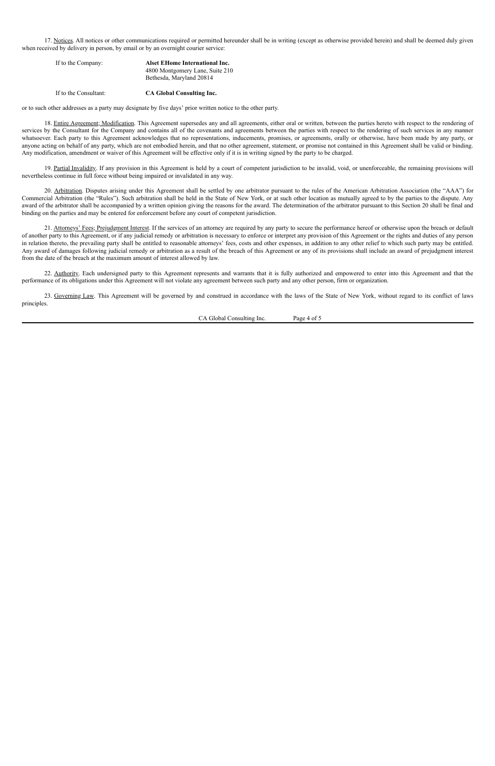17. Notices. All notices or other communications required or permitted hereunder shall be in writing (except as otherwise provided herein) and shall be deemed duly given when received by delivery in person, by email or by an overnight courier service:

| | |
|---|---|
| If to the Company: | **Alset EHome International Inc.**<br>4800 Montgomery Lane, Suite 210<br>Bethesda, Maryland 20814 |
| If to the Consultant: | **CA Global Consulting Inc.** |

or to such other addresses as a party may designate by five days' prior written notice to the other party.

18. Entire Agreement; Modification. This Agreement supersedes any and all agreements, either oral or written, between the parties hereto with respect to the rendering of services by the Consultant for the Company and contains all of the covenants and agreements between the parties with respect to the rendering of such services in any manner whatsoever. Each party to this Agreement acknowledges that no representations, inducements, promises, or agreements, orally or otherwise, have been made by any party, or anyone acting on behalf of any party, which are not embodied herein, and that no other agreement, statement, or promise not contained in this Agreement shall be valid or binding. Any modification, amendment or waiver of this Agreement will be effective only if it is in writing signed by the party to be charged.

19. Partial Invalidity. If any provision in this Agreement is held by a court of competent jurisdiction to be invalid, void, or unenforceable, the remaining provisions will nevertheless continue in full force without being impaired or invalidated in any way.

20. Arbitration. Disputes arising under this Agreement shall be settled by one arbitrator pursuant to the rules of the American Arbitration Association (the "AAA") for Commercial Arbitration (the "Rules"). Such arbitration shall be held in the State of New York, or at such other location as mutually agreed to by the parties to the dispute. Any award of the arbitrator shall be accompanied by a written opinion giving the reasons for the award. The determination of the arbitrator pursuant to this Section 20 shall be final and binding on the parties and may be entered for enforcement before any court of competent jurisdiction.

21. Attorneys' Fees; Prejudgment Interest. If the services of an attorney are required by any party to secure the performance hereof or otherwise upon the breach or default of another party to this Agreement, or if any judicial remedy or arbitration is necessary to enforce or interpret any provision of this Agreement or the rights and duties of any person in relation thereto, the prevailing party shall be entitled to reasonable attorneys' fees, costs and other expenses, in addition to any other relief to which such party may be entitled. Any award of damages following judicial remedy or arbitration as a result of the breach of this Agreement or any of its provisions shall include an award of prejudgment interest from the date of the breach at the maximum amount of interest allowed by law.

22. Authority. Each undersigned party to this Agreement represents and warrants that it is fully authorized and empowered to enter into this Agreement and that the performance of its obligations under this Agreement will not violate any agreement between such party and any other person, firm or organization.

23. Governing Law. This Agreement will be governed by and construed in accordance with the laws of the State of New York, without regard to its conflict of laws principles.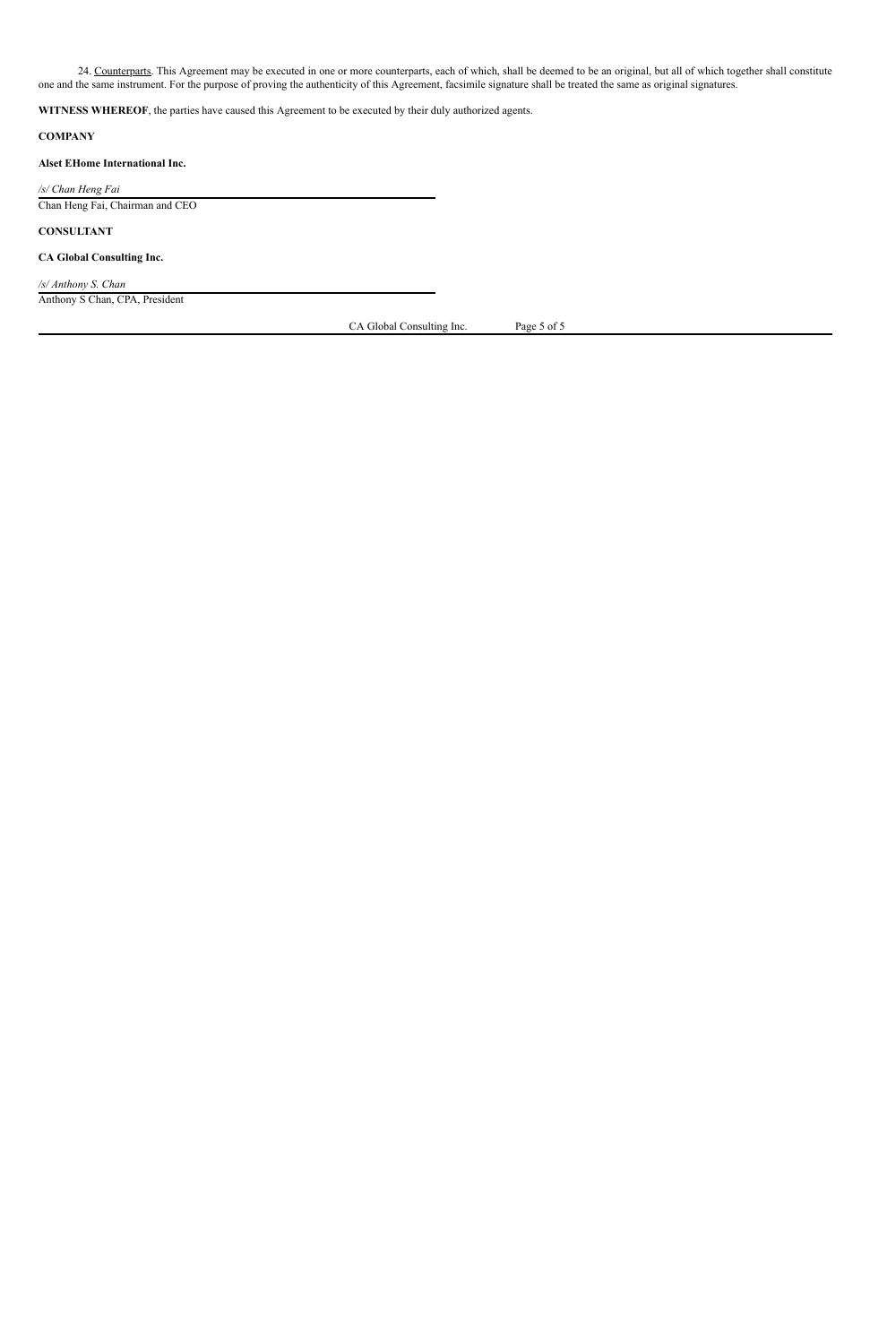24. Counterparts. This Agreement may be executed in one or more counterparts, each of which, shall be deemed to be an original, but all of which together shall constitute one and the same instrument. For the purpose of proving the authenticity of this Agreement, facsimile signature shall be treated the same as original signatures.

**WITNESS WHEREOF**, the parties have caused this Agreement to be executed by their duly authorized agents.

**COMPANY**

**Alset EHome International Inc.**

*/s/ Chan Heng Fai*

Chan Heng Fai, Chairman and CEO

**CONSULTANT**

**CA Global Consulting Inc.**

*/s/ Anthony S. Chan*

Anthony S Chan, CPA, President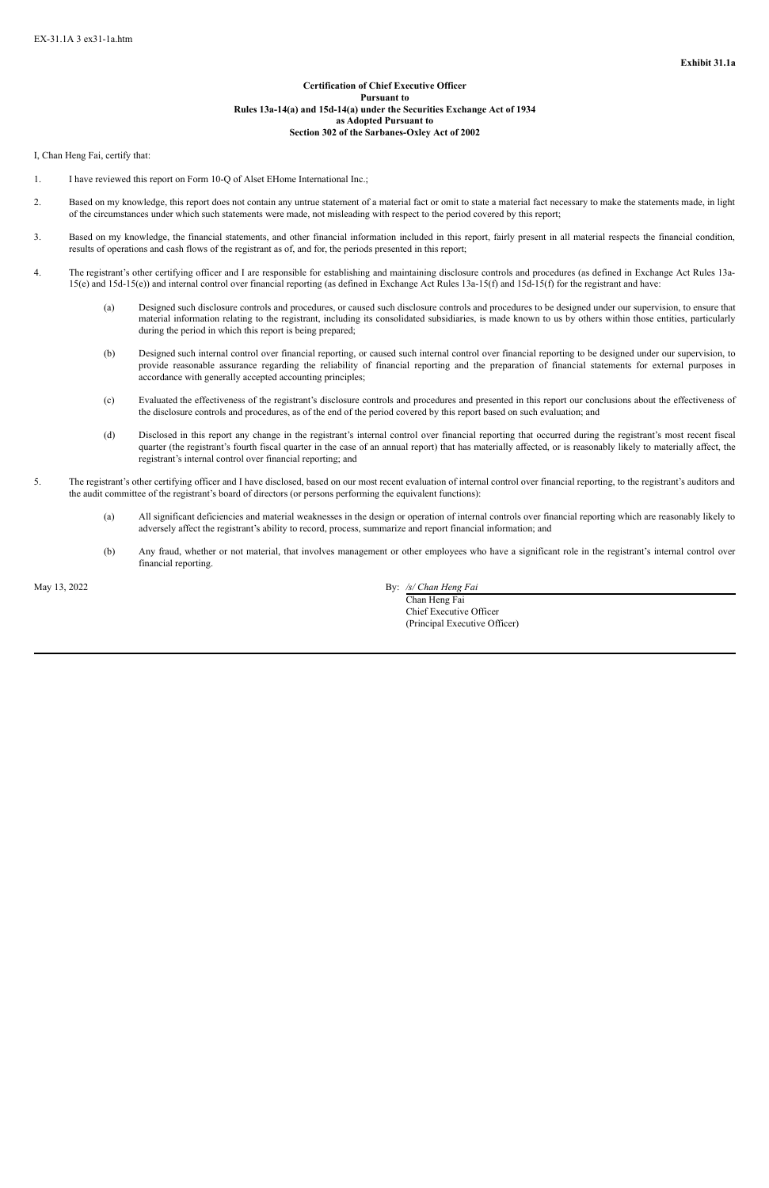EX-31.1A 3 ex31-1a.htm

**Exhibit 31.1a**

**Certification of Chief Executive Officer**
**Pursuant to**
**Rules 13a-14(a) and 15d-14(a) under the Securities Exchange Act of 1934**
**as Adopted Pursuant to**
**Section 302 of the Sarbanes-Oxley Act of 2002**

I, Chan Heng Fai, certify that:

1. I have reviewed this report on Form 10-Q of Alset EHome International Inc.;

2. Based on my knowledge, this report does not contain any untrue statement of a material fact or omit to state a material fact necessary to make the statements made, in light of the circumstances under which such statements were made, not misleading with respect to the period covered by this report;

3. Based on my knowledge, the financial statements, and other financial information included in this report, fairly present in all material respects the financial condition, results of operations and cash flows of the registrant as of, and for, the periods presented in this report;

4. The registrant's other certifying officer and I are responsible for establishing and maintaining disclosure controls and procedures (as defined in Exchange Act Rules 13a-15(e) and 15d-15(e)) and internal control over financial reporting (as defined in Exchange Act Rules 13a-15(f) and 15d-15(f) for the registrant and have:

   (a) Designed such disclosure controls and procedures, or caused such disclosure controls and procedures to be designed under our supervision, to ensure that material information relating to the registrant, including its consolidated subsidiaries, is made known to us by others within those entities, particularly during the period in which this report is being prepared;

   (b) Designed such internal control over financial reporting, or caused such internal control over financial reporting to be designed under our supervision, to provide reasonable assurance regarding the reliability of financial reporting and the preparation of financial statements for external purposes in accordance with generally accepted accounting principles;

   (c) Evaluated the effectiveness of the registrant's disclosure controls and procedures and presented in this report our conclusions about the effectiveness of the disclosure controls and procedures, as of the end of the period covered by this report based on such evaluation; and

   (d) Disclosed in this report any change in the registrant's internal control over financial reporting that occurred during the registrant's most recent fiscal quarter (the registrant's fourth fiscal quarter in the case of an annual report) that has materially affected, or is reasonably likely to materially affect, the registrant's internal control over financial reporting; and

5. The registrant's other certifying officer and I have disclosed, based on our most recent evaluation of internal control over financial reporting, to the registrant's auditors and the audit committee of the registrant's board of directors (or persons performing the equivalent functions):

   (a) All significant deficiencies and material weaknesses in the design or operation of internal controls over financial reporting which are reasonably likely to adversely affect the registrant's ability to record, process, summarize and report financial information; and

   (b) Any fraud, whether or not material, that involves management or other employees who have a significant role in the registrant's internal control over financial reporting.

May 13, 2022

By: */s/ Chan Heng Fai*
Chan Heng Fai
Chief Executive Officer
(Principal Executive Officer)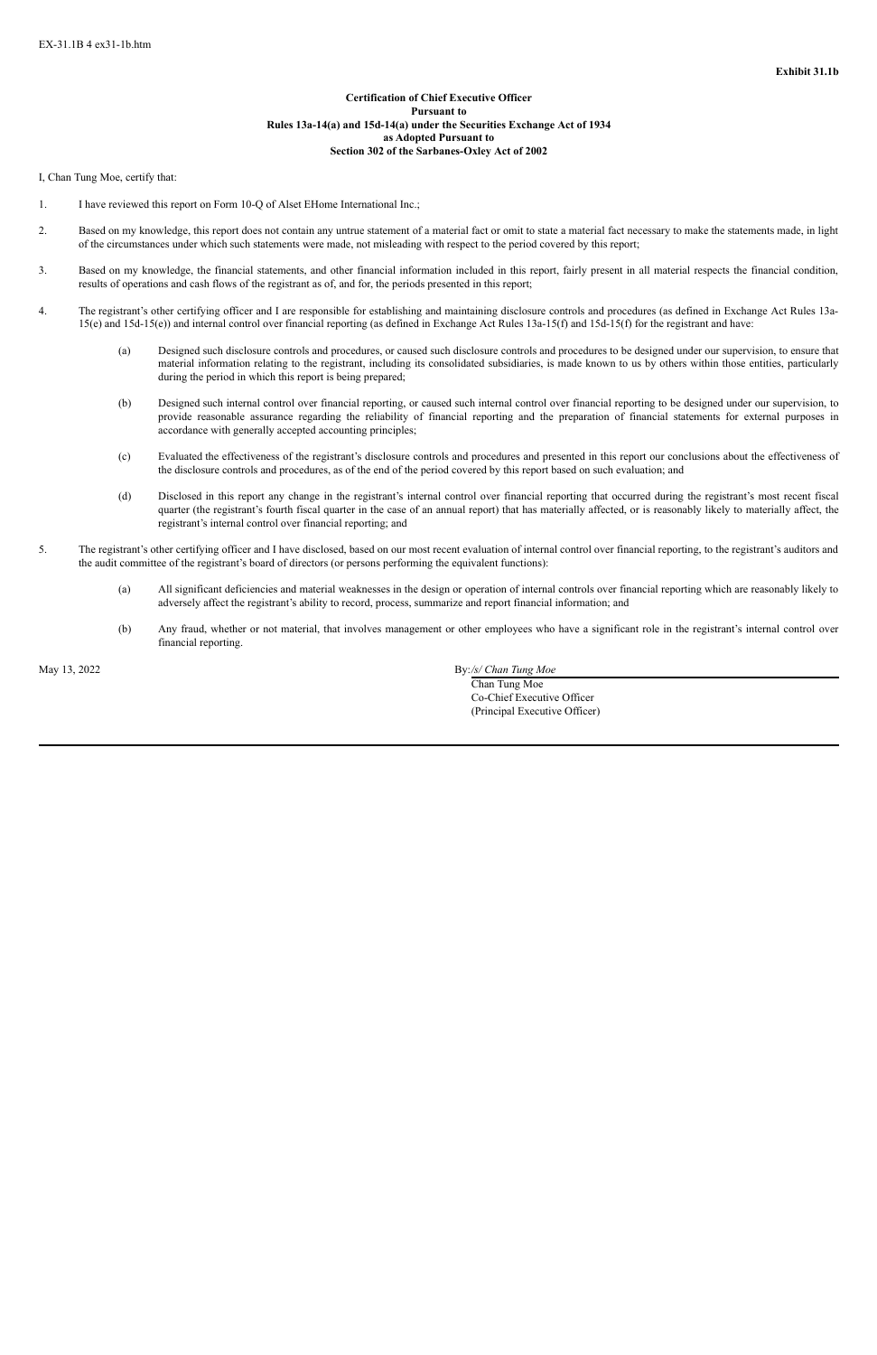EX-31.1B 4 ex31-1b.htm

**Exhibit 31.1b**

**Certification of Chief Executive Officer**
**Pursuant to**
**Rules 13a-14(a) and 15d-14(a) under the Securities Exchange Act of 1934**
**as Adopted Pursuant to**
**Section 302 of the Sarbanes-Oxley Act of 2002**

I, Chan Tung Moe, certify that:

1. I have reviewed this report on Form 10-Q of Alset EHome International Inc.;

2. Based on my knowledge, this report does not contain any untrue statement of a material fact or omit to state a material fact necessary to make the statements made, in light of the circumstances under which such statements were made, not misleading with respect to the period covered by this report;

3. Based on my knowledge, the financial statements, and other financial information included in this report, fairly present in all material respects the financial condition, results of operations and cash flows of the registrant as of, and for, the periods presented in this report;

4. The registrant's other certifying officer and I are responsible for establishing and maintaining disclosure controls and procedures (as defined in Exchange Act Rules 13a-15(e) and 15d-15(e)) and internal control over financial reporting (as defined in Exchange Act Rules 13a-15(f) and 15d-15(f) for the registrant and have:

   (a) Designed such disclosure controls and procedures, or caused such disclosure controls and procedures to be designed under our supervision, to ensure that material information relating to the registrant, including its consolidated subsidiaries, is made known to us by others within those entities, particularly during the period in which this report is being prepared;

   (b) Designed such internal control over financial reporting, or caused such internal control over financial reporting to be designed under our supervision, to provide reasonable assurance regarding the reliability of financial reporting and the preparation of financial statements for external purposes in accordance with generally accepted accounting principles;

   (c) Evaluated the effectiveness of the registrant's disclosure controls and procedures and presented in this report our conclusions about the effectiveness of the disclosure controls and procedures, as of the end of the period covered by this report based on such evaluation; and

   (d) Disclosed in this report any change in the registrant's internal control over financial reporting that occurred during the registrant's most recent fiscal quarter (the registrant's fourth fiscal quarter in the case of an annual report) that has materially affected, or is reasonably likely to materially affect, the registrant's internal control over financial reporting; and

5. The registrant's other certifying officer and I have disclosed, based on our most recent evaluation of internal control over financial reporting, to the registrant's auditors and the audit committee of the registrant's board of directors (or persons performing the equivalent functions):

   (a) All significant deficiencies and material weaknesses in the design or operation of internal controls over financial reporting which are reasonably likely to adversely affect the registrant's ability to record, process, summarize and report financial information; and

   (b) Any fraud, whether or not material, that involves management or other employees who have a significant role in the registrant's internal control over financial reporting.

May 13, 2022

By: */s/ Chan Tung Moe*
Chan Tung Moe
Co-Chief Executive Officer
(Principal Executive Officer)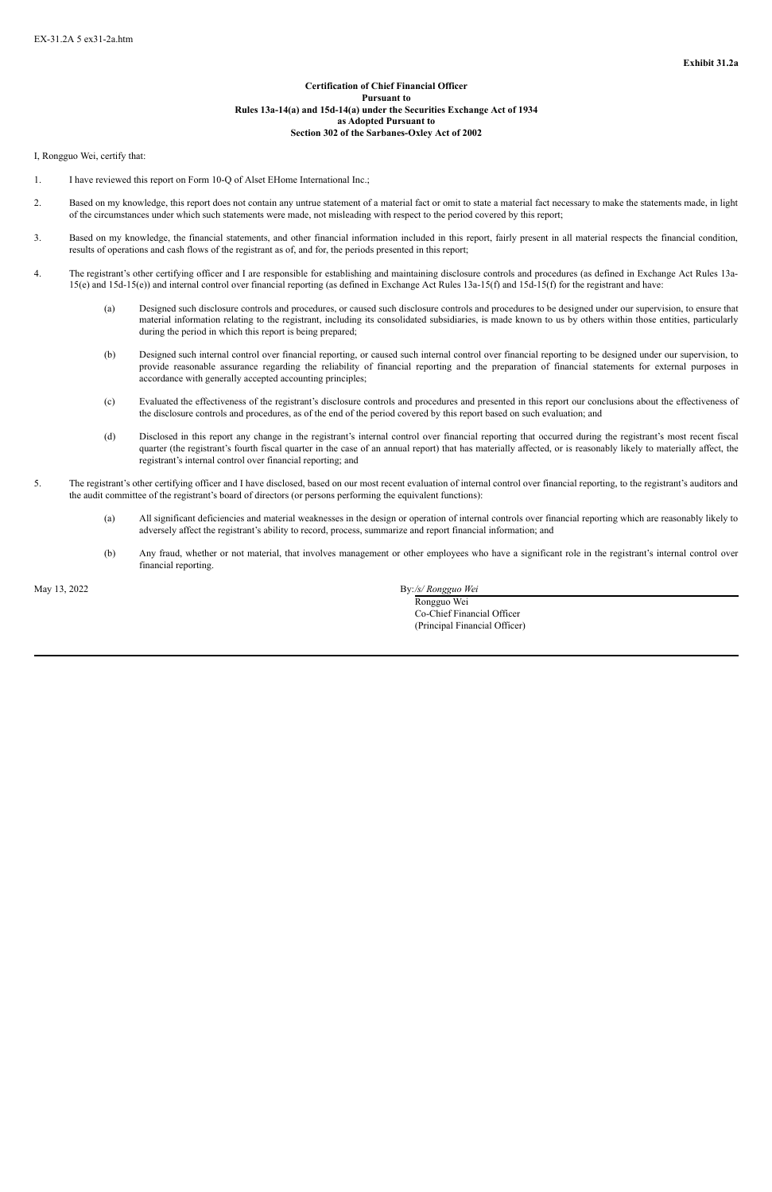EX-31.2A 5 ex31-2a.htm

**Exhibit 31.2a**

**Certification of Chief Financial Officer**
**Pursuant to**
**Rules 13a-14(a) and 15d-14(a) under the Securities Exchange Act of 1934**
**as Adopted Pursuant to**
**Section 302 of the Sarbanes-Oxley Act of 2002**

I, Rongguo Wei, certify that:

1. I have reviewed this report on Form 10-Q of Alset EHome International Inc.;

2. Based on my knowledge, this report does not contain any untrue statement of a material fact or omit to state a material fact necessary to make the statements made, in light of the circumstances under which such statements were made, not misleading with respect to the period covered by this report;

3. Based on my knowledge, the financial statements, and other financial information included in this report, fairly present in all material respects the financial condition, results of operations and cash flows of the registrant as of, and for, the periods presented in this report;

4. The registrant's other certifying officer and I are responsible for establishing and maintaining disclosure controls and procedures (as defined in Exchange Act Rules 13a-15(e) and 15d-15(e)) and internal control over financial reporting (as defined in Exchange Act Rules 13a-15(f) and 15d-15(f) for the registrant and have:

   (a) Designed such disclosure controls and procedures, or caused such disclosure controls and procedures to be designed under our supervision, to ensure that material information relating to the registrant, including its consolidated subsidiaries, is made known to us by others within those entities, particularly during the period in which this report is being prepared;

   (b) Designed such internal control over financial reporting, or caused such internal control over financial reporting to be designed under our supervision, to provide reasonable assurance regarding the reliability of financial reporting and the preparation of financial statements for external purposes in accordance with generally accepted accounting principles;

   (c) Evaluated the effectiveness of the registrant's disclosure controls and procedures and presented in this report our conclusions about the effectiveness of the disclosure controls and procedures, as of the end of the period covered by this report based on such evaluation; and

   (d) Disclosed in this report any change in the registrant's internal control over financial reporting that occurred during the registrant's most recent fiscal quarter (the registrant's fourth fiscal quarter in the case of an annual report) that has materially affected, or is reasonably likely to materially affect, the registrant's internal control over financial reporting; and

5. The registrant's other certifying officer and I have disclosed, based on our most recent evaluation of internal control over financial reporting, to the registrant's auditors and the audit committee of the registrant's board of directors (or persons performing the equivalent functions):

   (a) All significant deficiencies and material weaknesses in the design or operation of internal controls over financial reporting which are reasonably likely to adversely affect the registrant's ability to record, process, summarize and report financial information; and

   (b) Any fraud, whether or not material, that involves management or other employees who have a significant role in the registrant's internal control over financial reporting.

May 13, 2022

By: */s/ Rongguo Wei*
Rongguo Wei
Co-Chief Financial Officer
(Principal Financial Officer)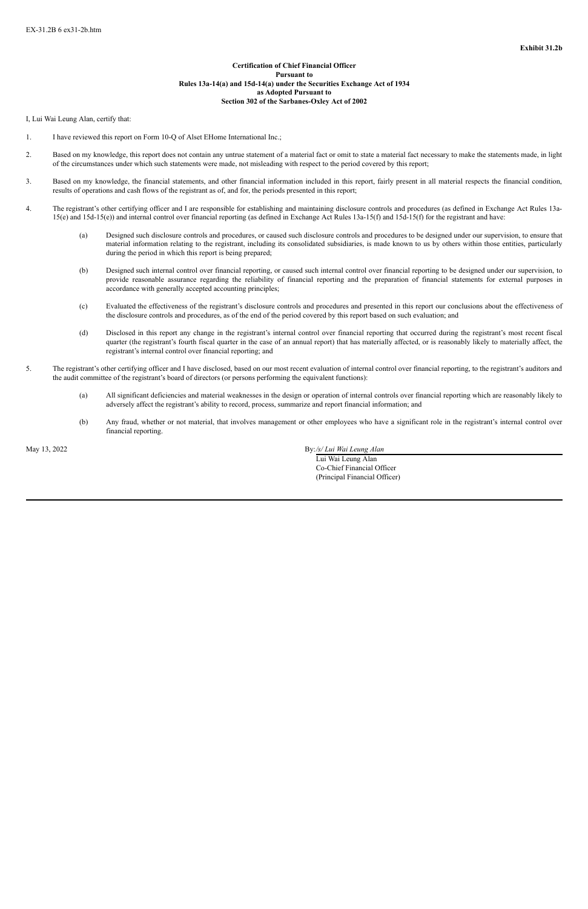EX-31.2B 6 ex31-2b.htm

**Exhibit 31.2b**

**Certification of Chief Financial Officer**
**Pursuant to**
**Rules 13a-14(a) and 15d-14(a) under the Securities Exchange Act of 1934**
**as Adopted Pursuant to**
**Section 302 of the Sarbanes-Oxley Act of 2002**

I, Lui Wai Leung Alan, certify that:

1. I have reviewed this report on Form 10-Q of Alset EHome International Inc.;

2. Based on my knowledge, this report does not contain any untrue statement of a material fact or omit to state a material fact necessary to make the statements made, in light of the circumstances under which such statements were made, not misleading with respect to the period covered by this report;

3. Based on my knowledge, the financial statements, and other financial information included in this report, fairly present in all material respects the financial condition, results of operations and cash flows of the registrant as of, and for, the periods presented in this report;

4. The registrant's other certifying officer and I are responsible for establishing and maintaining disclosure controls and procedures (as defined in Exchange Act Rules 13a-15(e) and 15d-15(e)) and internal control over financial reporting (as defined in Exchange Act Rules 13a-15(f) and 15d-15(f) for the registrant and have:

   (a) Designed such disclosure controls and procedures, or caused such disclosure controls and procedures to be designed under our supervision, to ensure that material information relating to the registrant, including its consolidated subsidiaries, is made known to us by others within those entities, particularly during the period in which this report is being prepared;

   (b) Designed such internal control over financial reporting, or caused such internal control over financial reporting to be designed under our supervision, to provide reasonable assurance regarding the reliability of financial reporting and the preparation of financial statements for external purposes in accordance with generally accepted accounting principles;

   (c) Evaluated the effectiveness of the registrant's disclosure controls and procedures and presented in this report our conclusions about the effectiveness of the disclosure controls and procedures, as of the end of the period covered by this report based on such evaluation; and

   (d) Disclosed in this report any change in the registrant's internal control over financial reporting that occurred during the registrant's most recent fiscal quarter (the registrant's fourth fiscal quarter in the case of an annual report) that has materially affected, or is reasonably likely to materially affect, the registrant's internal control over financial reporting; and

5. The registrant's other certifying officer and I have disclosed, based on our most recent evaluation of internal control over financial reporting, to the registrant's auditors and the audit committee of the registrant's board of directors (or persons performing the equivalent functions):

   (a) All significant deficiencies and material weaknesses in the design or operation of internal controls over financial reporting which are reasonably likely to adversely affect the registrant's ability to record, process, summarize and report financial information; and

   (b) Any fraud, whether or not material, that involves management or other employees who have a significant role in the registrant's internal control over financial reporting.

May 13, 2022

By: */s/ Lui Wai Leung Alan*
Lui Wai Leung Alan
Co-Chief Financial Officer
(Principal Financial Officer)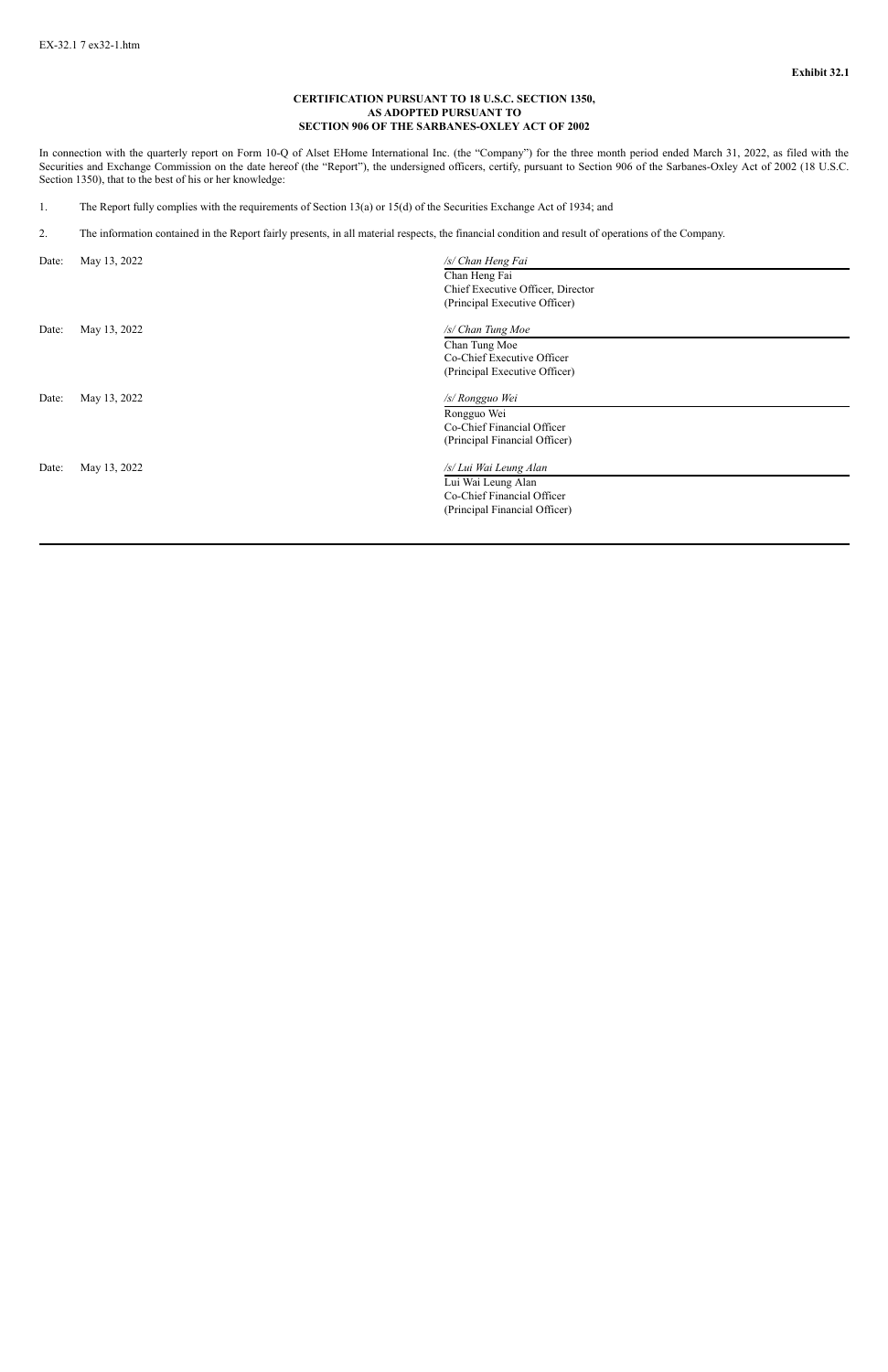EX-32.1 7 ex32-1.htm

**Exhibit 32.1**

**CERTIFICATION PURSUANT TO 18 U.S.C. SECTION 1350,**
**AS ADOPTED PURSUANT TO**
**SECTION 906 OF THE SARBANES-OXLEY ACT OF 2002**

In connection with the quarterly report on Form 10-Q of Alset EHome International Inc. (the "Company") for the three month period ended March 31, 2022, as filed with the Securities and Exchange Commission on the date hereof (the "Report"), the undersigned officers, certify, pursuant to Section 906 of the Sarbanes-Oxley Act of 2002 (18 U.S.C. Section 1350), that to the best of his or her knowledge:

1. The Report fully complies with the requirements of Section 13(a) or 15(d) of the Securities Exchange Act of 1934; and

2. The information contained in the Report fairly presents, in all material respects, the financial condition and result of operations of the Company.

| | |
|---|---|
| Date: May 13, 2022 | */s/ Chan Heng Fai*<br>Chan Heng Fai<br>Chief Executive Officer, Director<br>(Principal Executive Officer) |
| Date: May 13, 2022 | */s/ Chan Tung Moe*<br>Chan Tung Moe<br>Co-Chief Executive Officer<br>(Principal Executive Officer) |
| Date: May 13, 2022 | */s/ Rongguo Wei*<br>Rongguo Wei<br>Co-Chief Financial Officer<br>(Principal Financial Officer) |
| Date: May 13, 2022 | */s/ Lui Wai Leung Alan*<br>Lui Wai Leung Alan<br>Co-Chief Financial Officer<br>(Principal Financial Officer) |